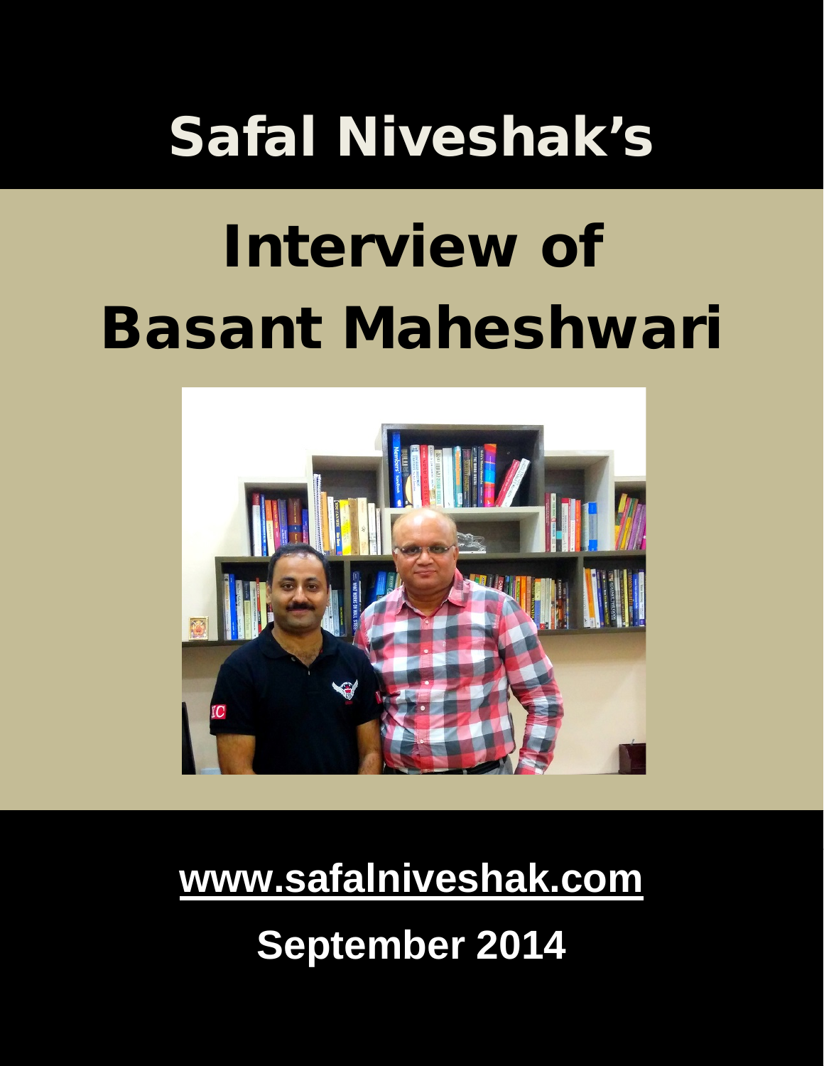# Safal Niveshak's

# Interview of Basant Maheshwari

**www.safalniveshak.com**

**September 2014**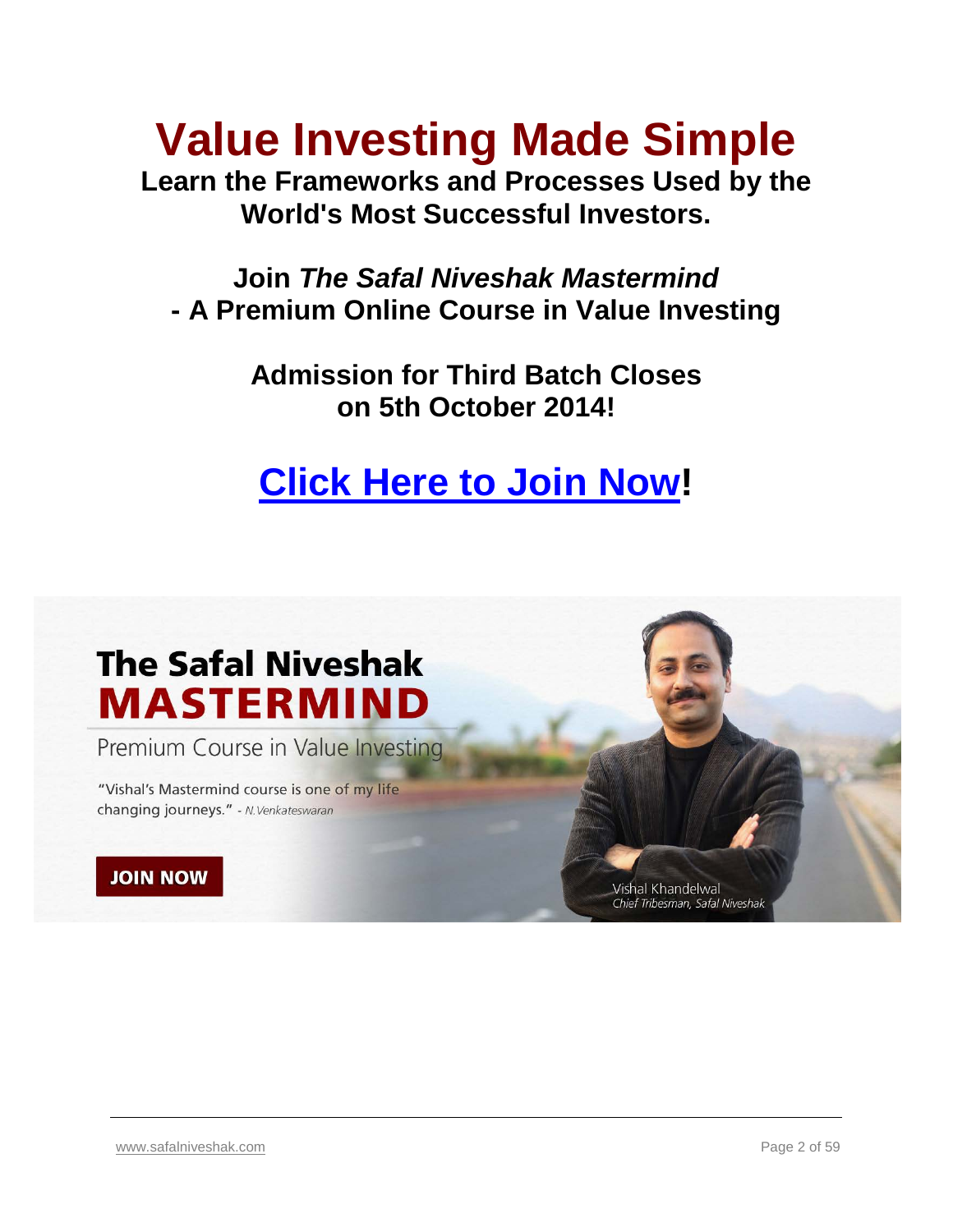# Value Investing Made Simple

**Learn the Frameworks and Processes Used by the World's Most Successful Investors.**

**Join *The Safal Niveshak Mastermind* - A Premium Online Course in Value Investing**

**Admission for Third Batch Closes on 5th October 2014!**

## [Click Here to Join Now]!

**The Safal Niveshak MASTERMIND**

Premium Course in Value Investing

"Vishal's Mastermind course is one of my life changing journeys." - *N.Venkateswaran*

**JOIN NOW**

Vishal Khandelwal
*Chief Tribesman, Safal Niveshak*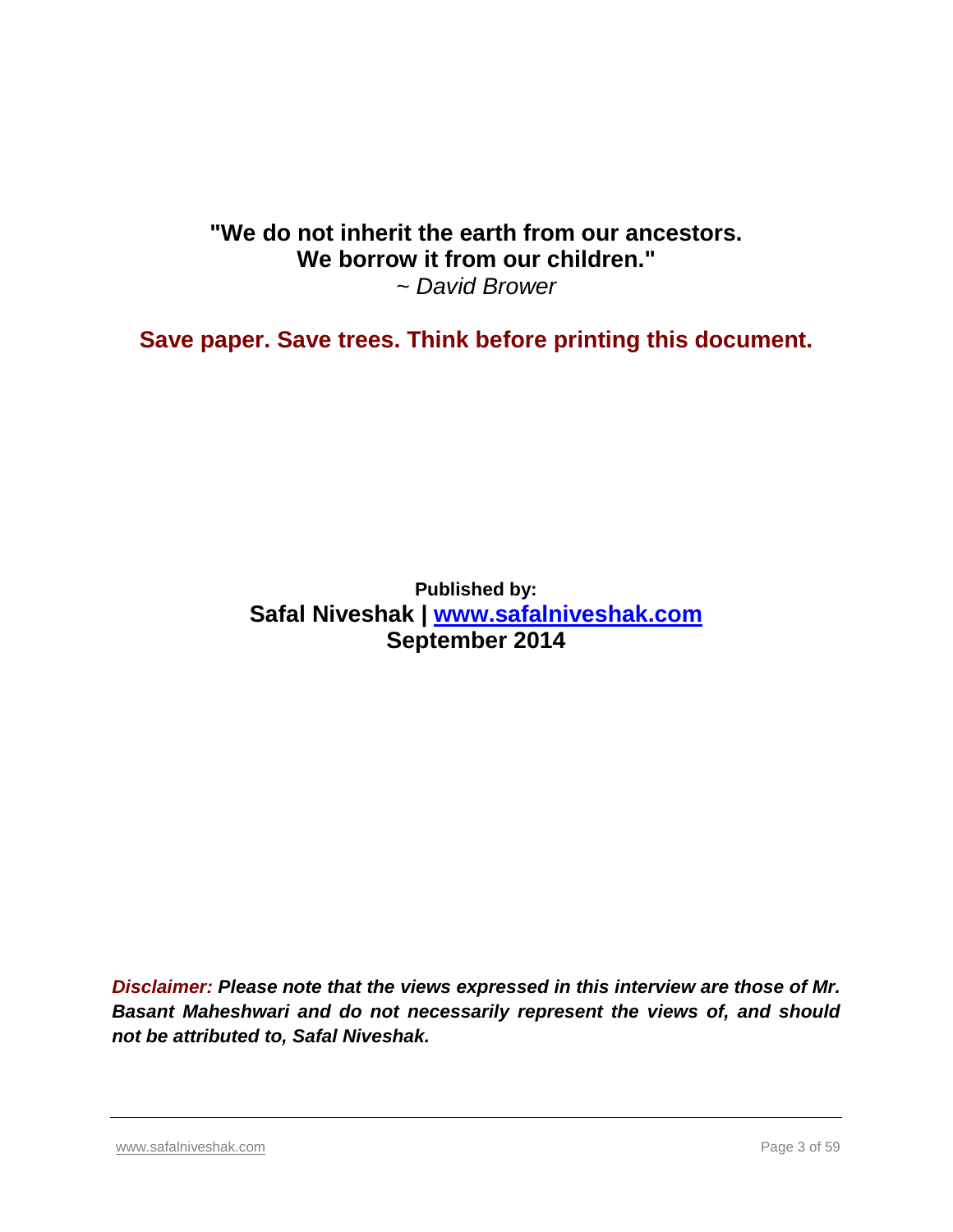**"We do not inherit the earth from our ancestors.**
**We borrow it from our children."**
*~ David Brower*

**Save paper. Save trees. Think before printing this document.**

**Published by:**
**Safal Niveshak | [www.safalniveshak.com](http://www.safalniveshak.com)**
**September 2014**

***Disclaimer:* Please note that the views expressed in this interview are those of Mr. Basant Maheshwari and do not necessarily represent the views of, and should not be attributed to, Safal Niveshak.**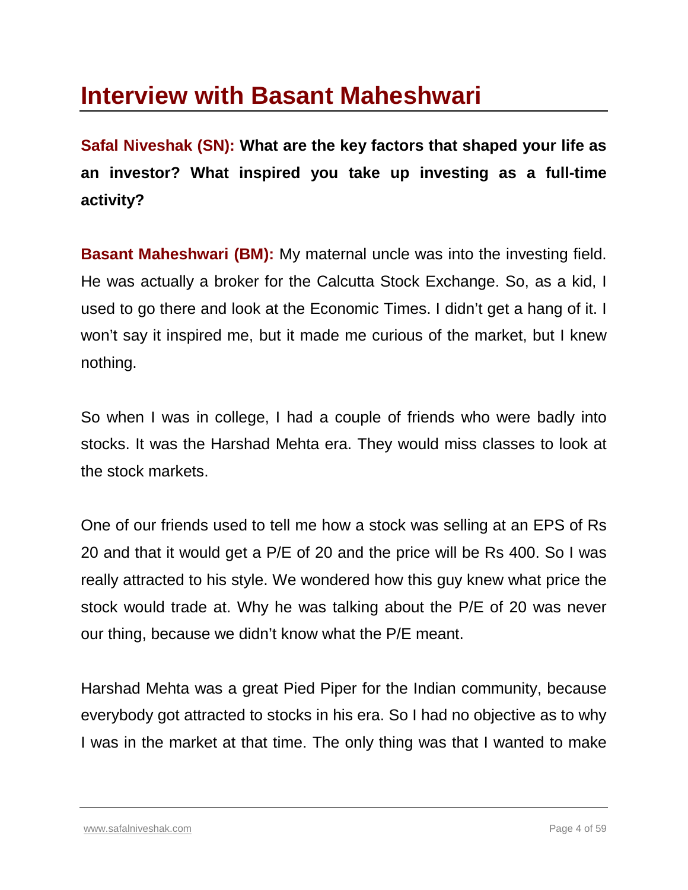# Interview with Basant Maheshwari

**Safal Niveshak (SN): What are the key factors that shaped your life as an investor? What inspired you take up investing as a full-time activity?**

**Basant Maheshwari (BM):** My maternal uncle was into the investing field. He was actually a broker for the Calcutta Stock Exchange. So, as a kid, I used to go there and look at the Economic Times. I didn't get a hang of it. I won't say it inspired me, but it made me curious of the market, but I knew nothing.

So when I was in college, I had a couple of friends who were badly into stocks. It was the Harshad Mehta era. They would miss classes to look at the stock markets.

One of our friends used to tell me how a stock was selling at an EPS of Rs 20 and that it would get a P/E of 20 and the price will be Rs 400. So I was really attracted to his style. We wondered how this guy knew what price the stock would trade at. Why he was talking about the P/E of 20 was never our thing, because we didn't know what the P/E meant.

Harshad Mehta was a great Pied Piper for the Indian community, because everybody got attracted to stocks in his era. So I had no objective as to why I was in the market at that time. The only thing was that I wanted to make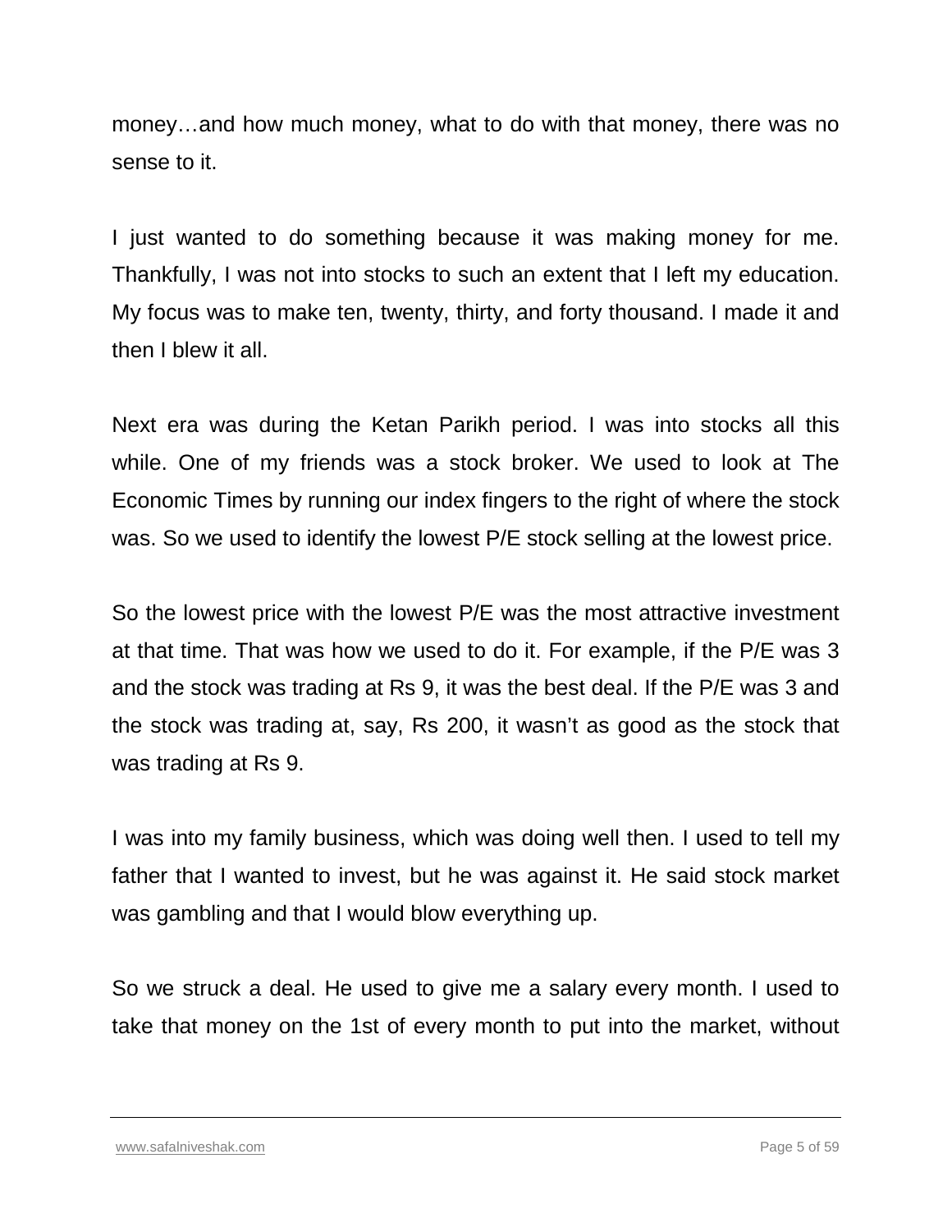money…and how much money, what to do with that money, there was no sense to it.

I just wanted to do something because it was making money for me. Thankfully, I was not into stocks to such an extent that I left my education. My focus was to make ten, twenty, thirty, and forty thousand. I made it and then I blew it all.

Next era was during the Ketan Parikh period. I was into stocks all this while. One of my friends was a stock broker. We used to look at The Economic Times by running our index fingers to the right of where the stock was. So we used to identify the lowest P/E stock selling at the lowest price.

So the lowest price with the lowest P/E was the most attractive investment at that time. That was how we used to do it. For example, if the P/E was 3 and the stock was trading at Rs 9, it was the best deal. If the P/E was 3 and the stock was trading at, say, Rs 200, it wasn't as good as the stock that was trading at Rs 9.

I was into my family business, which was doing well then. I used to tell my father that I wanted to invest, but he was against it. He said stock market was gambling and that I would blow everything up.

So we struck a deal. He used to give me a salary every month. I used to take that money on the 1st of every month to put into the market, without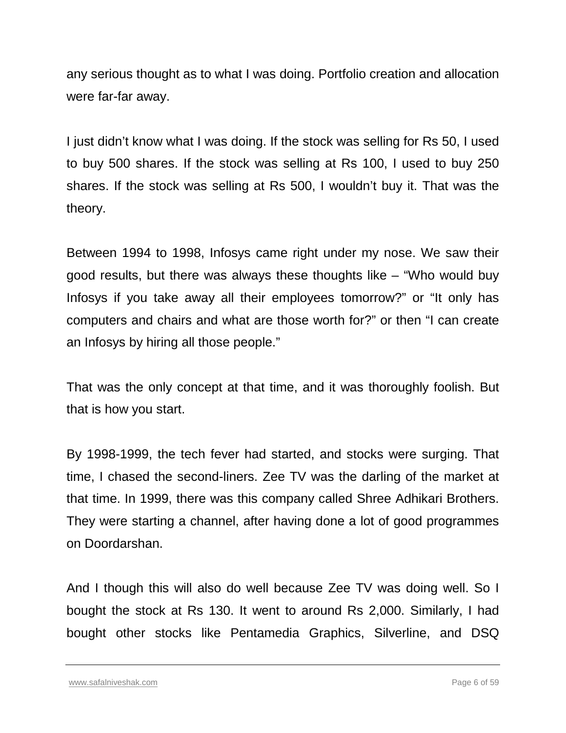any serious thought as to what I was doing. Portfolio creation and allocation were far-far away.

I just didn’t know what I was doing. If the stock was selling for Rs 50, I used to buy 500 shares. If the stock was selling at Rs 100, I used to buy 250 shares. If the stock was selling at Rs 500, I wouldn’t buy it. That was the theory.

Between 1994 to 1998, Infosys came right under my nose. We saw their good results, but there was always these thoughts like – “Who would buy Infosys if you take away all their employees tomorrow?” or “It only has computers and chairs and what are those worth for?” or then “I can create an Infosys by hiring all those people.”

That was the only concept at that time, and it was thoroughly foolish. But that is how you start.

By 1998-1999, the tech fever had started, and stocks were surging. That time, I chased the second-liners. Zee TV was the darling of the market at that time. In 1999, there was this company called Shree Adhikari Brothers. They were starting a channel, after having done a lot of good programmes on Doordarshan.

And I though this will also do well because Zee TV was doing well. So I bought the stock at Rs 130. It went to around Rs 2,000. Similarly, I had bought other stocks like Pentamedia Graphics, Silverline, and DSQ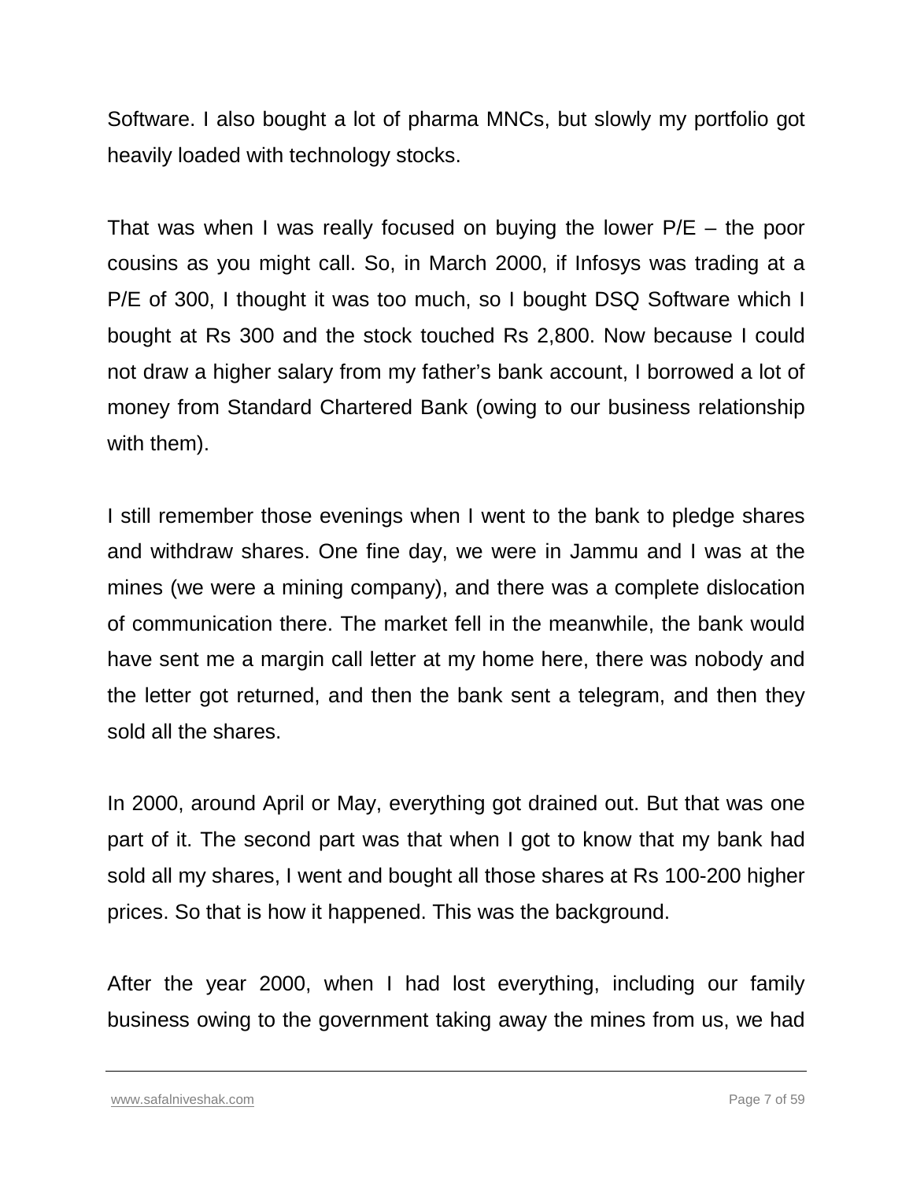Software. I also bought a lot of pharma MNCs, but slowly my portfolio got heavily loaded with technology stocks.

That was when I was really focused on buying the lower P/E – the poor cousins as you might call. So, in March 2000, if Infosys was trading at a P/E of 300, I thought it was too much, so I bought DSQ Software which I bought at Rs 300 and the stock touched Rs 2,800. Now because I could not draw a higher salary from my father's bank account, I borrowed a lot of money from Standard Chartered Bank (owing to our business relationship with them).

I still remember those evenings when I went to the bank to pledge shares and withdraw shares. One fine day, we were in Jammu and I was at the mines (we were a mining company), and there was a complete dislocation of communication there. The market fell in the meanwhile, the bank would have sent me a margin call letter at my home here, there was nobody and the letter got returned, and then the bank sent a telegram, and then they sold all the shares.

In 2000, around April or May, everything got drained out. But that was one part of it. The second part was that when I got to know that my bank had sold all my shares, I went and bought all those shares at Rs 100-200 higher prices. So that is how it happened. This was the background.

After the year 2000, when I had lost everything, including our family business owing to the government taking away the mines from us, we had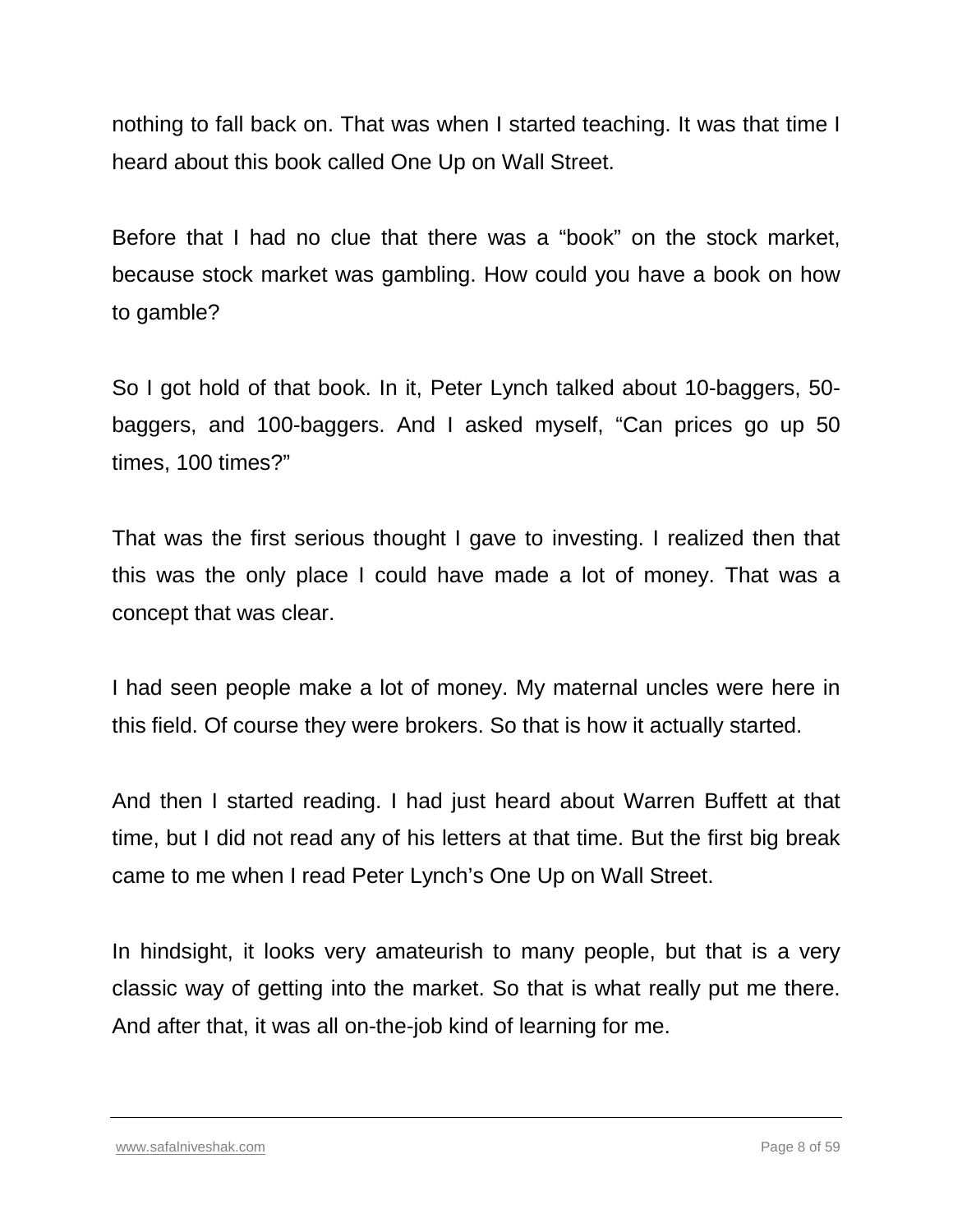nothing to fall back on. That was when I started teaching. It was that time I heard about this book called One Up on Wall Street.

Before that I had no clue that there was a "book" on the stock market, because stock market was gambling. How could you have a book on how to gamble?

So I got hold of that book. In it, Peter Lynch talked about 10-baggers, 50-baggers, and 100-baggers. And I asked myself, "Can prices go up 50 times, 100 times?"

That was the first serious thought I gave to investing. I realized then that this was the only place I could have made a lot of money. That was a concept that was clear.

I had seen people make a lot of money. My maternal uncles were here in this field. Of course they were brokers. So that is how it actually started.

And then I started reading. I had just heard about Warren Buffett at that time, but I did not read any of his letters at that time. But the first big break came to me when I read Peter Lynch's One Up on Wall Street.

In hindsight, it looks very amateurish to many people, but that is a very classic way of getting into the market. So that is what really put me there. And after that, it was all on-the-job kind of learning for me.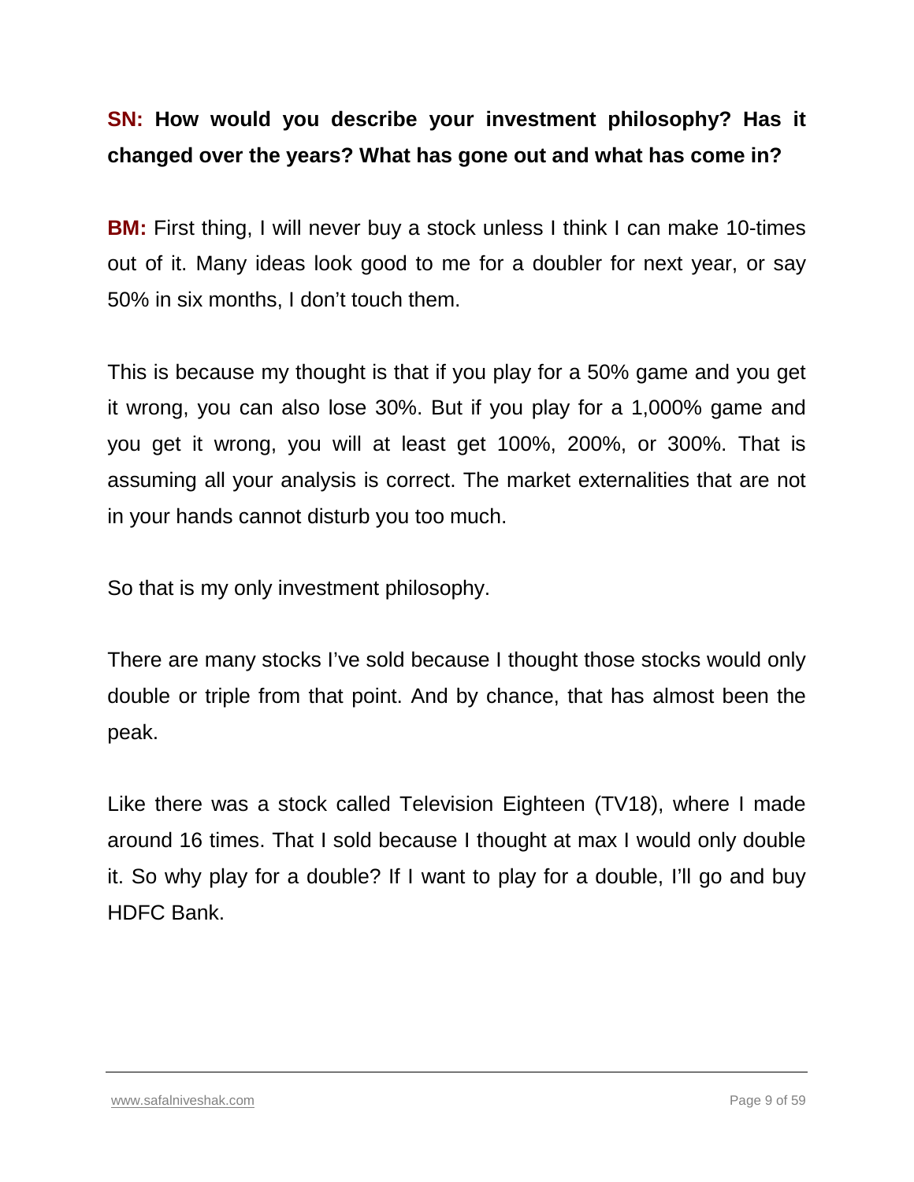**SN: How would you describe your investment philosophy? Has it changed over the years? What has gone out and what has come in?**

**BM:** First thing, I will never buy a stock unless I think I can make 10-times out of it. Many ideas look good to me for a doubler for next year, or say 50% in six months, I don't touch them.

This is because my thought is that if you play for a 50% game and you get it wrong, you can also lose 30%. But if you play for a 1,000% game and you get it wrong, you will at least get 100%, 200%, or 300%. That is assuming all your analysis is correct. The market externalities that are not in your hands cannot disturb you too much.

So that is my only investment philosophy.

There are many stocks I've sold because I thought those stocks would only double or triple from that point. And by chance, that has almost been the peak.

Like there was a stock called Television Eighteen (TV18), where I made around 16 times. That I sold because I thought at max I would only double it. So why play for a double? If I want to play for a double, I'll go and buy HDFC Bank.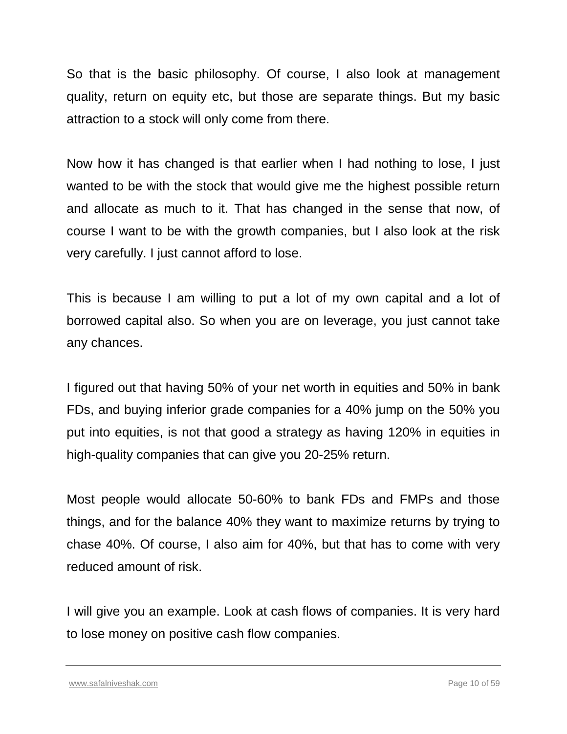So that is the basic philosophy. Of course, I also look at management quality, return on equity etc, but those are separate things. But my basic attraction to a stock will only come from there.

Now how it has changed is that earlier when I had nothing to lose, I just wanted to be with the stock that would give me the highest possible return and allocate as much to it. That has changed in the sense that now, of course I want to be with the growth companies, but I also look at the risk very carefully. I just cannot afford to lose.

This is because I am willing to put a lot of my own capital and a lot of borrowed capital also. So when you are on leverage, you just cannot take any chances.

I figured out that having 50% of your net worth in equities and 50% in bank FDs, and buying inferior grade companies for a 40% jump on the 50% you put into equities, is not that good a strategy as having 120% in equities in high-quality companies that can give you 20-25% return.

Most people would allocate 50-60% to bank FDs and FMPs and those things, and for the balance 40% they want to maximize returns by trying to chase 40%. Of course, I also aim for 40%, but that has to come with very reduced amount of risk.

I will give you an example. Look at cash flows of companies. It is very hard to lose money on positive cash flow companies.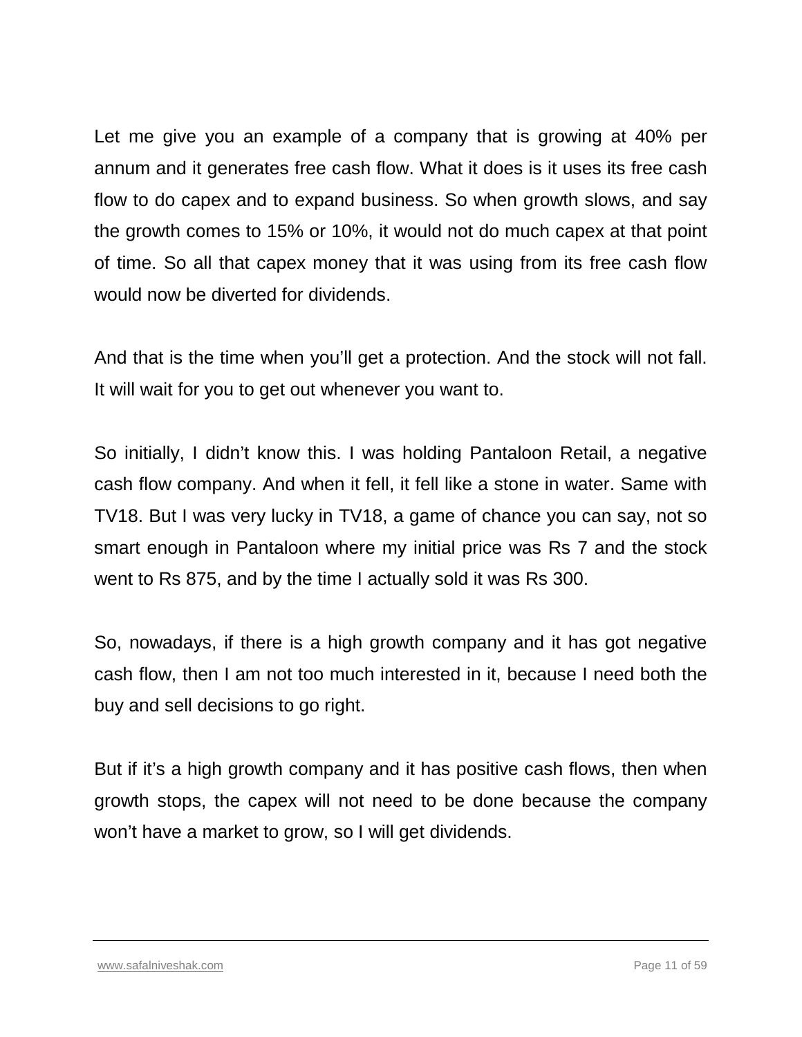Let me give you an example of a company that is growing at 40% per annum and it generates free cash flow. What it does is it uses its free cash flow to do capex and to expand business. So when growth slows, and say the growth comes to 15% or 10%, it would not do much capex at that point of time. So all that capex money that it was using from its free cash flow would now be diverted for dividends.

And that is the time when you'll get a protection. And the stock will not fall. It will wait for you to get out whenever you want to.

So initially, I didn't know this. I was holding Pantaloon Retail, a negative cash flow company. And when it fell, it fell like a stone in water. Same with TV18. But I was very lucky in TV18, a game of chance you can say, not so smart enough in Pantaloon where my initial price was Rs 7 and the stock went to Rs 875, and by the time I actually sold it was Rs 300.

So, nowadays, if there is a high growth company and it has got negative cash flow, then I am not too much interested in it, because I need both the buy and sell decisions to go right.

But if it's a high growth company and it has positive cash flows, then when growth stops, the capex will not need to be done because the company won't have a market to grow, so I will get dividends.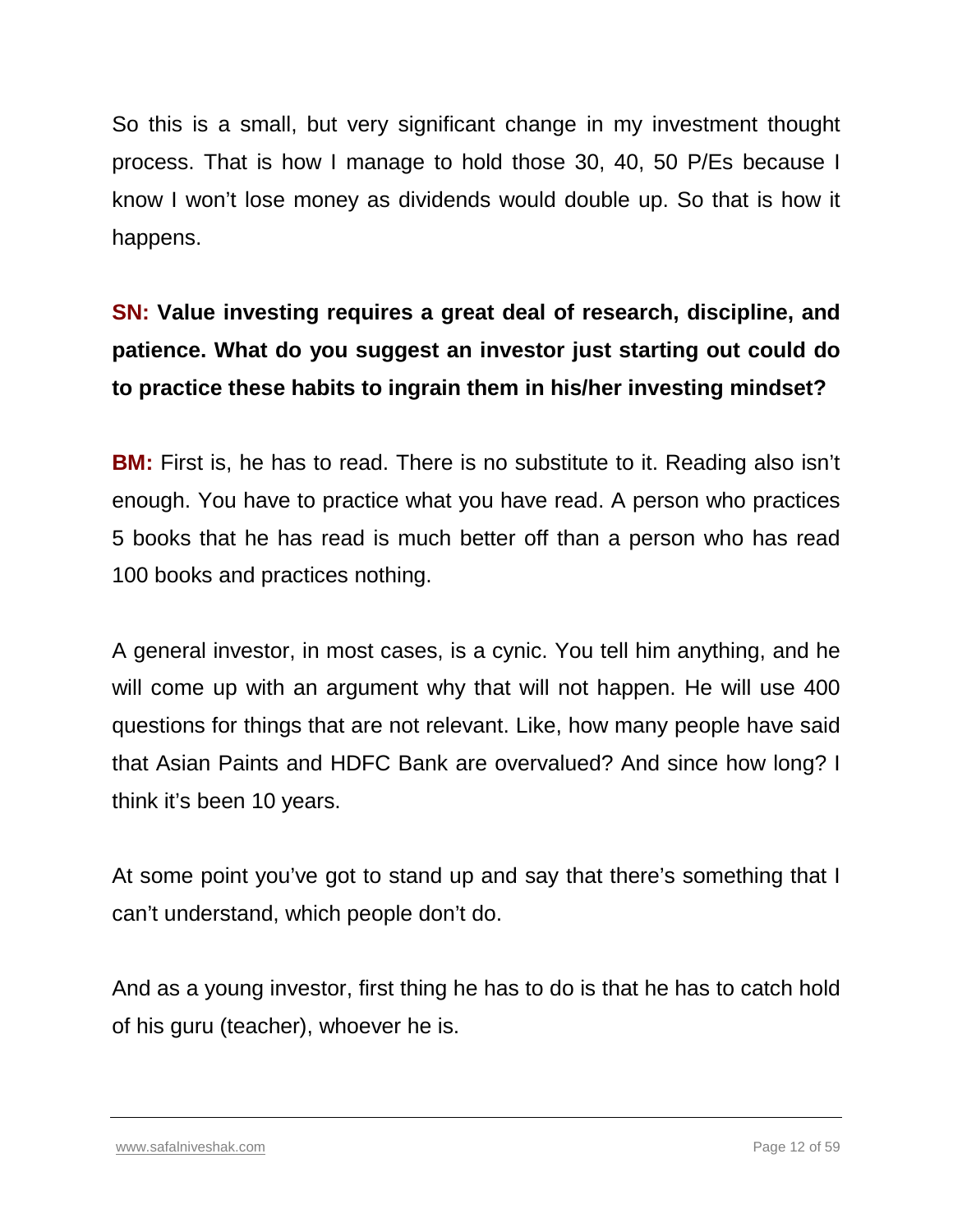So this is a small, but very significant change in my investment thought process. That is how I manage to hold those 30, 40, 50 P/Es because I know I won't lose money as dividends would double up. So that is how it happens.

**SN: Value investing requires a great deal of research, discipline, and patience. What do you suggest an investor just starting out could do to practice these habits to ingrain them in his/her investing mindset?**

**BM:** First is, he has to read. There is no substitute to it. Reading also isn't enough. You have to practice what you have read. A person who practices 5 books that he has read is much better off than a person who has read 100 books and practices nothing.

A general investor, in most cases, is a cynic. You tell him anything, and he will come up with an argument why that will not happen. He will use 400 questions for things that are not relevant. Like, how many people have said that Asian Paints and HDFC Bank are overvalued? And since how long? I think it's been 10 years.

At some point you've got to stand up and say that there's something that I can't understand, which people don't do.

And as a young investor, first thing he has to do is that he has to catch hold of his guru (teacher), whoever he is.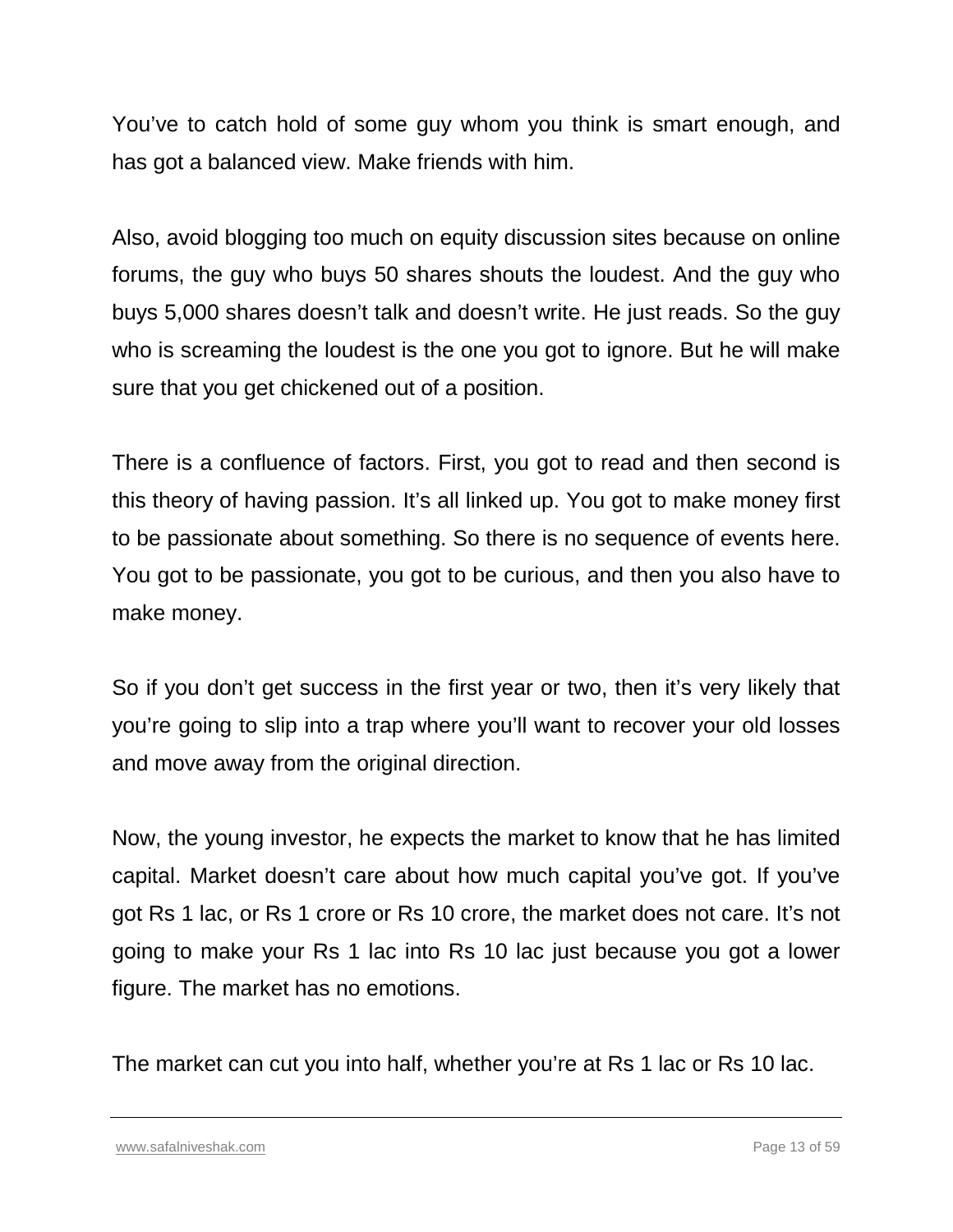You've to catch hold of some guy whom you think is smart enough, and has got a balanced view. Make friends with him.

Also, avoid blogging too much on equity discussion sites because on online forums, the guy who buys 50 shares shouts the loudest. And the guy who buys 5,000 shares doesn't talk and doesn't write. He just reads. So the guy who is screaming the loudest is the one you got to ignore. But he will make sure that you get chickened out of a position.

There is a confluence of factors. First, you got to read and then second is this theory of having passion. It's all linked up. You got to make money first to be passionate about something. So there is no sequence of events here. You got to be passionate, you got to be curious, and then you also have to make money.

So if you don't get success in the first year or two, then it's very likely that you're going to slip into a trap where you'll want to recover your old losses and move away from the original direction.

Now, the young investor, he expects the market to know that he has limited capital. Market doesn't care about how much capital you've got. If you've got Rs 1 lac, or Rs 1 crore or Rs 10 crore, the market does not care. It's not going to make your Rs 1 lac into Rs 10 lac just because you got a lower figure. The market has no emotions.

The market can cut you into half, whether you're at Rs 1 lac or Rs 10 lac.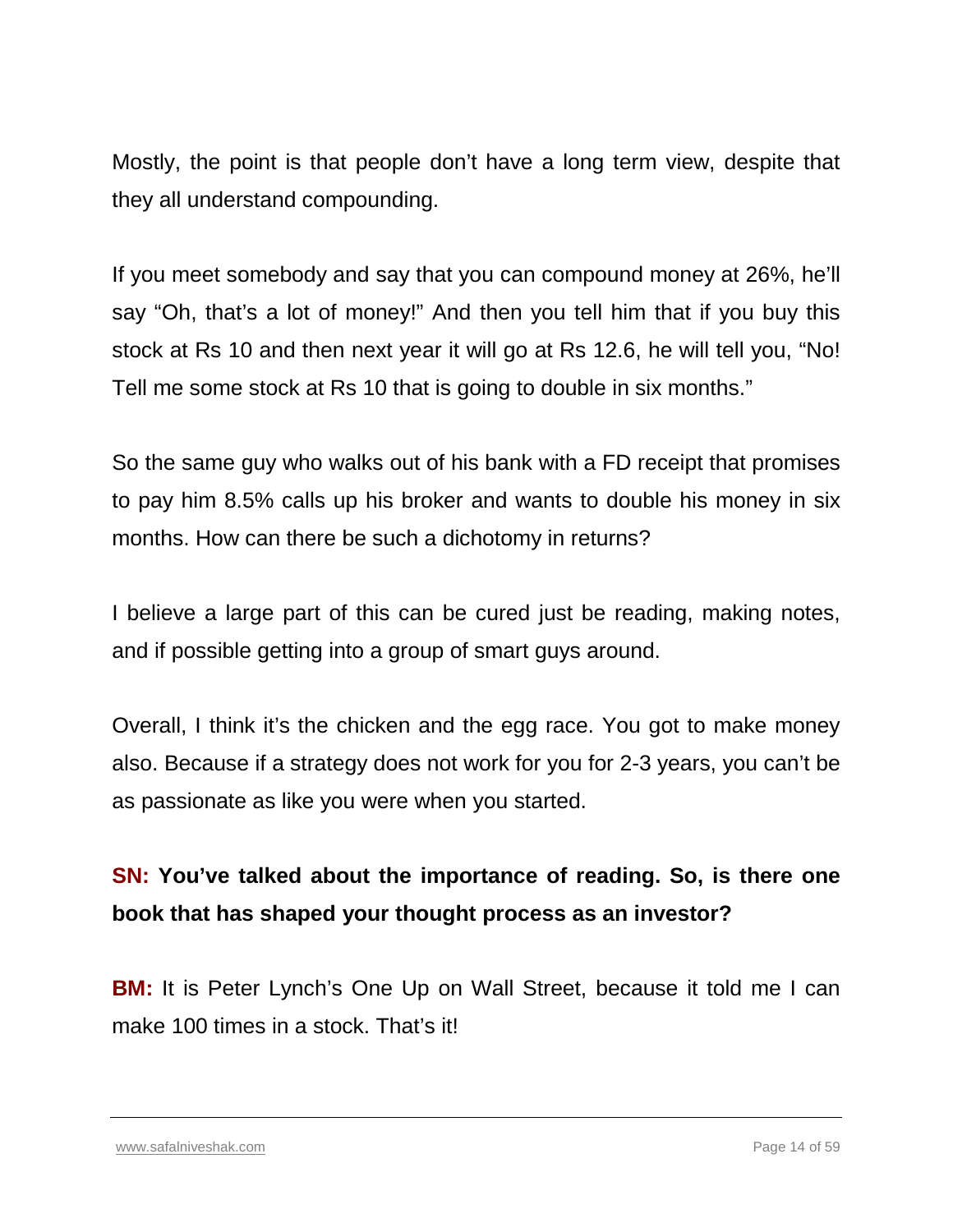Mostly, the point is that people don't have a long term view, despite that they all understand compounding.

If you meet somebody and say that you can compound money at 26%, he'll say "Oh, that's a lot of money!" And then you tell him that if you buy this stock at Rs 10 and then next year it will go at Rs 12.6, he will tell you, "No! Tell me some stock at Rs 10 that is going to double in six months."

So the same guy who walks out of his bank with a FD receipt that promises to pay him 8.5% calls up his broker and wants to double his money in six months. How can there be such a dichotomy in returns?

I believe a large part of this can be cured just be reading, making notes, and if possible getting into a group of smart guys around.

Overall, I think it's the chicken and the egg race. You got to make money also. Because if a strategy does not work for you for 2-3 years, you can't be as passionate as like you were when you started.

**SN: You've talked about the importance of reading. So, is there one book that has shaped your thought process as an investor?**

**BM:** It is Peter Lynch's One Up on Wall Street, because it told me I can make 100 times in a stock. That's it!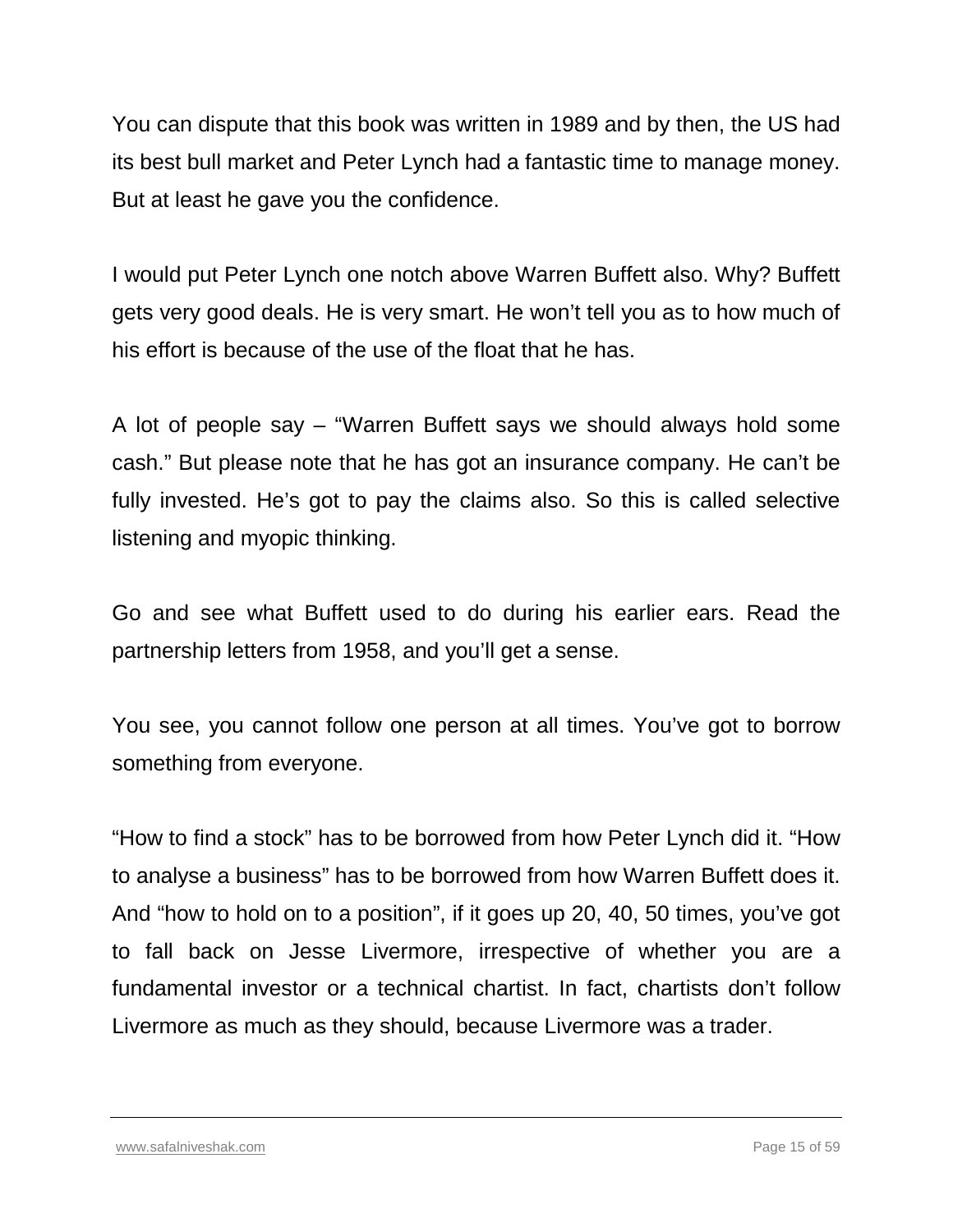You can dispute that this book was written in 1989 and by then, the US had its best bull market and Peter Lynch had a fantastic time to manage money. But at least he gave you the confidence.

I would put Peter Lynch one notch above Warren Buffett also. Why? Buffett gets very good deals. He is very smart. He won't tell you as to how much of his effort is because of the use of the float that he has.

A lot of people say – "Warren Buffett says we should always hold some cash." But please note that he has got an insurance company. He can't be fully invested. He's got to pay the claims also. So this is called selective listening and myopic thinking.

Go and see what Buffett used to do during his earlier ears. Read the partnership letters from 1958, and you'll get a sense.

You see, you cannot follow one person at all times. You've got to borrow something from everyone.

"How to find a stock" has to be borrowed from how Peter Lynch did it. "How to analyse a business" has to be borrowed from how Warren Buffett does it. And "how to hold on to a position", if it goes up 20, 40, 50 times, you've got to fall back on Jesse Livermore, irrespective of whether you are a fundamental investor or a technical chartist. In fact, chartists don't follow Livermore as much as they should, because Livermore was a trader.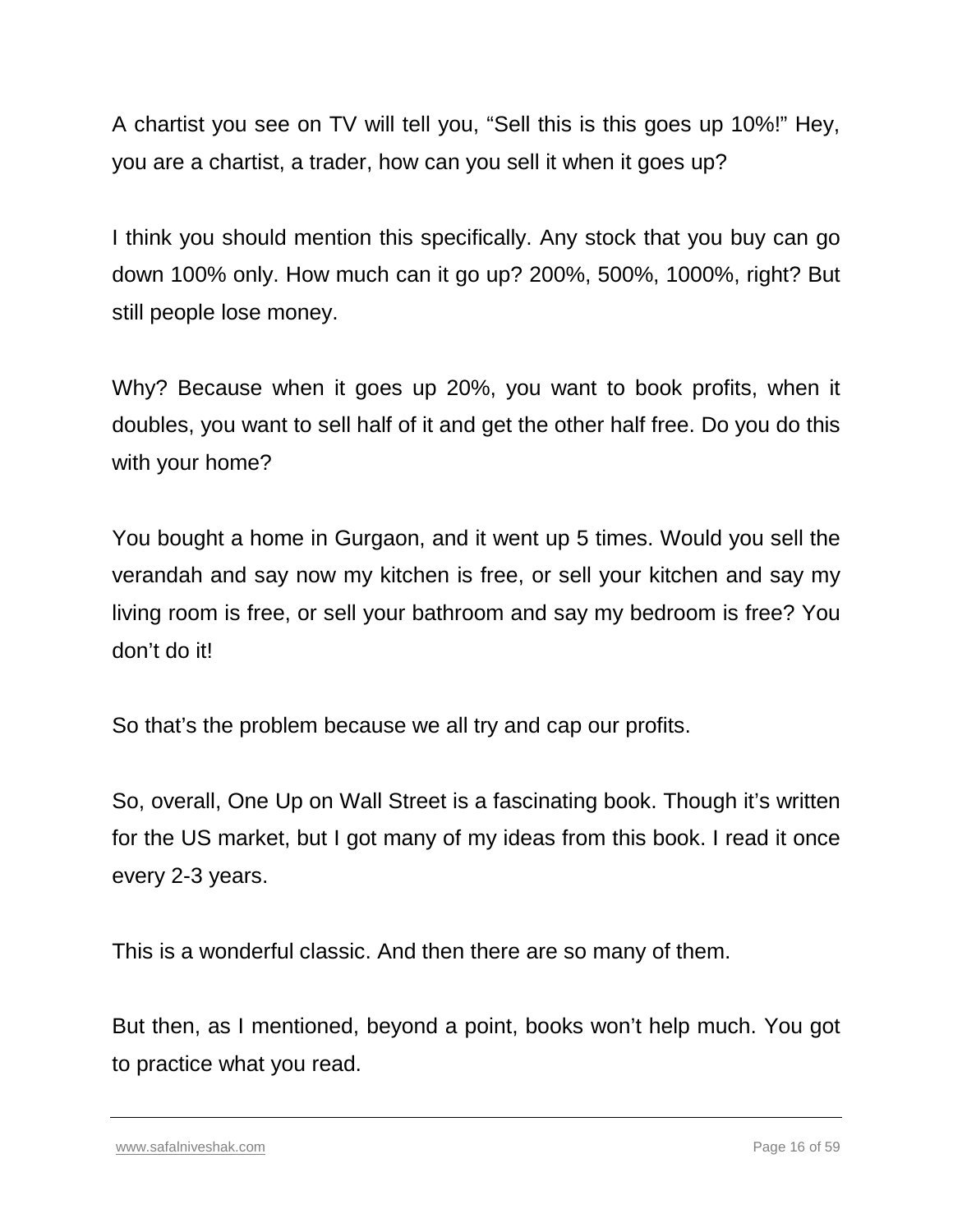A chartist you see on TV will tell you, “Sell this is this goes up 10%!” Hey, you are a chartist, a trader, how can you sell it when it goes up?

I think you should mention this specifically. Any stock that you buy can go down 100% only. How much can it go up? 200%, 500%, 1000%, right? But still people lose money.

Why? Because when it goes up 20%, you want to book profits, when it doubles, you want to sell half of it and get the other half free. Do you do this with your home?

You bought a home in Gurgaon, and it went up 5 times. Would you sell the verandah and say now my kitchen is free, or sell your kitchen and say my living room is free, or sell your bathroom and say my bedroom is free? You don’t do it!

So that’s the problem because we all try and cap our profits.

So, overall, One Up on Wall Street is a fascinating book. Though it’s written for the US market, but I got many of my ideas from this book. I read it once every 2-3 years.

This is a wonderful classic. And then there are so many of them.

But then, as I mentioned, beyond a point, books won’t help much. You got to practice what you read.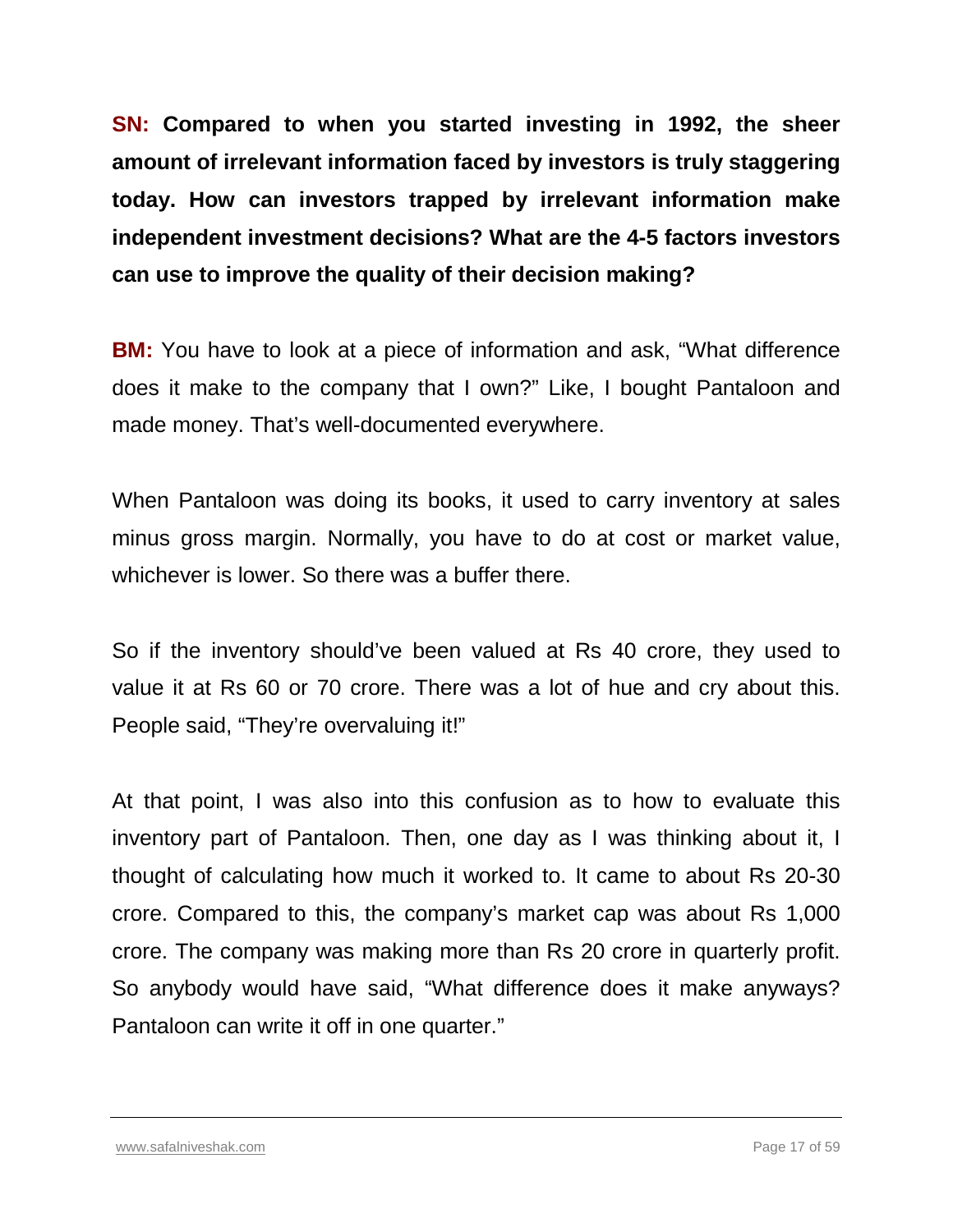**SN: Compared to when you started investing in 1992, the sheer amount of irrelevant information faced by investors is truly staggering today. How can investors trapped by irrelevant information make independent investment decisions? What are the 4-5 factors investors can use to improve the quality of their decision making?**

**BM:** You have to look at a piece of information and ask, "What difference does it make to the company that I own?" Like, I bought Pantaloon and made money. That's well-documented everywhere.

When Pantaloon was doing its books, it used to carry inventory at sales minus gross margin. Normally, you have to do at cost or market value, whichever is lower. So there was a buffer there.

So if the inventory should've been valued at Rs 40 crore, they used to value it at Rs 60 or 70 crore. There was a lot of hue and cry about this. People said, "They're overvaluing it!"

At that point, I was also into this confusion as to how to evaluate this inventory part of Pantaloon. Then, one day as I was thinking about it, I thought of calculating how much it worked to. It came to about Rs 20-30 crore. Compared to this, the company's market cap was about Rs 1,000 crore. The company was making more than Rs 20 crore in quarterly profit. So anybody would have said, "What difference does it make anyways? Pantaloon can write it off in one quarter."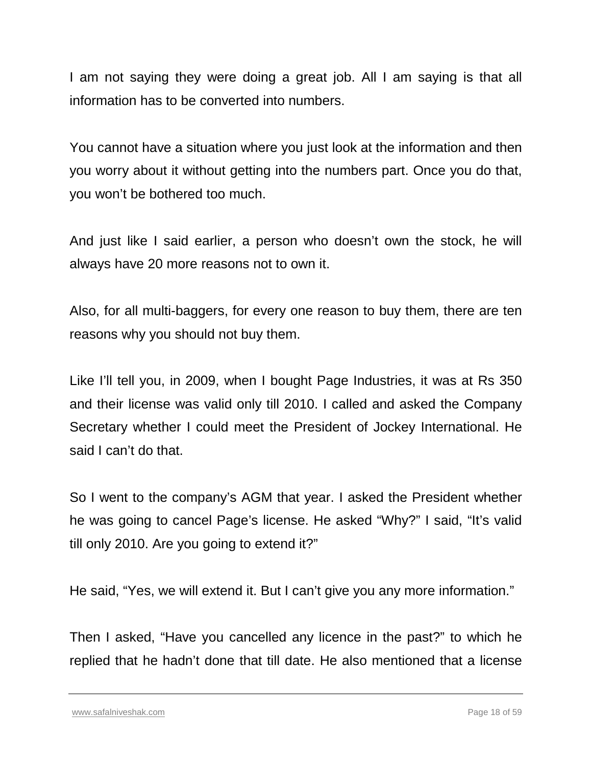I am not saying they were doing a great job. All I am saying is that all information has to be converted into numbers.

You cannot have a situation where you just look at the information and then you worry about it without getting into the numbers part. Once you do that, you won't be bothered too much.

And just like I said earlier, a person who doesn't own the stock, he will always have 20 more reasons not to own it.

Also, for all multi-baggers, for every one reason to buy them, there are ten reasons why you should not buy them.

Like I'll tell you, in 2009, when I bought Page Industries, it was at Rs 350 and their license was valid only till 2010. I called and asked the Company Secretary whether I could meet the President of Jockey International. He said I can't do that.

So I went to the company's AGM that year. I asked the President whether he was going to cancel Page's license. He asked "Why?" I said, "It's valid till only 2010. Are you going to extend it?"

He said, "Yes, we will extend it. But I can't give you any more information."

Then I asked, "Have you cancelled any licence in the past?" to which he replied that he hadn't done that till date. He also mentioned that a license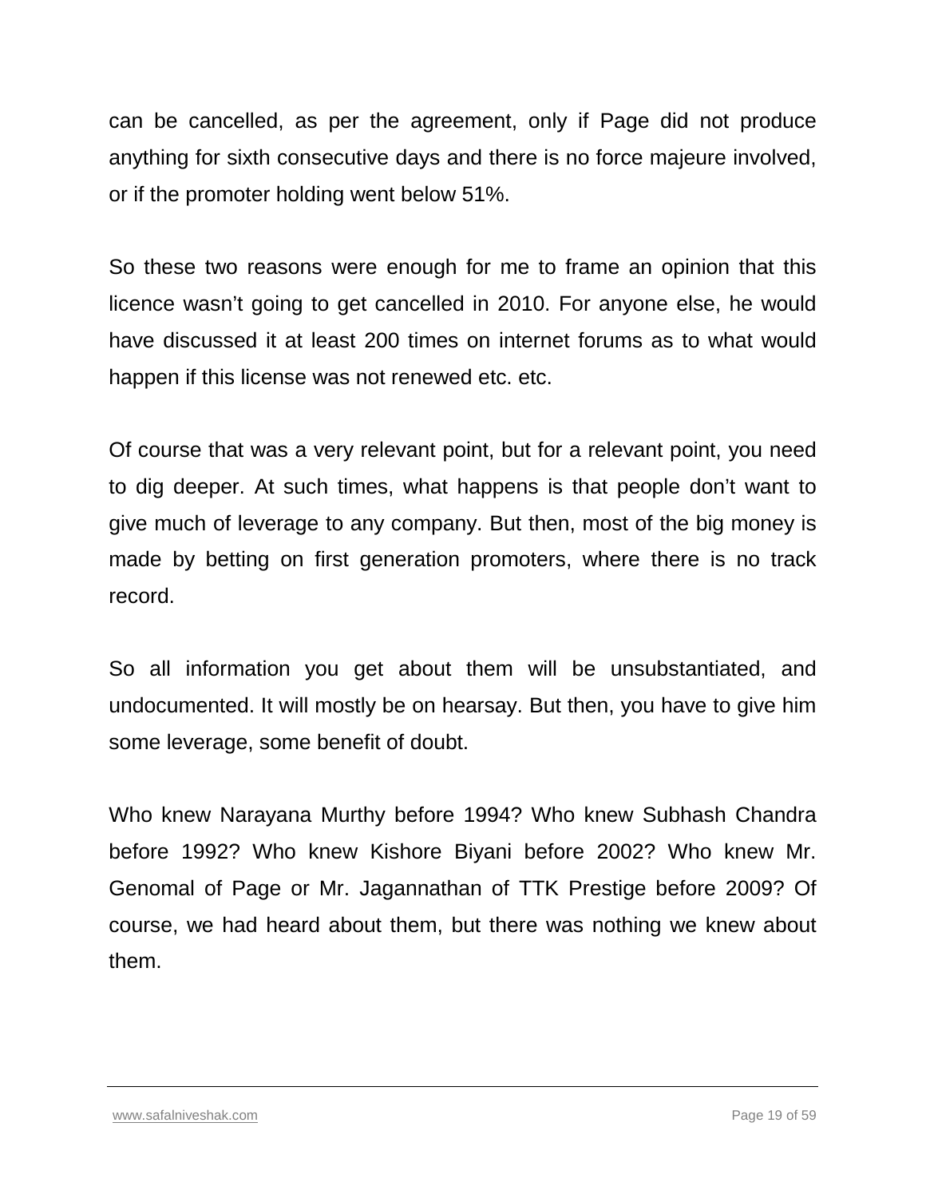can be cancelled, as per the agreement, only if Page did not produce anything for sixth consecutive days and there is no force majeure involved, or if the promoter holding went below 51%.

So these two reasons were enough for me to frame an opinion that this licence wasn't going to get cancelled in 2010. For anyone else, he would have discussed it at least 200 times on internet forums as to what would happen if this license was not renewed etc. etc.

Of course that was a very relevant point, but for a relevant point, you need to dig deeper. At such times, what happens is that people don't want to give much of leverage to any company. But then, most of the big money is made by betting on first generation promoters, where there is no track record.

So all information you get about them will be unsubstantiated, and undocumented. It will mostly be on hearsay. But then, you have to give him some leverage, some benefit of doubt.

Who knew Narayana Murthy before 1994? Who knew Subhash Chandra before 1992? Who knew Kishore Biyani before 2002? Who knew Mr. Genomal of Page or Mr. Jagannathan of TTK Prestige before 2009? Of course, we had heard about them, but there was nothing we knew about them.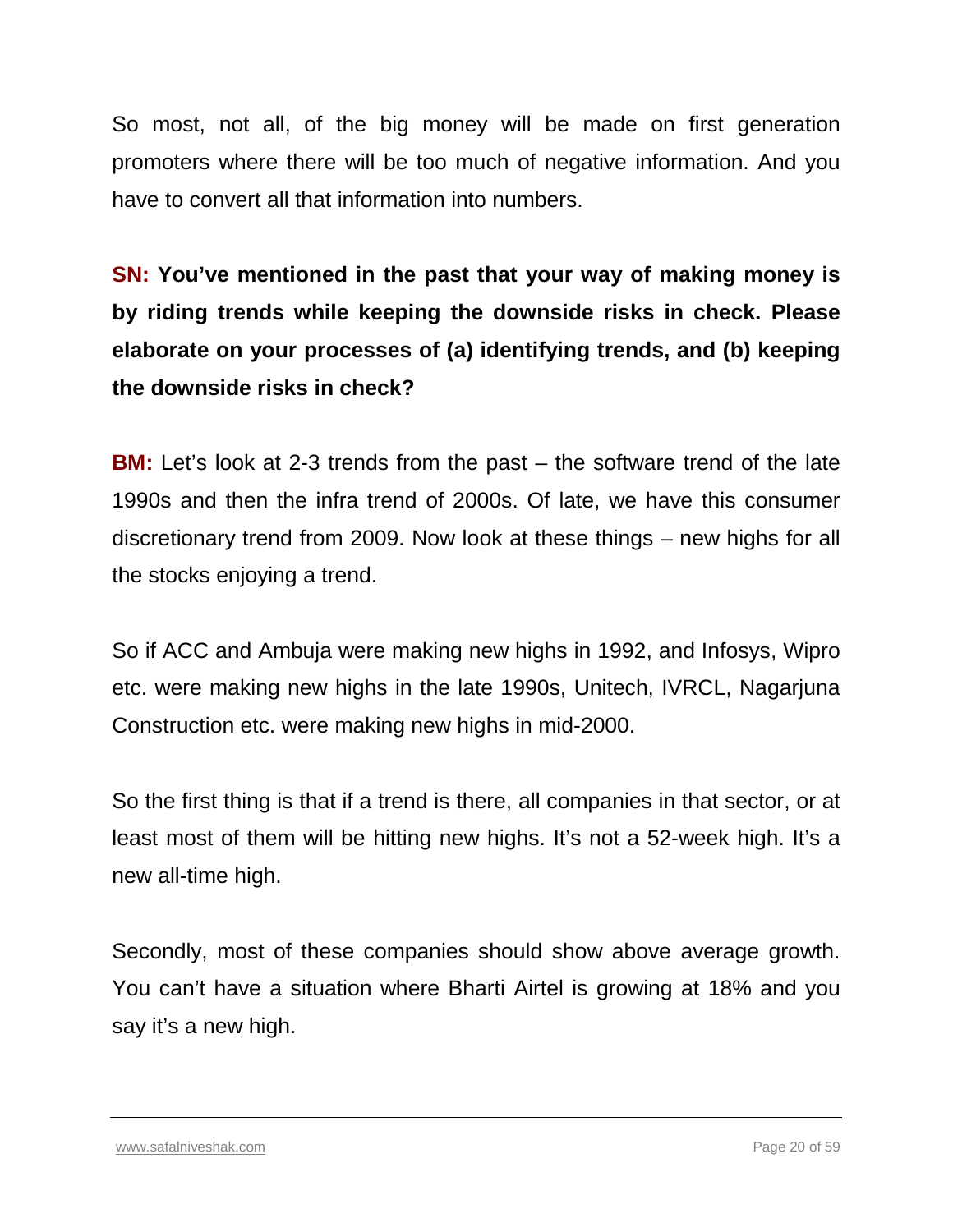So most, not all, of the big money will be made on first generation promoters where there will be too much of negative information. And you have to convert all that information into numbers.

**SN: You've mentioned in the past that your way of making money is by riding trends while keeping the downside risks in check. Please elaborate on your processes of (a) identifying trends, and (b) keeping the downside risks in check?**

**BM:** Let's look at 2-3 trends from the past – the software trend of the late 1990s and then the infra trend of 2000s. Of late, we have this consumer discretionary trend from 2009. Now look at these things – new highs for all the stocks enjoying a trend.

So if ACC and Ambuja were making new highs in 1992, and Infosys, Wipro etc. were making new highs in the late 1990s, Unitech, IVRCL, Nagarjuna Construction etc. were making new highs in mid-2000.

So the first thing is that if a trend is there, all companies in that sector, or at least most of them will be hitting new highs. It's not a 52-week high. It's a new all-time high.

Secondly, most of these companies should show above average growth. You can't have a situation where Bharti Airtel is growing at 18% and you say it's a new high.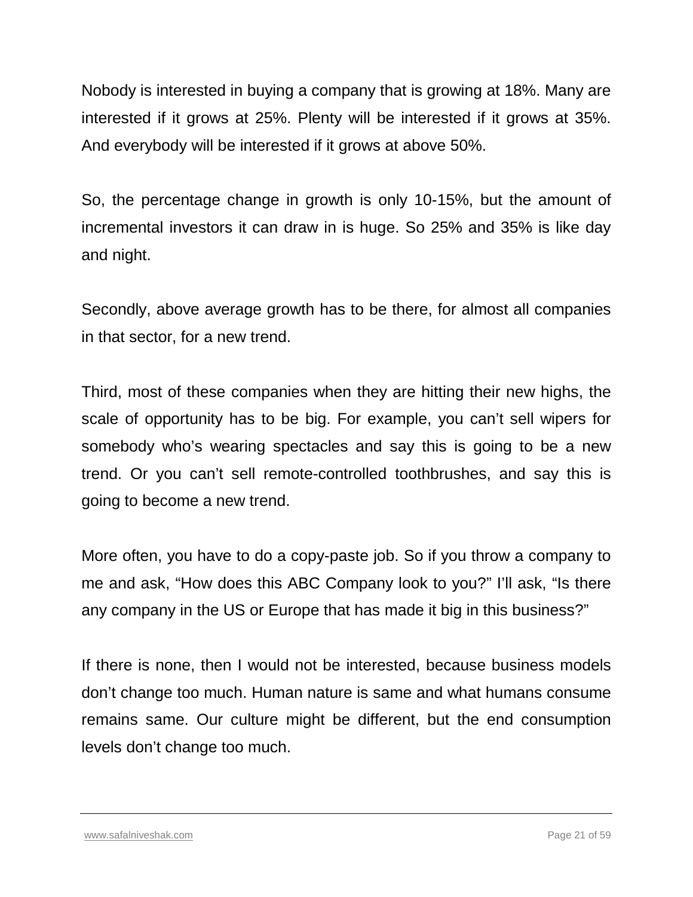Nobody is interested in buying a company that is growing at 18%. Many are interested if it grows at 25%. Plenty will be interested if it grows at 35%. And everybody will be interested if it grows at above 50%.

So, the percentage change in growth is only 10-15%, but the amount of incremental investors it can draw in is huge. So 25% and 35% is like day and night.

Secondly, above average growth has to be there, for almost all companies in that sector, for a new trend.

Third, most of these companies when they are hitting their new highs, the scale of opportunity has to be big. For example, you can't sell wipers for somebody who's wearing spectacles and say this is going to be a new trend. Or you can't sell remote-controlled toothbrushes, and say this is going to become a new trend.

More often, you have to do a copy-paste job. So if you throw a company to me and ask, "How does this ABC Company look to you?" I'll ask, "Is there any company in the US or Europe that has made it big in this business?"

If there is none, then I would not be interested, because business models don't change too much. Human nature is same and what humans consume remains same. Our culture might be different, but the end consumption levels don't change too much.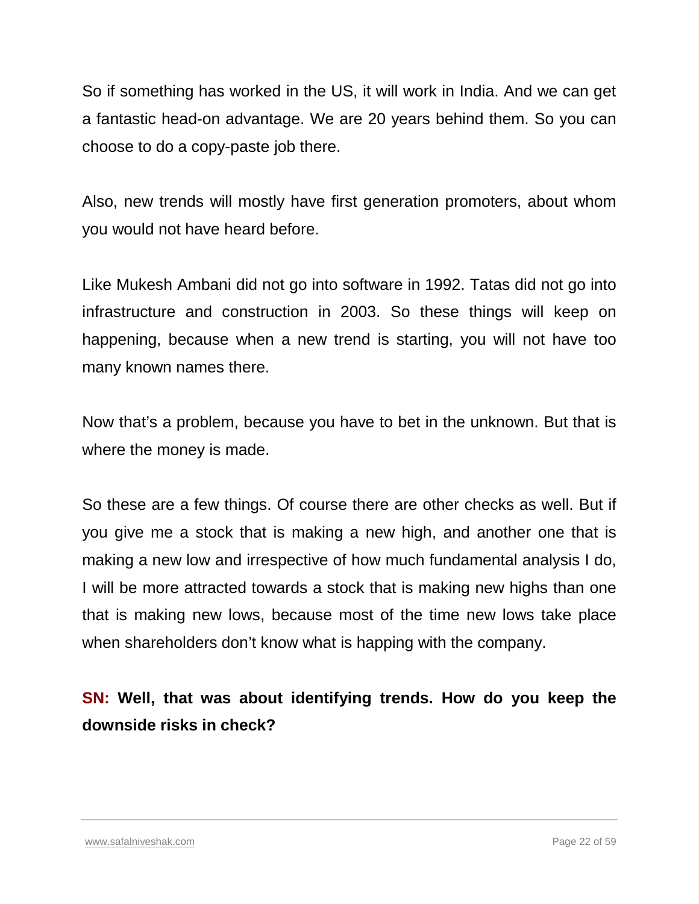So if something has worked in the US, it will work in India. And we can get a fantastic head-on advantage. We are 20 years behind them. So you can choose to do a copy-paste job there.

Also, new trends will mostly have first generation promoters, about whom you would not have heard before.

Like Mukesh Ambani did not go into software in 1992. Tatas did not go into infrastructure and construction in 2003. So these things will keep on happening, because when a new trend is starting, you will not have too many known names there.

Now that's a problem, because you have to bet in the unknown. But that is where the money is made.

So these are a few things. Of course there are other checks as well. But if you give me a stock that is making a new high, and another one that is making a new low and irrespective of how much fundamental analysis I do, I will be more attracted towards a stock that is making new highs than one that is making new lows, because most of the time new lows take place when shareholders don't know what is happing with the company.

**SN: Well, that was about identifying trends. How do you keep the downside risks in check?**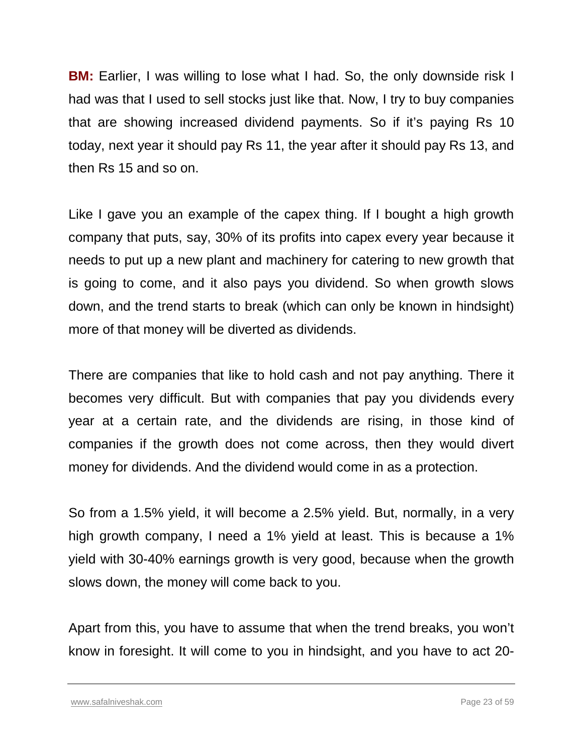**BM:** Earlier, I was willing to lose what I had. So, the only downside risk I had was that I used to sell stocks just like that. Now, I try to buy companies that are showing increased dividend payments. So if it's paying Rs 10 today, next year it should pay Rs 11, the year after it should pay Rs 13, and then Rs 15 and so on.

Like I gave you an example of the capex thing. If I bought a high growth company that puts, say, 30% of its profits into capex every year because it needs to put up a new plant and machinery for catering to new growth that is going to come, and it also pays you dividend. So when growth slows down, and the trend starts to break (which can only be known in hindsight) more of that money will be diverted as dividends.

There are companies that like to hold cash and not pay anything. There it becomes very difficult. But with companies that pay you dividends every year at a certain rate, and the dividends are rising, in those kind of companies if the growth does not come across, then they would divert money for dividends. And the dividend would come in as a protection.

So from a 1.5% yield, it will become a 2.5% yield. But, normally, in a very high growth company, I need a 1% yield at least. This is because a 1% yield with 30-40% earnings growth is very good, because when the growth slows down, the money will come back to you.

Apart from this, you have to assume that when the trend breaks, you won't know in foresight. It will come to you in hindsight, and you have to act 20-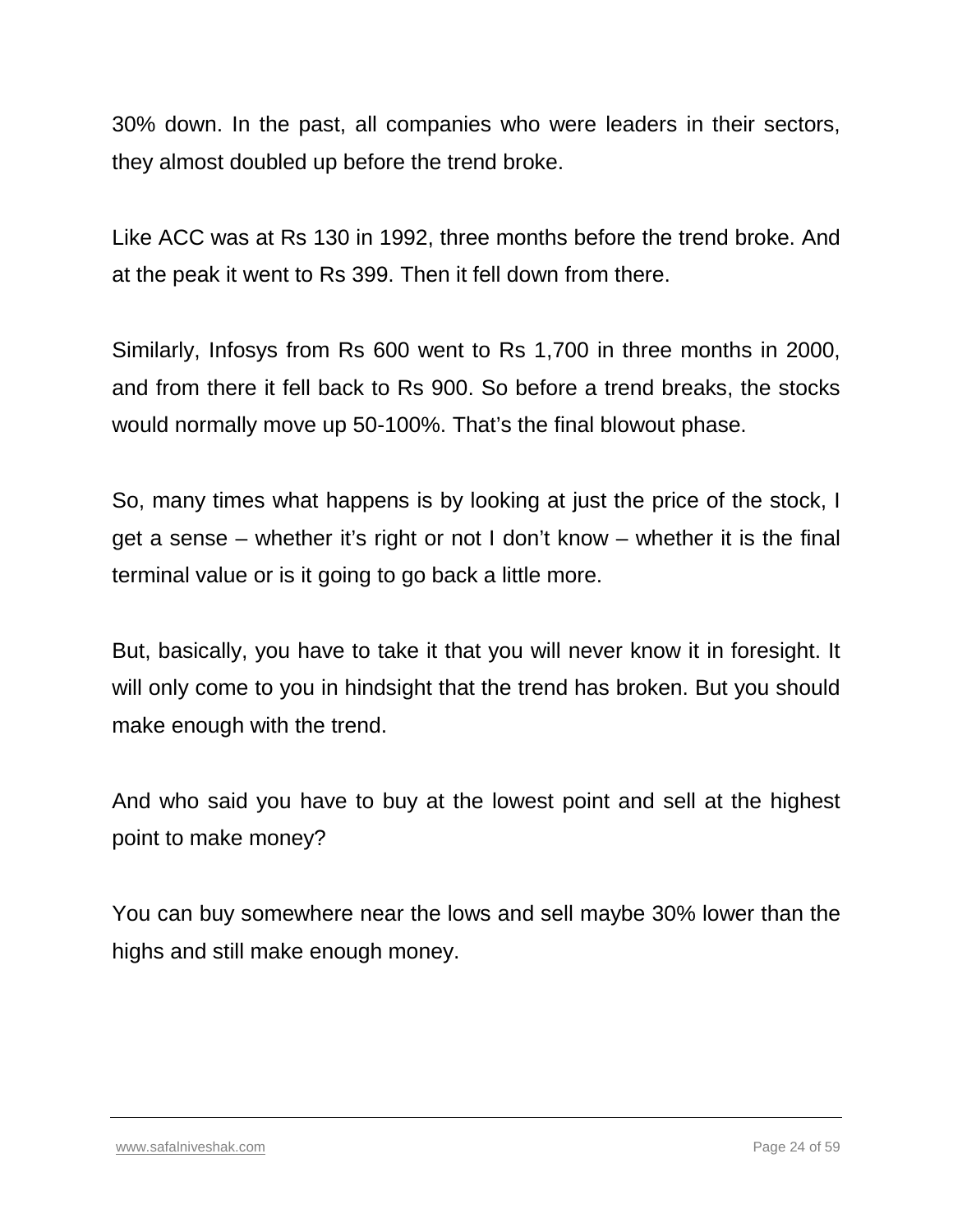30% down. In the past, all companies who were leaders in their sectors, they almost doubled up before the trend broke.

Like ACC was at Rs 130 in 1992, three months before the trend broke. And at the peak it went to Rs 399. Then it fell down from there.

Similarly, Infosys from Rs 600 went to Rs 1,700 in three months in 2000, and from there it fell back to Rs 900. So before a trend breaks, the stocks would normally move up 50-100%. That's the final blowout phase.

So, many times what happens is by looking at just the price of the stock, I get a sense – whether it's right or not I don't know – whether it is the final terminal value or is it going to go back a little more.

But, basically, you have to take it that you will never know it in foresight. It will only come to you in hindsight that the trend has broken. But you should make enough with the trend.

And who said you have to buy at the lowest point and sell at the highest point to make money?

You can buy somewhere near the lows and sell maybe 30% lower than the highs and still make enough money.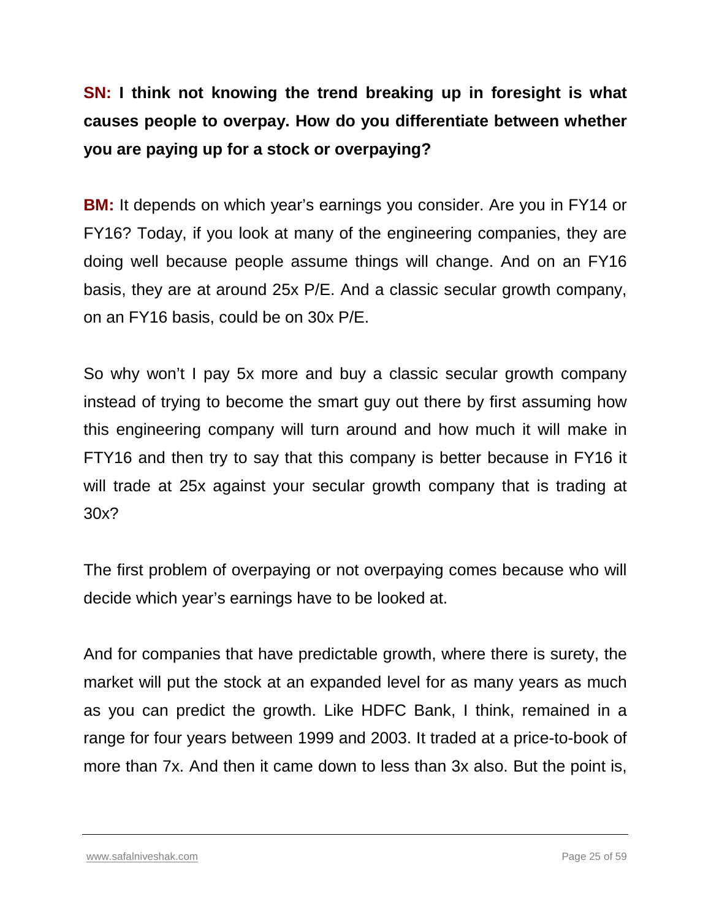**SN: I think not knowing the trend breaking up in foresight is what causes people to overpay. How do you differentiate between whether you are paying up for a stock or overpaying?**

**BM:** It depends on which year's earnings you consider. Are you in FY14 or FY16? Today, if you look at many of the engineering companies, they are doing well because people assume things will change. And on an FY16 basis, they are at around 25x P/E. And a classic secular growth company, on an FY16 basis, could be on 30x P/E.

So why won't I pay 5x more and buy a classic secular growth company instead of trying to become the smart guy out there by first assuming how this engineering company will turn around and how much it will make in FTY16 and then try to say that this company is better because in FY16 it will trade at 25x against your secular growth company that is trading at 30x?

The first problem of overpaying or not overpaying comes because who will decide which year's earnings have to be looked at.

And for companies that have predictable growth, where there is surety, the market will put the stock at an expanded level for as many years as much as you can predict the growth. Like HDFC Bank, I think, remained in a range for four years between 1999 and 2003. It traded at a price-to-book of more than 7x. And then it came down to less than 3x also. But the point is,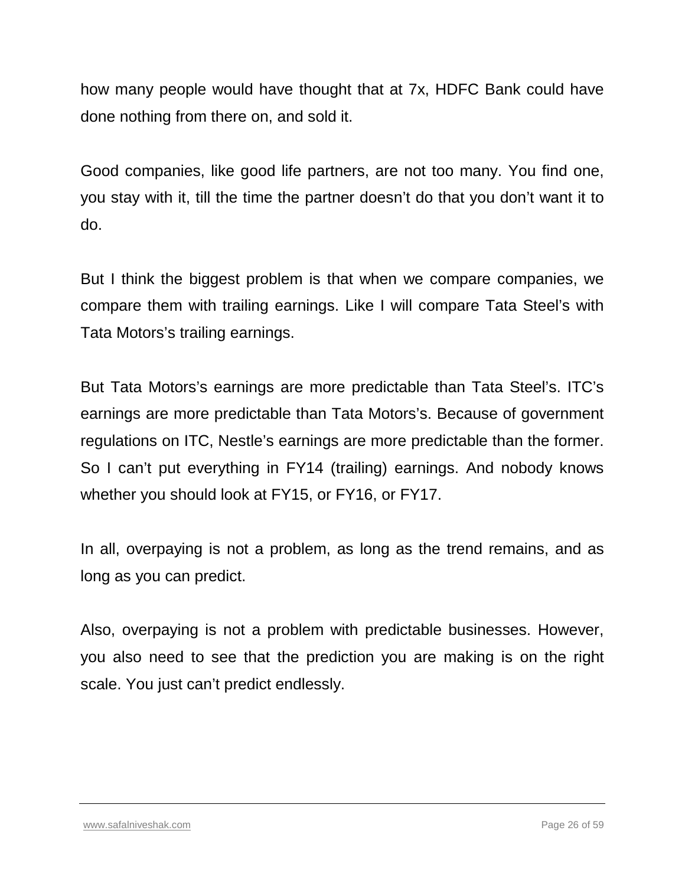how many people would have thought that at 7x, HDFC Bank could have done nothing from there on, and sold it.

Good companies, like good life partners, are not too many. You find one, you stay with it, till the time the partner doesn't do that you don't want it to do.

But I think the biggest problem is that when we compare companies, we compare them with trailing earnings. Like I will compare Tata Steel's with Tata Motors's trailing earnings.

But Tata Motors's earnings are more predictable than Tata Steel's. ITC's earnings are more predictable than Tata Motors's. Because of government regulations on ITC, Nestle's earnings are more predictable than the former. So I can't put everything in FY14 (trailing) earnings. And nobody knows whether you should look at FY15, or FY16, or FY17.

In all, overpaying is not a problem, as long as the trend remains, and as long as you can predict.

Also, overpaying is not a problem with predictable businesses. However, you also need to see that the prediction you are making is on the right scale. You just can't predict endlessly.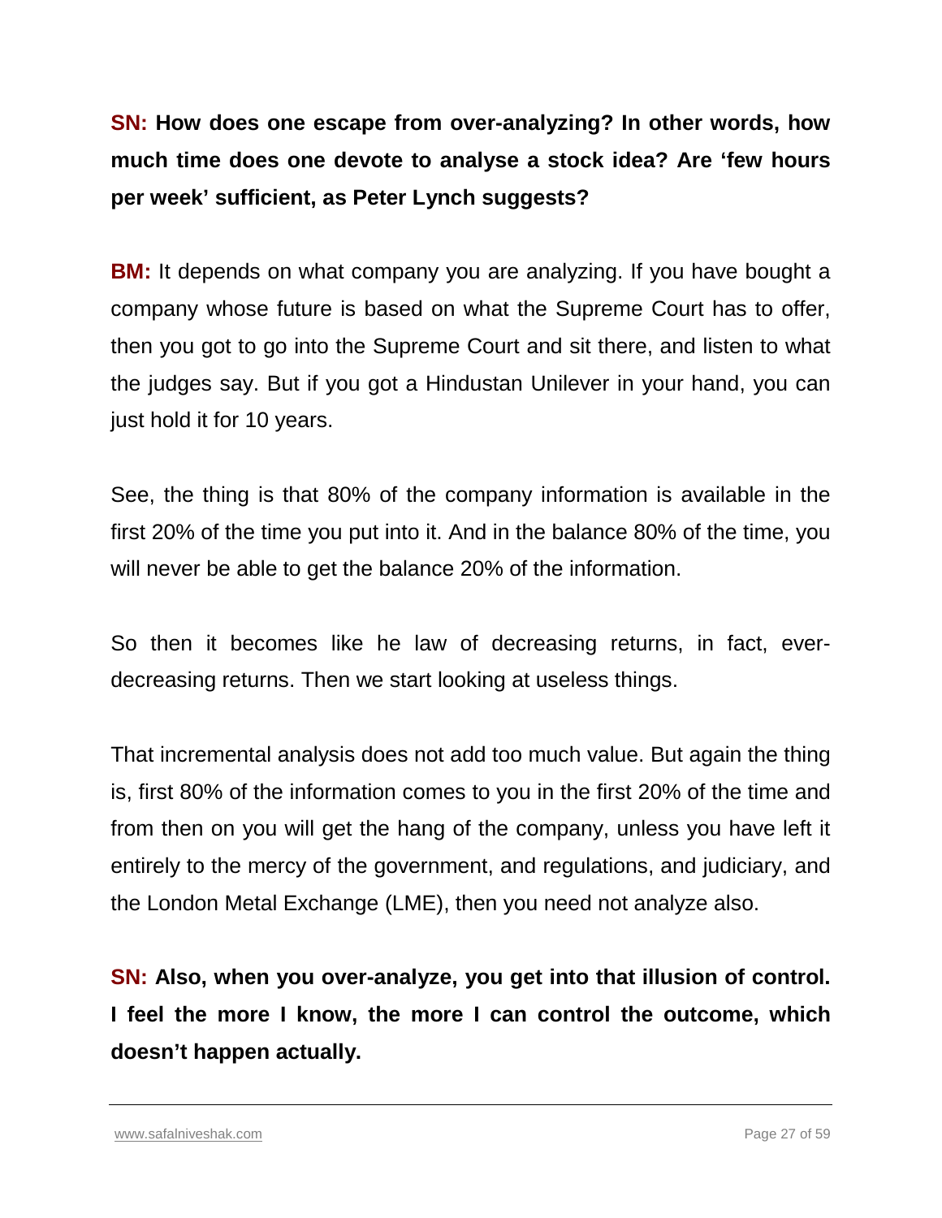**SN: How does one escape from over-analyzing? In other words, how much time does one devote to analyse a stock idea? Are 'few hours per week' sufficient, as Peter Lynch suggests?**

**BM:** It depends on what company you are analyzing. If you have bought a company whose future is based on what the Supreme Court has to offer, then you got to go into the Supreme Court and sit there, and listen to what the judges say. But if you got a Hindustan Unilever in your hand, you can just hold it for 10 years.

See, the thing is that 80% of the company information is available in the first 20% of the time you put into it. And in the balance 80% of the time, you will never be able to get the balance 20% of the information.

So then it becomes like he law of decreasing returns, in fact, ever-decreasing returns. Then we start looking at useless things.

That incremental analysis does not add too much value. But again the thing is, first 80% of the information comes to you in the first 20% of the time and from then on you will get the hang of the company, unless you have left it entirely to the mercy of the government, and regulations, and judiciary, and the London Metal Exchange (LME), then you need not analyze also.

**SN: Also, when you over-analyze, you get into that illusion of control. I feel the more I know, the more I can control the outcome, which doesn't happen actually.**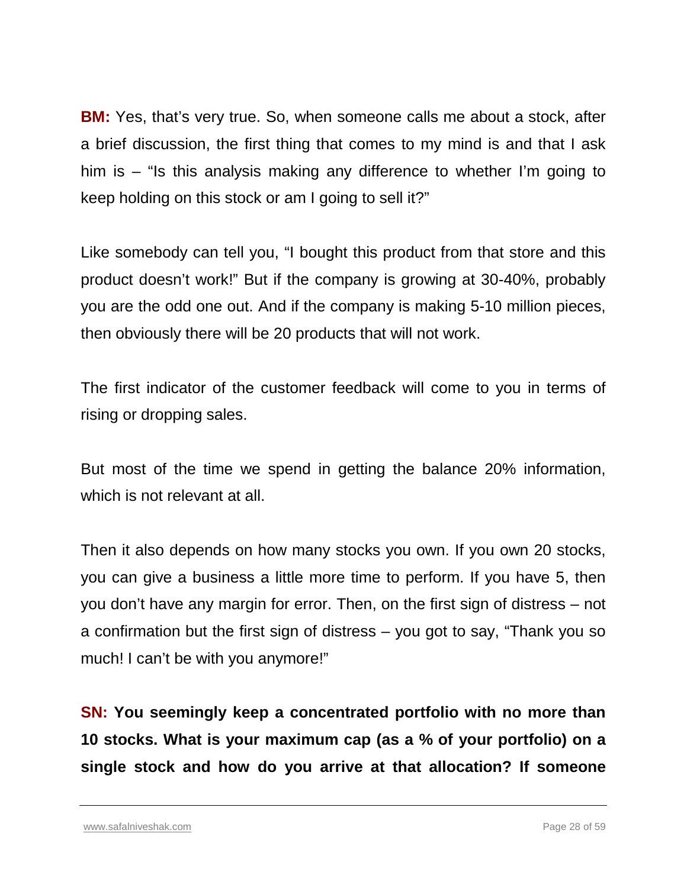**BM:** Yes, that's very true. So, when someone calls me about a stock, after a brief discussion, the first thing that comes to my mind is and that I ask him is – "Is this analysis making any difference to whether I'm going to keep holding on this stock or am I going to sell it?"

Like somebody can tell you, "I bought this product from that store and this product doesn't work!" But if the company is growing at 30-40%, probably you are the odd one out. And if the company is making 5-10 million pieces, then obviously there will be 20 products that will not work.

The first indicator of the customer feedback will come to you in terms of rising or dropping sales.

But most of the time we spend in getting the balance 20% information, which is not relevant at all.

Then it also depends on how many stocks you own. If you own 20 stocks, you can give a business a little more time to perform. If you have 5, then you don't have any margin for error. Then, on the first sign of distress – not a confirmation but the first sign of distress – you got to say, "Thank you so much! I can't be with you anymore!"

**SN: You seemingly keep a concentrated portfolio with no more than 10 stocks. What is your maximum cap (as a % of your portfolio) on a single stock and how do you arrive at that allocation? If someone**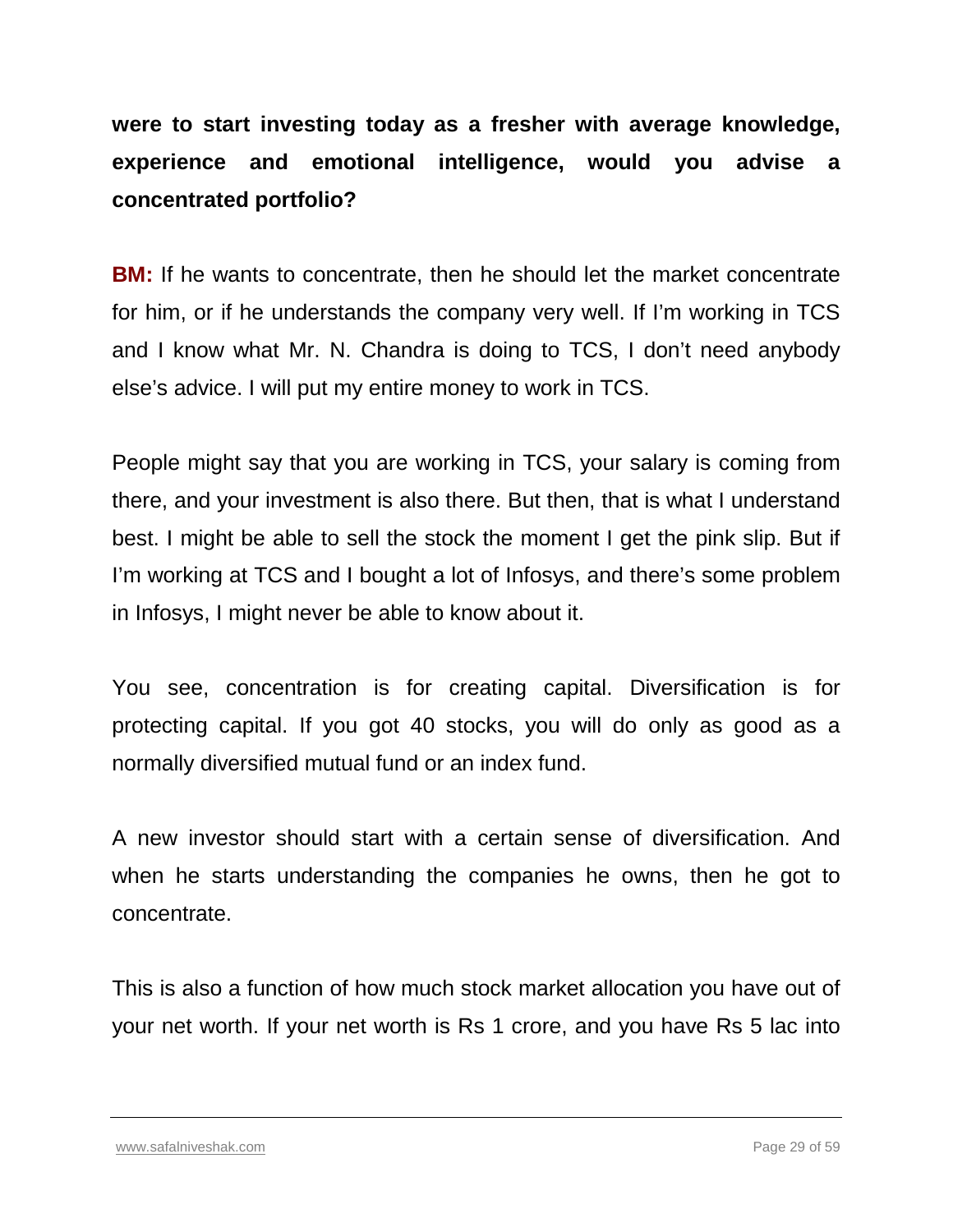**were to start investing today as a fresher with average knowledge, experience and emotional intelligence, would you advise a concentrated portfolio?**

**BM:** If he wants to concentrate, then he should let the market concentrate for him, or if he understands the company very well. If I'm working in TCS and I know what Mr. N. Chandra is doing to TCS, I don't need anybody else's advice. I will put my entire money to work in TCS.

People might say that you are working in TCS, your salary is coming from there, and your investment is also there. But then, that is what I understand best. I might be able to sell the stock the moment I get the pink slip. But if I'm working at TCS and I bought a lot of Infosys, and there's some problem in Infosys, I might never be able to know about it.

You see, concentration is for creating capital. Diversification is for protecting capital. If you got 40 stocks, you will do only as good as a normally diversified mutual fund or an index fund.

A new investor should start with a certain sense of diversification. And when he starts understanding the companies he owns, then he got to concentrate.

This is also a function of how much stock market allocation you have out of your net worth. If your net worth is Rs 1 crore, and you have Rs 5 lac into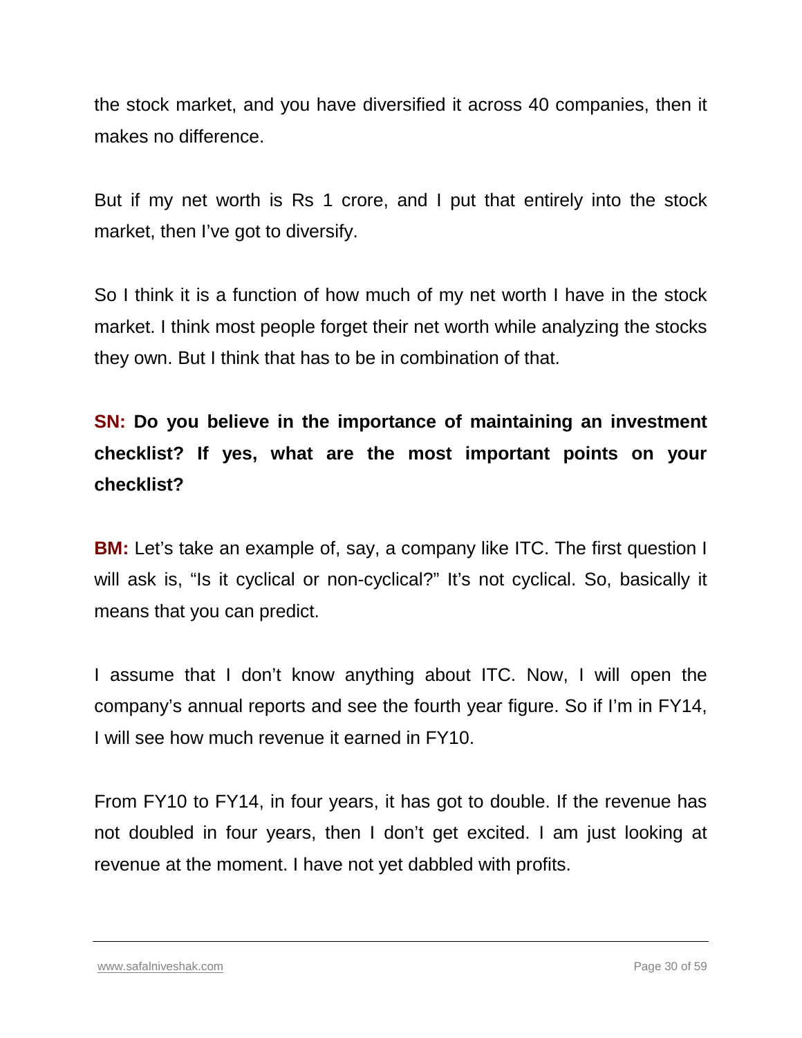the stock market, and you have diversified it across 40 companies, then it makes no difference.

But if my net worth is Rs 1 crore, and I put that entirely into the stock market, then I've got to diversify.

So I think it is a function of how much of my net worth I have in the stock market. I think most people forget their net worth while analyzing the stocks they own. But I think that has to be in combination of that.

**SN: Do you believe in the importance of maintaining an investment checklist? If yes, what are the most important points on your checklist?**

**BM:** Let's take an example of, say, a company like ITC. The first question I will ask is, "Is it cyclical or non-cyclical?" It's not cyclical. So, basically it means that you can predict.

I assume that I don't know anything about ITC. Now, I will open the company's annual reports and see the fourth year figure. So if I'm in FY14, I will see how much revenue it earned in FY10.

From FY10 to FY14, in four years, it has got to double. If the revenue has not doubled in four years, then I don't get excited. I am just looking at revenue at the moment. I have not yet dabbled with profits.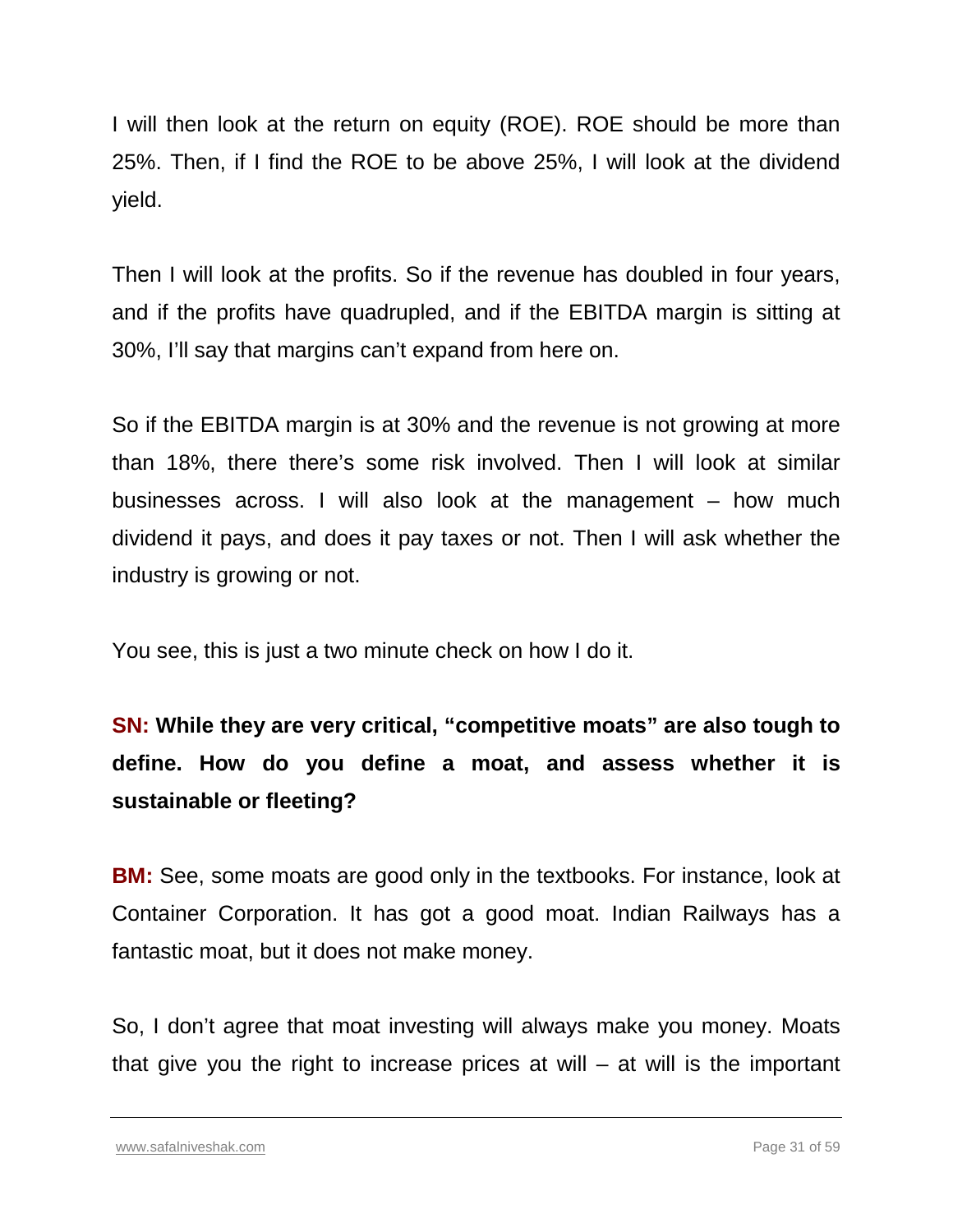I will then look at the return on equity (ROE). ROE should be more than 25%. Then, if I find the ROE to be above 25%, I will look at the dividend yield.

Then I will look at the profits. So if the revenue has doubled in four years, and if the profits have quadrupled, and if the EBITDA margin is sitting at 30%, I'll say that margins can't expand from here on.

So if the EBITDA margin is at 30% and the revenue is not growing at more than 18%, there there's some risk involved. Then I will look at similar businesses across. I will also look at the management – how much dividend it pays, and does it pay taxes or not. Then I will ask whether the industry is growing or not.

You see, this is just a two minute check on how I do it.

**SN: While they are very critical, "competitive moats" are also tough to define. How do you define a moat, and assess whether it is sustainable or fleeting?**

**BM:** See, some moats are good only in the textbooks. For instance, look at Container Corporation. It has got a good moat. Indian Railways has a fantastic moat, but it does not make money.

So, I don't agree that moat investing will always make you money. Moats that give you the right to increase prices at will – at will is the important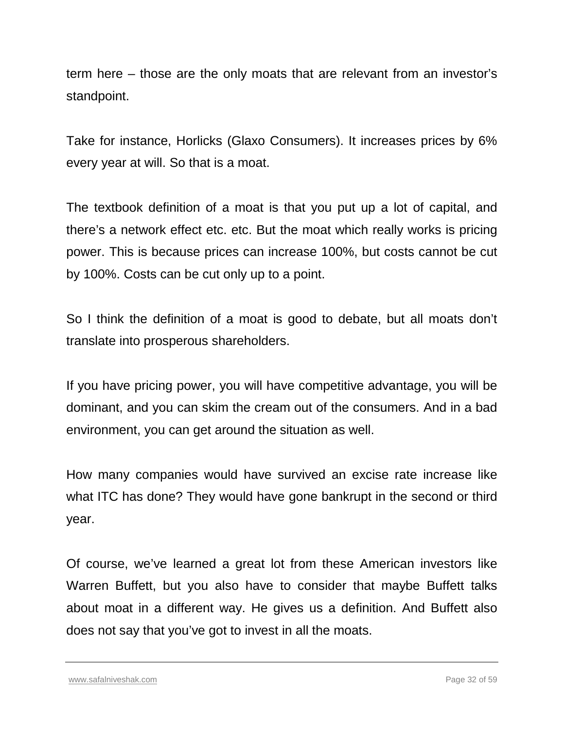term here – those are the only moats that are relevant from an investor's standpoint.

Take for instance, Horlicks (Glaxo Consumers). It increases prices by 6% every year at will. So that is a moat.

The textbook definition of a moat is that you put up a lot of capital, and there's a network effect etc. etc. But the moat which really works is pricing power. This is because prices can increase 100%, but costs cannot be cut by 100%. Costs can be cut only up to a point.

So I think the definition of a moat is good to debate, but all moats don't translate into prosperous shareholders.

If you have pricing power, you will have competitive advantage, you will be dominant, and you can skim the cream out of the consumers. And in a bad environment, you can get around the situation as well.

How many companies would have survived an excise rate increase like what ITC has done? They would have gone bankrupt in the second or third year.

Of course, we've learned a great lot from these American investors like Warren Buffett, but you also have to consider that maybe Buffett talks about moat in a different way. He gives us a definition. And Buffett also does not say that you've got to invest in all the moats.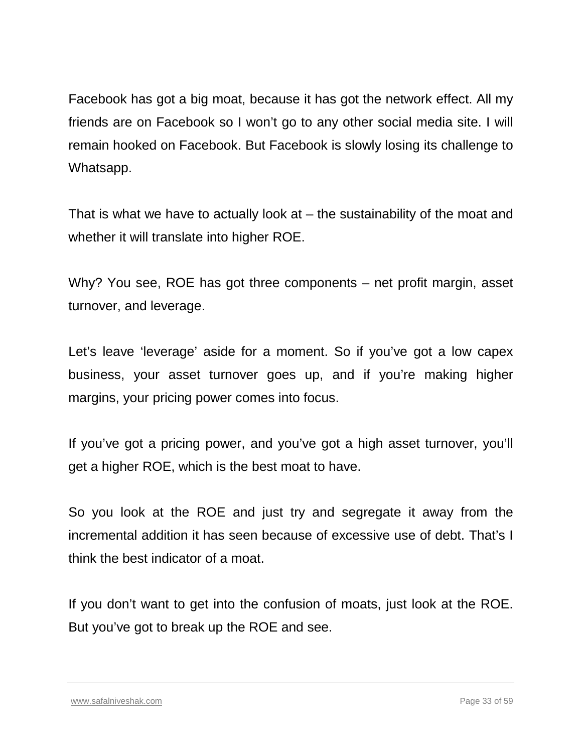Facebook has got a big moat, because it has got the network effect. All my friends are on Facebook so I won't go to any other social media site. I will remain hooked on Facebook. But Facebook is slowly losing its challenge to Whatsapp.

That is what we have to actually look at – the sustainability of the moat and whether it will translate into higher ROE.

Why? You see, ROE has got three components – net profit margin, asset turnover, and leverage.

Let's leave 'leverage' aside for a moment. So if you've got a low capex business, your asset turnover goes up, and if you're making higher margins, your pricing power comes into focus.

If you've got a pricing power, and you've got a high asset turnover, you'll get a higher ROE, which is the best moat to have.

So you look at the ROE and just try and segregate it away from the incremental addition it has seen because of excessive use of debt. That's I think the best indicator of a moat.

If you don't want to get into the confusion of moats, just look at the ROE. But you've got to break up the ROE and see.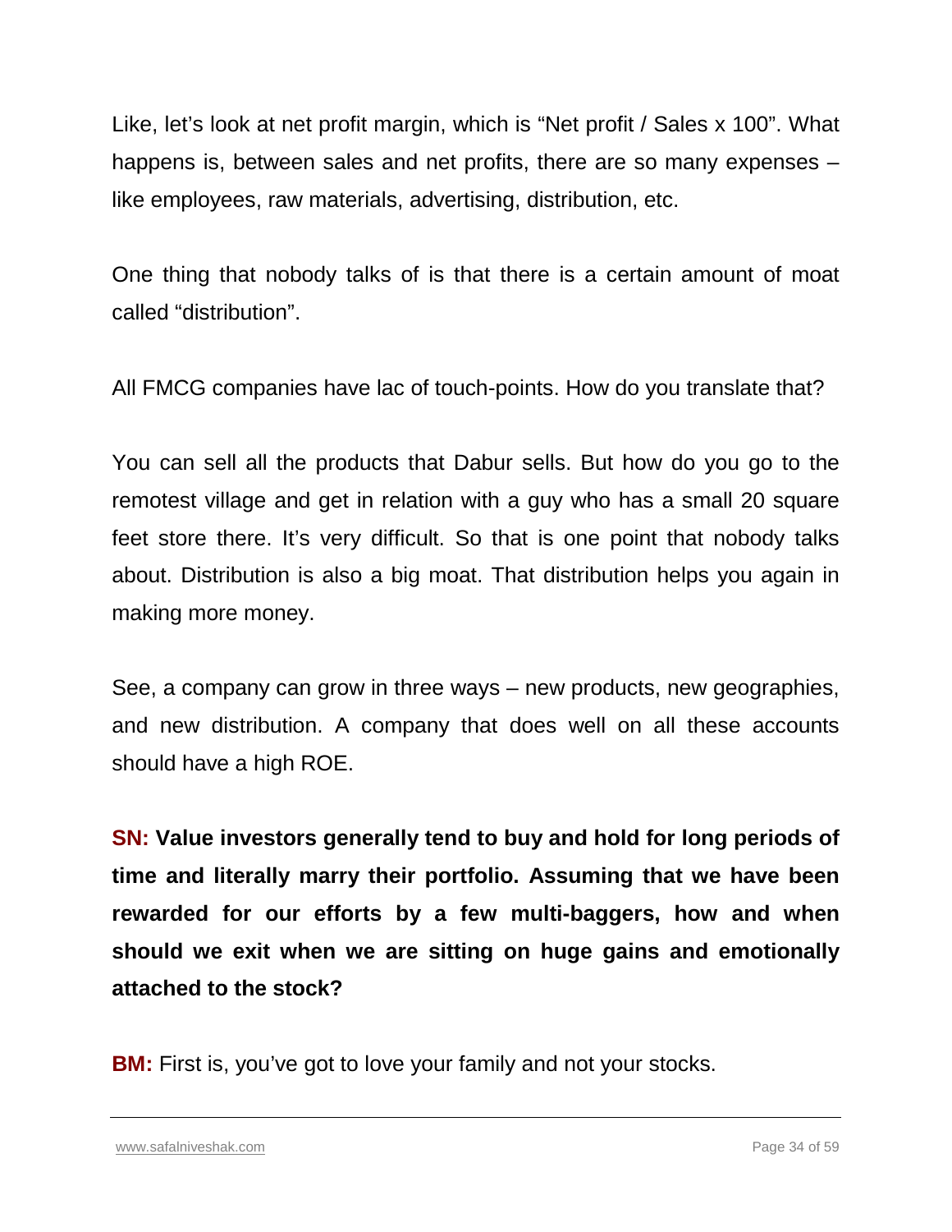Like, let's look at net profit margin, which is "Net profit / Sales x 100". What happens is, between sales and net profits, there are so many expenses – like employees, raw materials, advertising, distribution, etc.

One thing that nobody talks of is that there is a certain amount of moat called "distribution".

All FMCG companies have lac of touch-points. How do you translate that?

You can sell all the products that Dabur sells. But how do you go to the remotest village and get in relation with a guy who has a small 20 square feet store there. It's very difficult. So that is one point that nobody talks about. Distribution is also a big moat. That distribution helps you again in making more money.

See, a company can grow in three ways – new products, new geographies, and new distribution. A company that does well on all these accounts should have a high ROE.

**SN: Value investors generally tend to buy and hold for long periods of time and literally marry their portfolio. Assuming that we have been rewarded for our efforts by a few multi-baggers, how and when should we exit when we are sitting on huge gains and emotionally attached to the stock?**

**BM:** First is, you've got to love your family and not your stocks.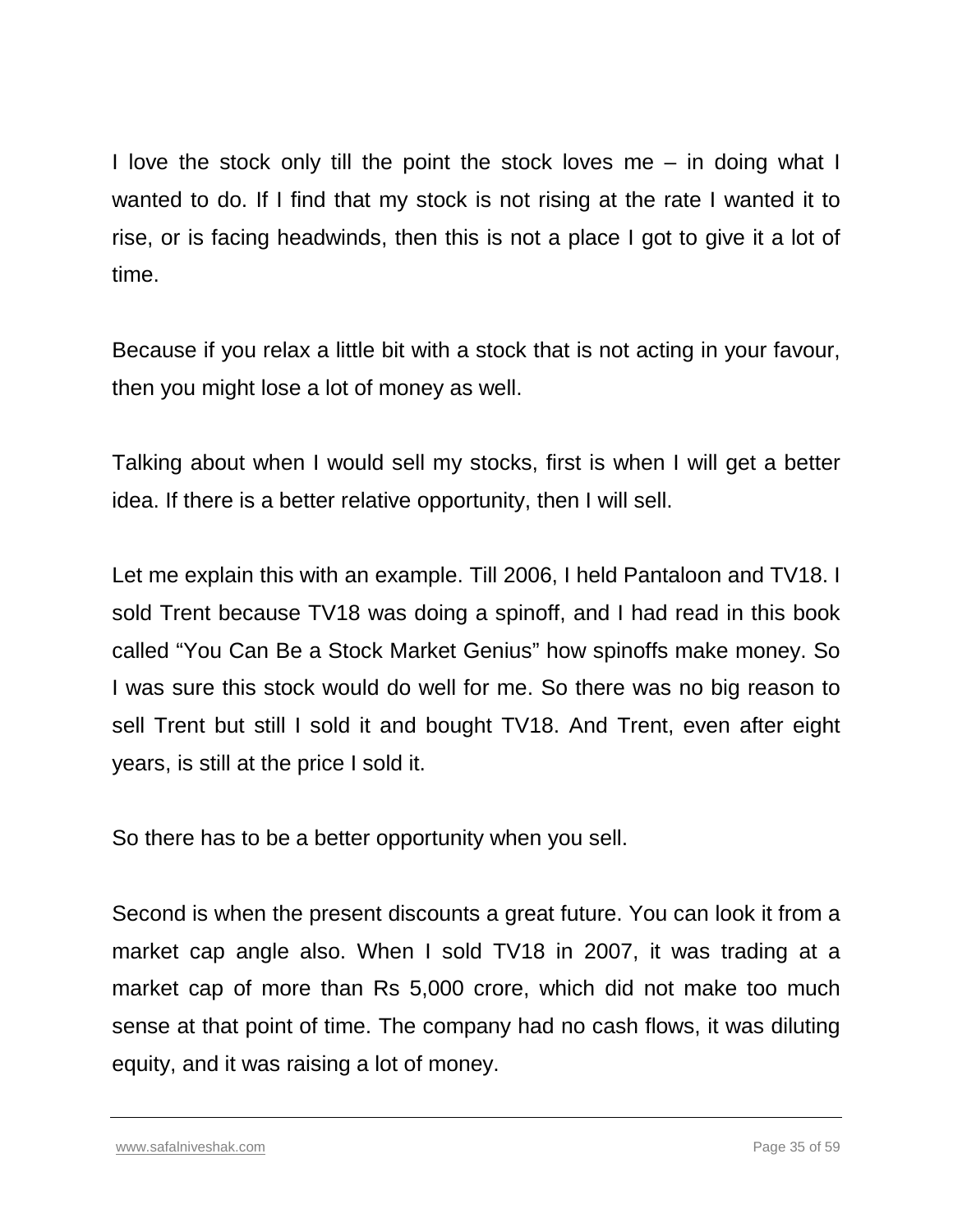I love the stock only till the point the stock loves me – in doing what I wanted to do. If I find that my stock is not rising at the rate I wanted it to rise, or is facing headwinds, then this is not a place I got to give it a lot of time.

Because if you relax a little bit with a stock that is not acting in your favour, then you might lose a lot of money as well.

Talking about when I would sell my stocks, first is when I will get a better idea. If there is a better relative opportunity, then I will sell.

Let me explain this with an example. Till 2006, I held Pantaloon and TV18. I sold Trent because TV18 was doing a spinoff, and I had read in this book called “You Can Be a Stock Market Genius” how spinoffs make money. So I was sure this stock would do well for me. So there was no big reason to sell Trent but still I sold it and bought TV18. And Trent, even after eight years, is still at the price I sold it.

So there has to be a better opportunity when you sell.

Second is when the present discounts a great future. You can look it from a market cap angle also. When I sold TV18 in 2007, it was trading at a market cap of more than Rs 5,000 crore, which did not make too much sense at that point of time. The company had no cash flows, it was diluting equity, and it was raising a lot of money.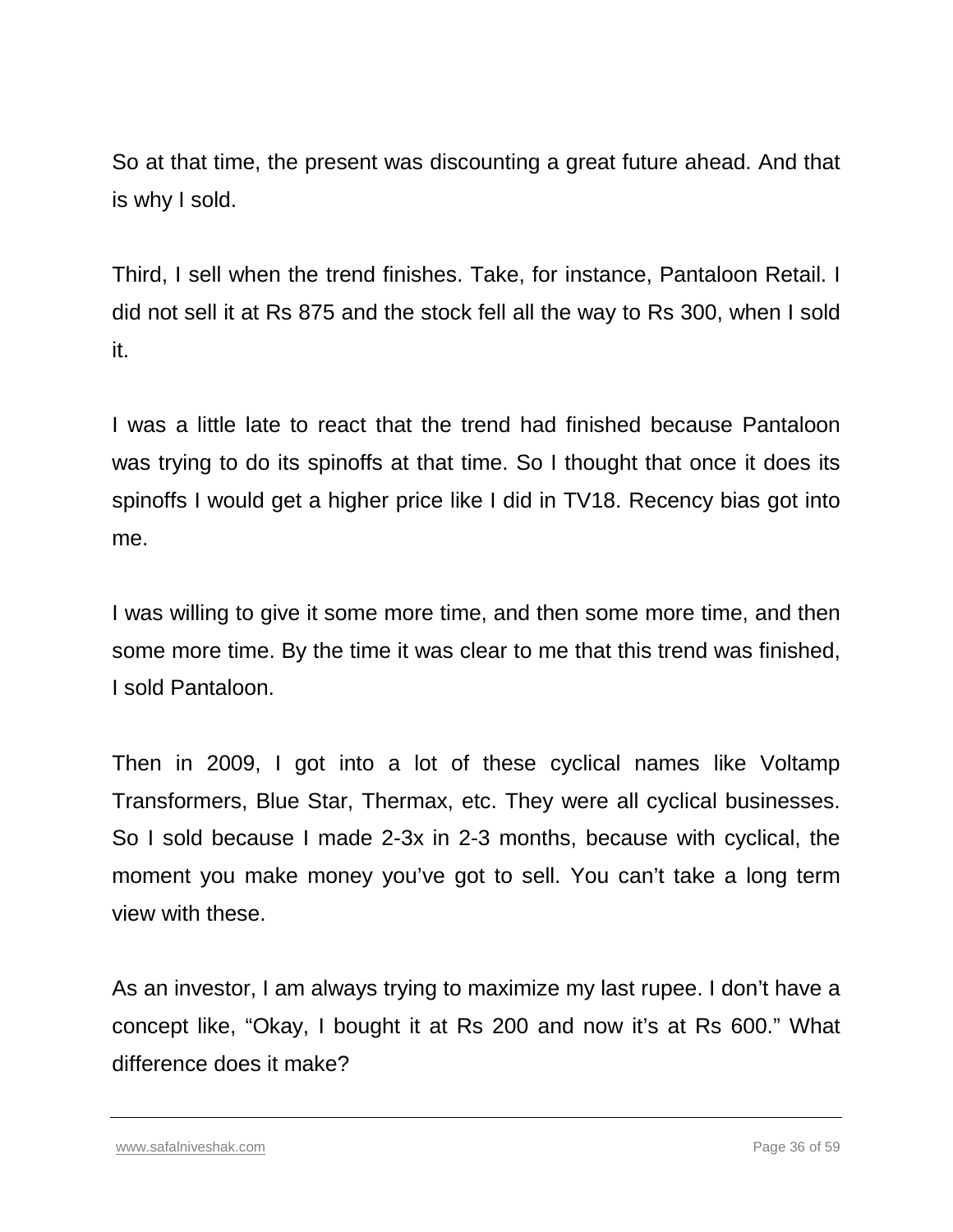So at that time, the present was discounting a great future ahead. And that is why I sold.

Third, I sell when the trend finishes. Take, for instance, Pantaloon Retail. I did not sell it at Rs 875 and the stock fell all the way to Rs 300, when I sold it.

I was a little late to react that the trend had finished because Pantaloon was trying to do its spinoffs at that time. So I thought that once it does its spinoffs I would get a higher price like I did in TV18. Recency bias got into me.

I was willing to give it some more time, and then some more time, and then some more time. By the time it was clear to me that this trend was finished, I sold Pantaloon.

Then in 2009, I got into a lot of these cyclical names like Voltamp Transformers, Blue Star, Thermax, etc. They were all cyclical businesses. So I sold because I made 2-3x in 2-3 months, because with cyclical, the moment you make money you've got to sell. You can't take a long term view with these.

As an investor, I am always trying to maximize my last rupee. I don't have a concept like, "Okay, I bought it at Rs 200 and now it's at Rs 600." What difference does it make?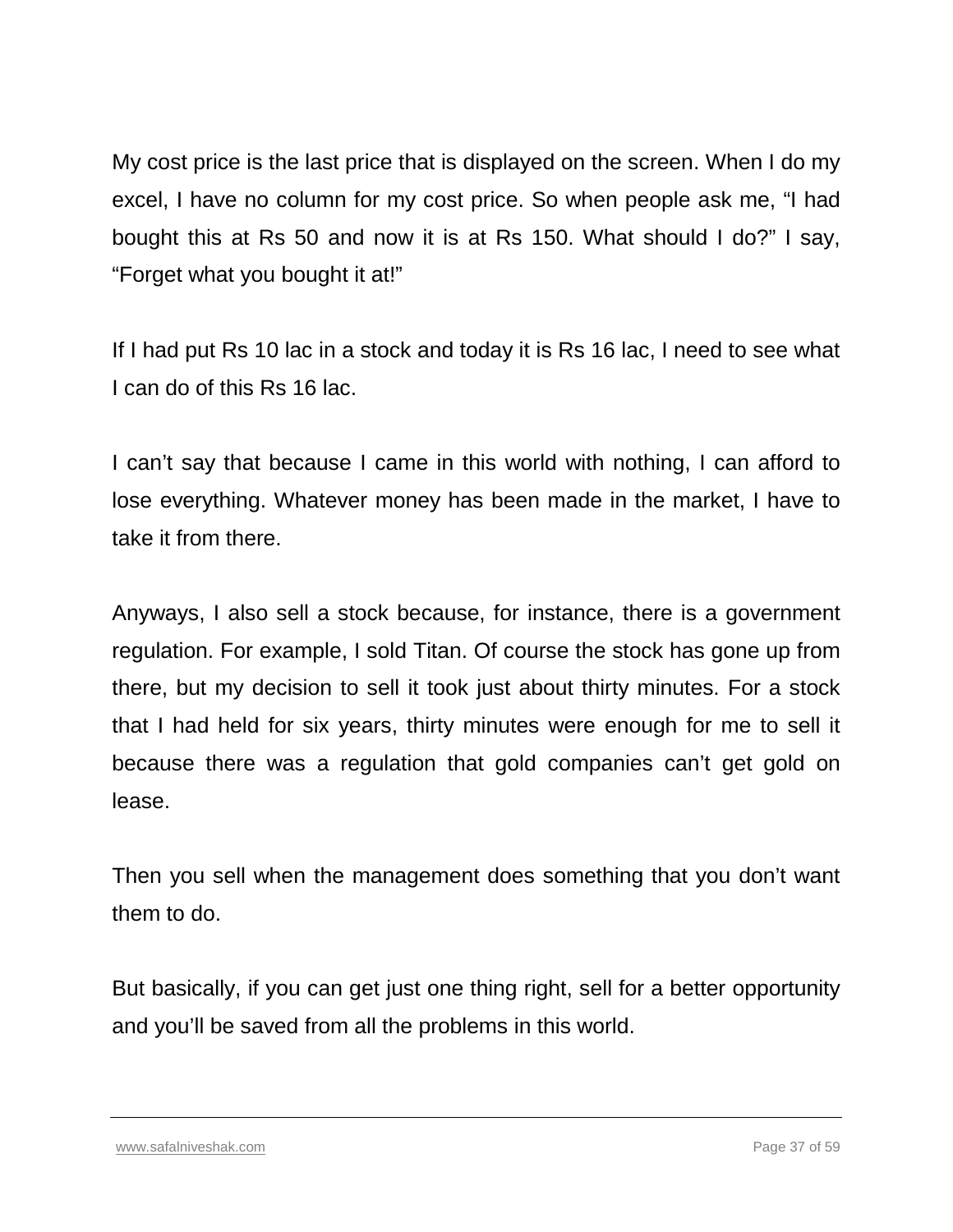My cost price is the last price that is displayed on the screen. When I do my excel, I have no column for my cost price. So when people ask me, “I had bought this at Rs 50 and now it is at Rs 150. What should I do?” I say, “Forget what you bought it at!”

If I had put Rs 10 lac in a stock and today it is Rs 16 lac, I need to see what I can do of this Rs 16 lac.

I can’t say that because I came in this world with nothing, I can afford to lose everything. Whatever money has been made in the market, I have to take it from there.

Anyways, I also sell a stock because, for instance, there is a government regulation. For example, I sold Titan. Of course the stock has gone up from there, but my decision to sell it took just about thirty minutes. For a stock that I had held for six years, thirty minutes were enough for me to sell it because there was a regulation that gold companies can’t get gold on lease.

Then you sell when the management does something that you don’t want them to do.

But basically, if you can get just one thing right, sell for a better opportunity and you’ll be saved from all the problems in this world.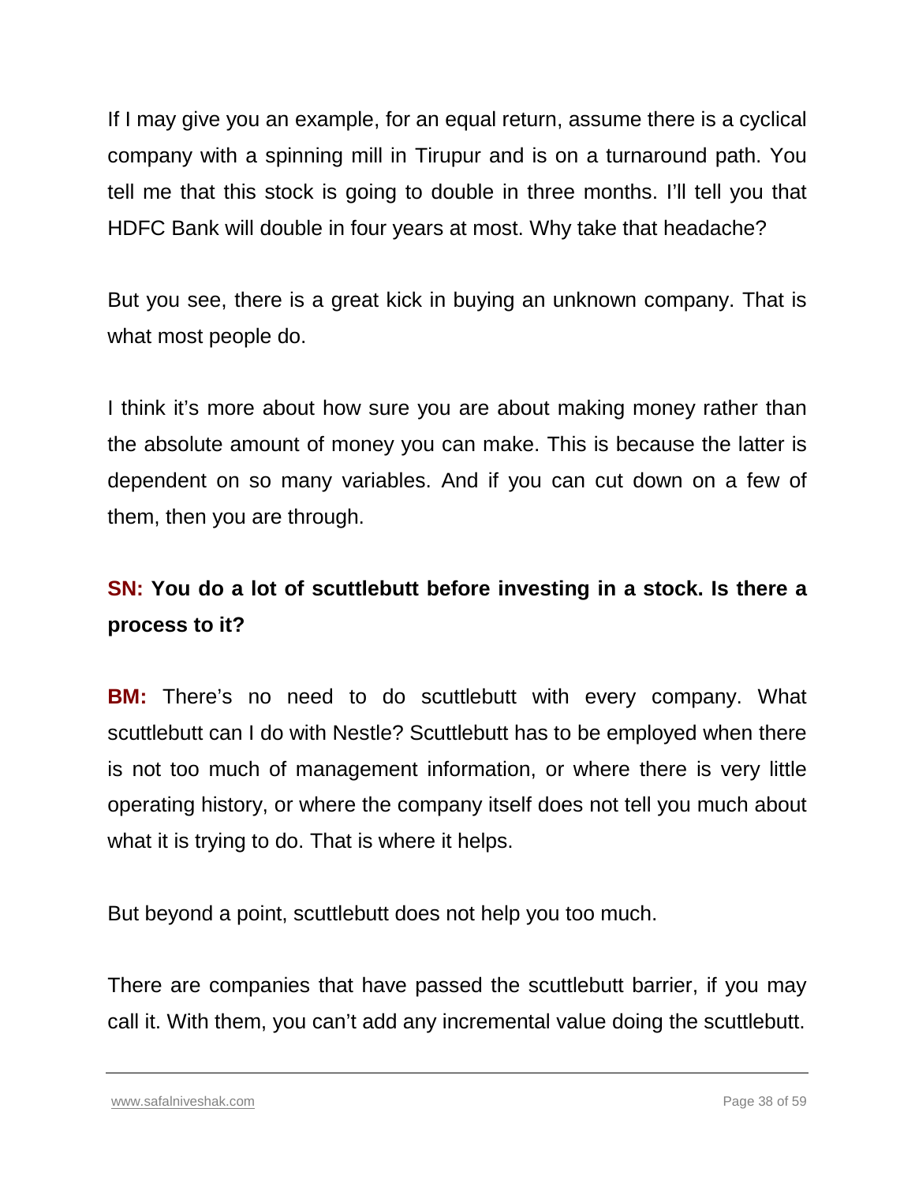If I may give you an example, for an equal return, assume there is a cyclical company with a spinning mill in Tirupur and is on a turnaround path. You tell me that this stock is going to double in three months. I'll tell you that HDFC Bank will double in four years at most. Why take that headache?

But you see, there is a great kick in buying an unknown company. That is what most people do.

I think it's more about how sure you are about making money rather than the absolute amount of money you can make. This is because the latter is dependent on so many variables. And if you can cut down on a few of them, then you are through.

**SN: You do a lot of scuttlebutt before investing in a stock. Is there a process to it?**

**BM:** There's no need to do scuttlebutt with every company. What scuttlebutt can I do with Nestle? Scuttlebutt has to be employed when there is not too much of management information, or where there is very little operating history, or where the company itself does not tell you much about what it is trying to do. That is where it helps.

But beyond a point, scuttlebutt does not help you too much.

There are companies that have passed the scuttlebutt barrier, if you may call it. With them, you can't add any incremental value doing the scuttlebutt.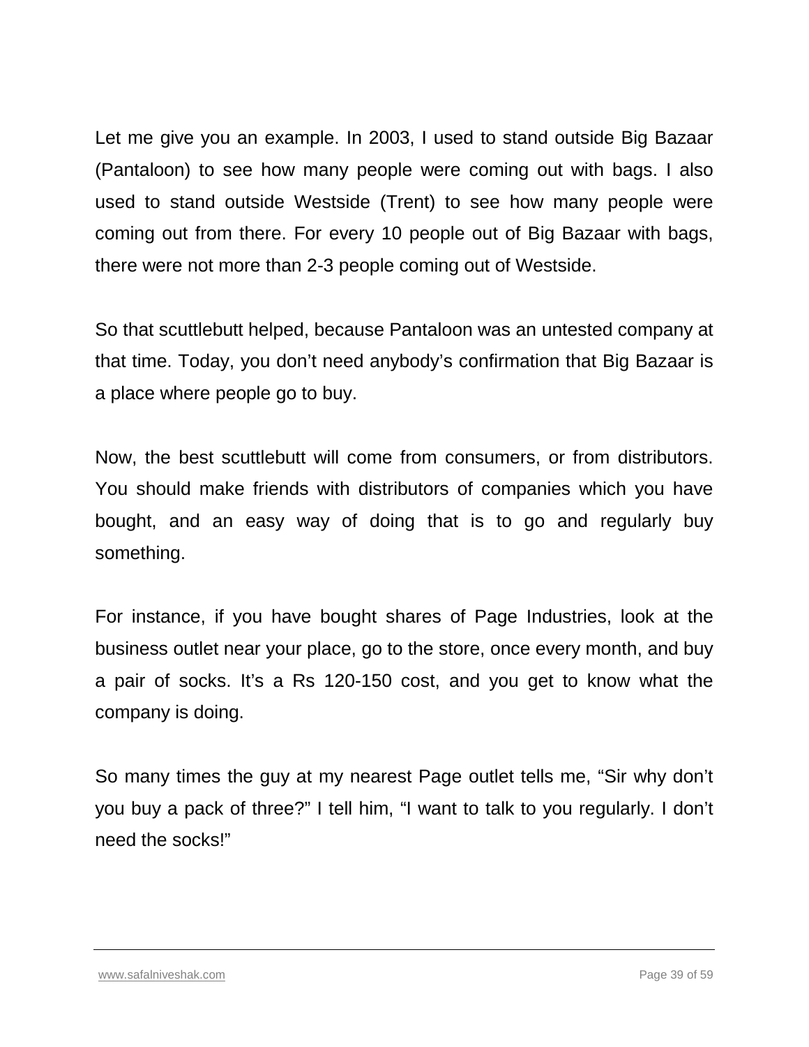Let me give you an example. In 2003, I used to stand outside Big Bazaar (Pantaloon) to see how many people were coming out with bags. I also used to stand outside Westside (Trent) to see how many people were coming out from there. For every 10 people out of Big Bazaar with bags, there were not more than 2-3 people coming out of Westside.

So that scuttlebutt helped, because Pantaloon was an untested company at that time. Today, you don't need anybody's confirmation that Big Bazaar is a place where people go to buy.

Now, the best scuttlebutt will come from consumers, or from distributors. You should make friends with distributors of companies which you have bought, and an easy way of doing that is to go and regularly buy something.

For instance, if you have bought shares of Page Industries, look at the business outlet near your place, go to the store, once every month, and buy a pair of socks. It's a Rs 120-150 cost, and you get to know what the company is doing.

So many times the guy at my nearest Page outlet tells me, "Sir why don't you buy a pack of three?" I tell him, "I want to talk to you regularly. I don't need the socks!"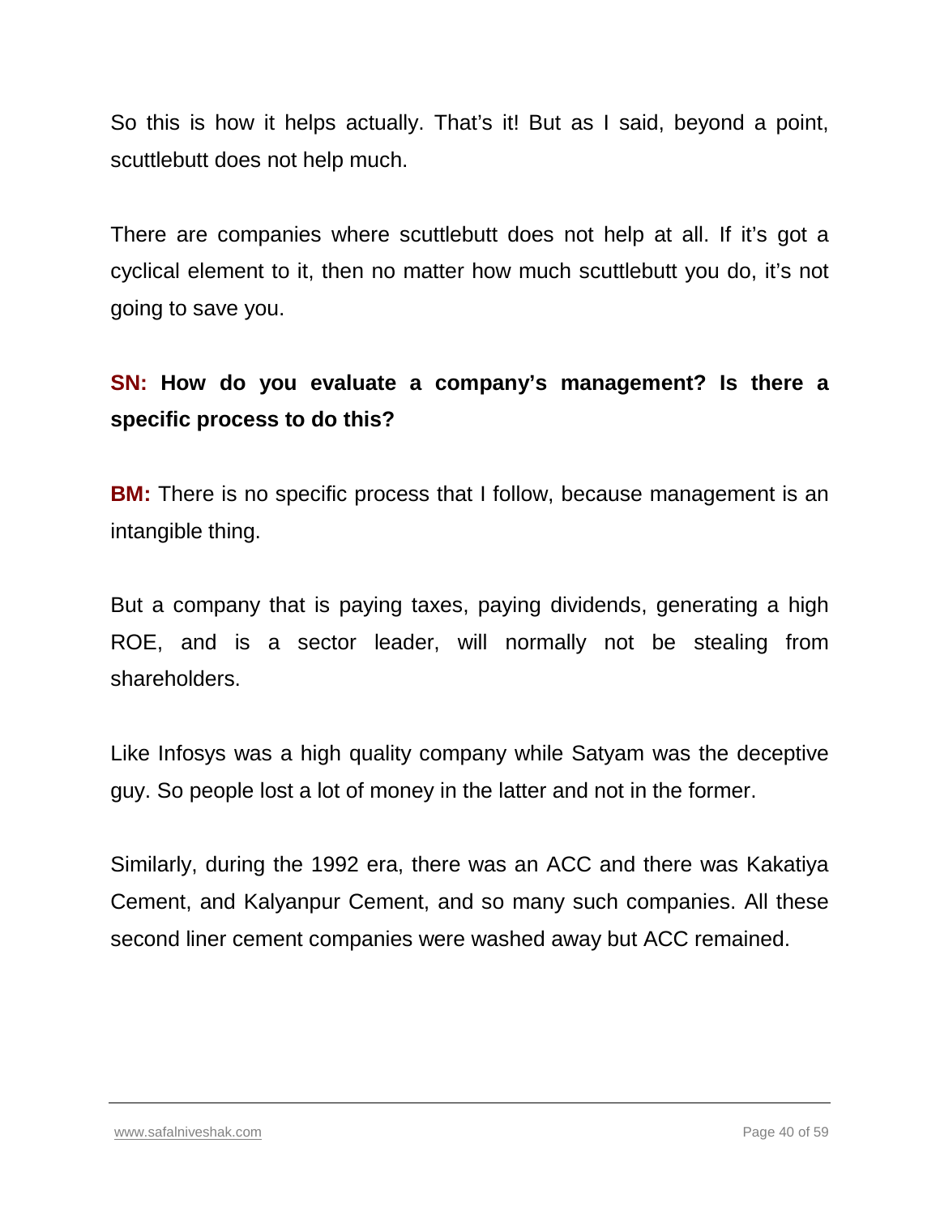So this is how it helps actually. That's it! But as I said, beyond a point, scuttlebutt does not help much.

There are companies where scuttlebutt does not help at all. If it's got a cyclical element to it, then no matter how much scuttlebutt you do, it's not going to save you.

**SN: How do you evaluate a company's management? Is there a specific process to do this?**

**BM:** There is no specific process that I follow, because management is an intangible thing.

But a company that is paying taxes, paying dividends, generating a high ROE, and is a sector leader, will normally not be stealing from shareholders.

Like Infosys was a high quality company while Satyam was the deceptive guy. So people lost a lot of money in the latter and not in the former.

Similarly, during the 1992 era, there was an ACC and there was Kakatiya Cement, and Kalyanpur Cement, and so many such companies. All these second liner cement companies were washed away but ACC remained.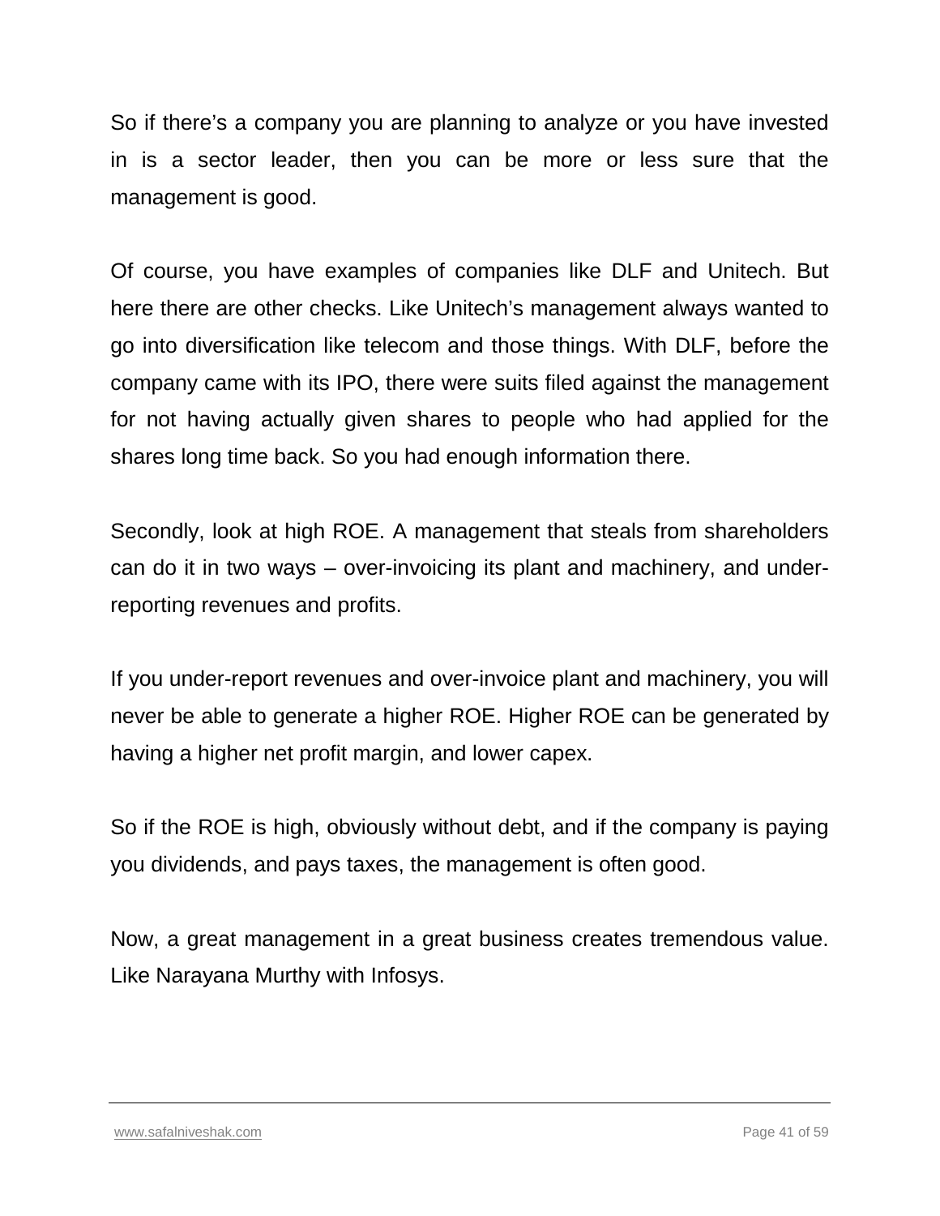So if there's a company you are planning to analyze or you have invested in is a sector leader, then you can be more or less sure that the management is good.

Of course, you have examples of companies like DLF and Unitech. But here there are other checks. Like Unitech's management always wanted to go into diversification like telecom and those things. With DLF, before the company came with its IPO, there were suits filed against the management for not having actually given shares to people who had applied for the shares long time back. So you had enough information there.

Secondly, look at high ROE. A management that steals from shareholders can do it in two ways – over-invoicing its plant and machinery, and under-reporting revenues and profits.

If you under-report revenues and over-invoice plant and machinery, you will never be able to generate a higher ROE. Higher ROE can be generated by having a higher net profit margin, and lower capex.

So if the ROE is high, obviously without debt, and if the company is paying you dividends, and pays taxes, the management is often good.

Now, a great management in a great business creates tremendous value. Like Narayana Murthy with Infosys.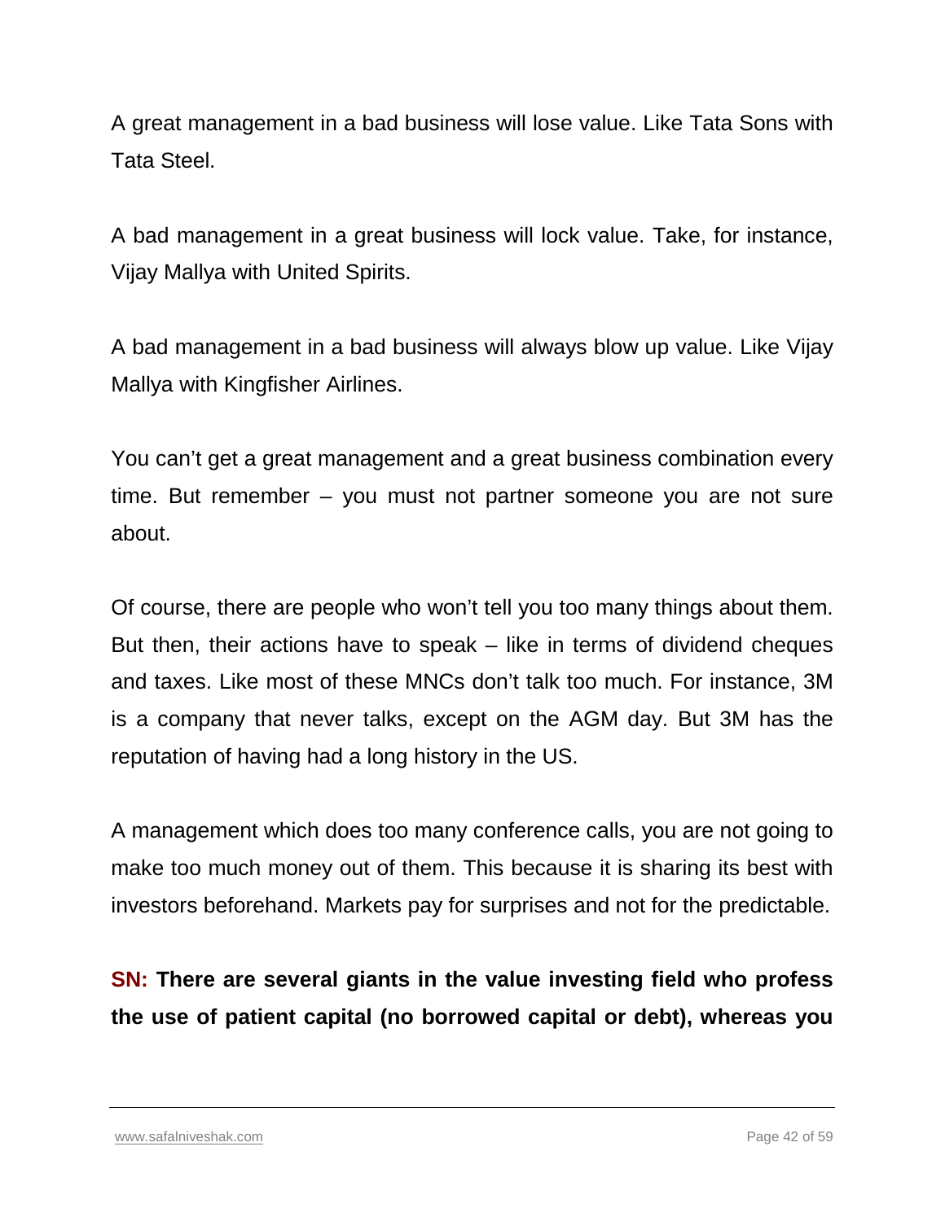A great management in a bad business will lose value. Like Tata Sons with Tata Steel.

A bad management in a great business will lock value. Take, for instance, Vijay Mallya with United Spirits.

A bad management in a bad business will always blow up value. Like Vijay Mallya with Kingfisher Airlines.

You can't get a great management and a great business combination every time. But remember – you must not partner someone you are not sure about.

Of course, there are people who won't tell you too many things about them. But then, their actions have to speak – like in terms of dividend cheques and taxes. Like most of these MNCs don't talk too much. For instance, 3M is a company that never talks, except on the AGM day. But 3M has the reputation of having had a long history in the US.

A management which does too many conference calls, you are not going to make too much money out of them. This because it is sharing its best with investors beforehand. Markets pay for surprises and not for the predictable.

**SN: There are several giants in the value investing field who profess the use of patient capital (no borrowed capital or debt), whereas you**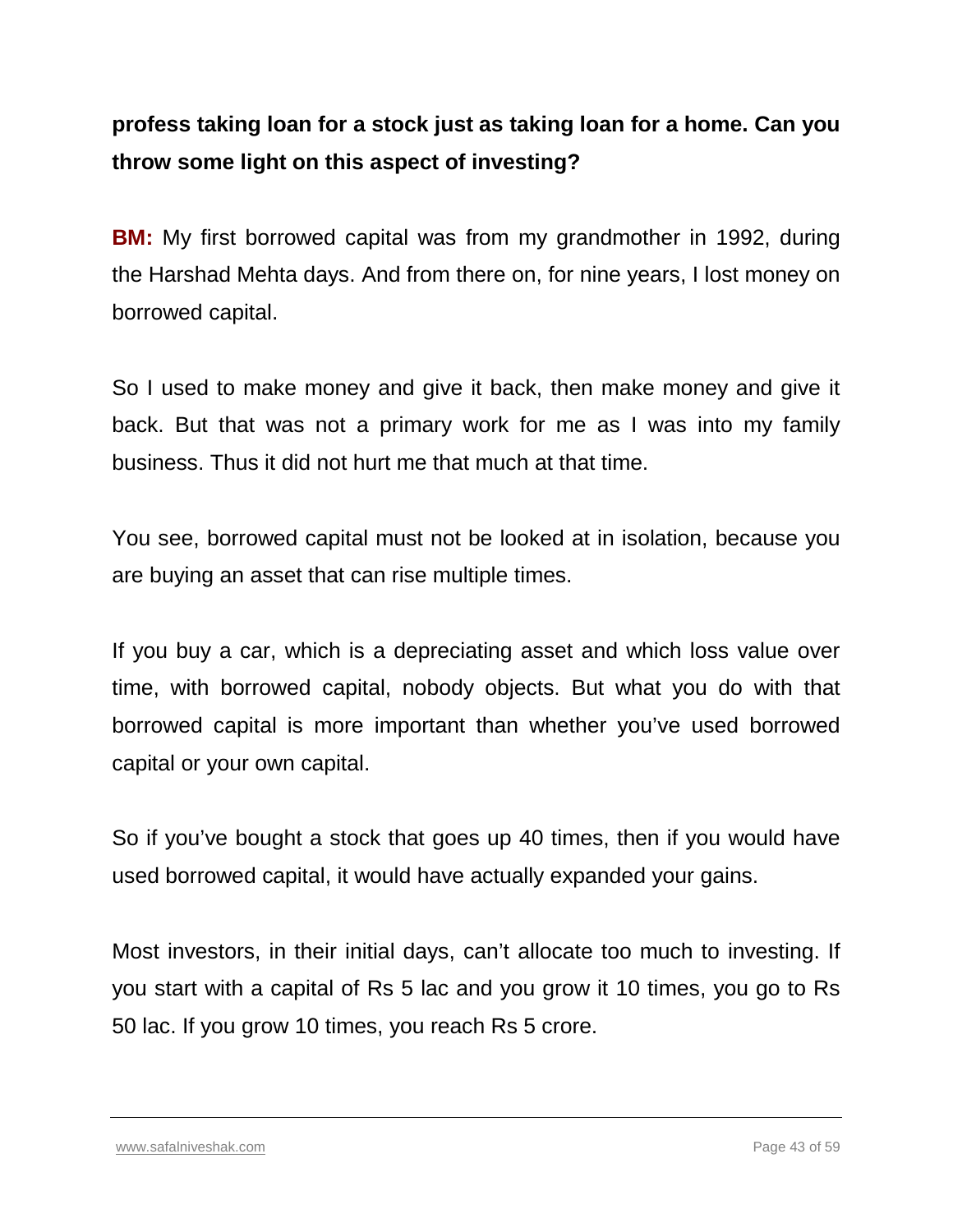**profess taking loan for a stock just as taking loan for a home. Can you throw some light on this aspect of investing?**

**BM:** My first borrowed capital was from my grandmother in 1992, during the Harshad Mehta days. And from there on, for nine years, I lost money on borrowed capital.

So I used to make money and give it back, then make money and give it back. But that was not a primary work for me as I was into my family business. Thus it did not hurt me that much at that time.

You see, borrowed capital must not be looked at in isolation, because you are buying an asset that can rise multiple times.

If you buy a car, which is a depreciating asset and which loss value over time, with borrowed capital, nobody objects. But what you do with that borrowed capital is more important than whether you've used borrowed capital or your own capital.

So if you've bought a stock that goes up 40 times, then if you would have used borrowed capital, it would have actually expanded your gains.

Most investors, in their initial days, can't allocate too much to investing. If you start with a capital of Rs 5 lac and you grow it 10 times, you go to Rs 50 lac. If you grow 10 times, you reach Rs 5 crore.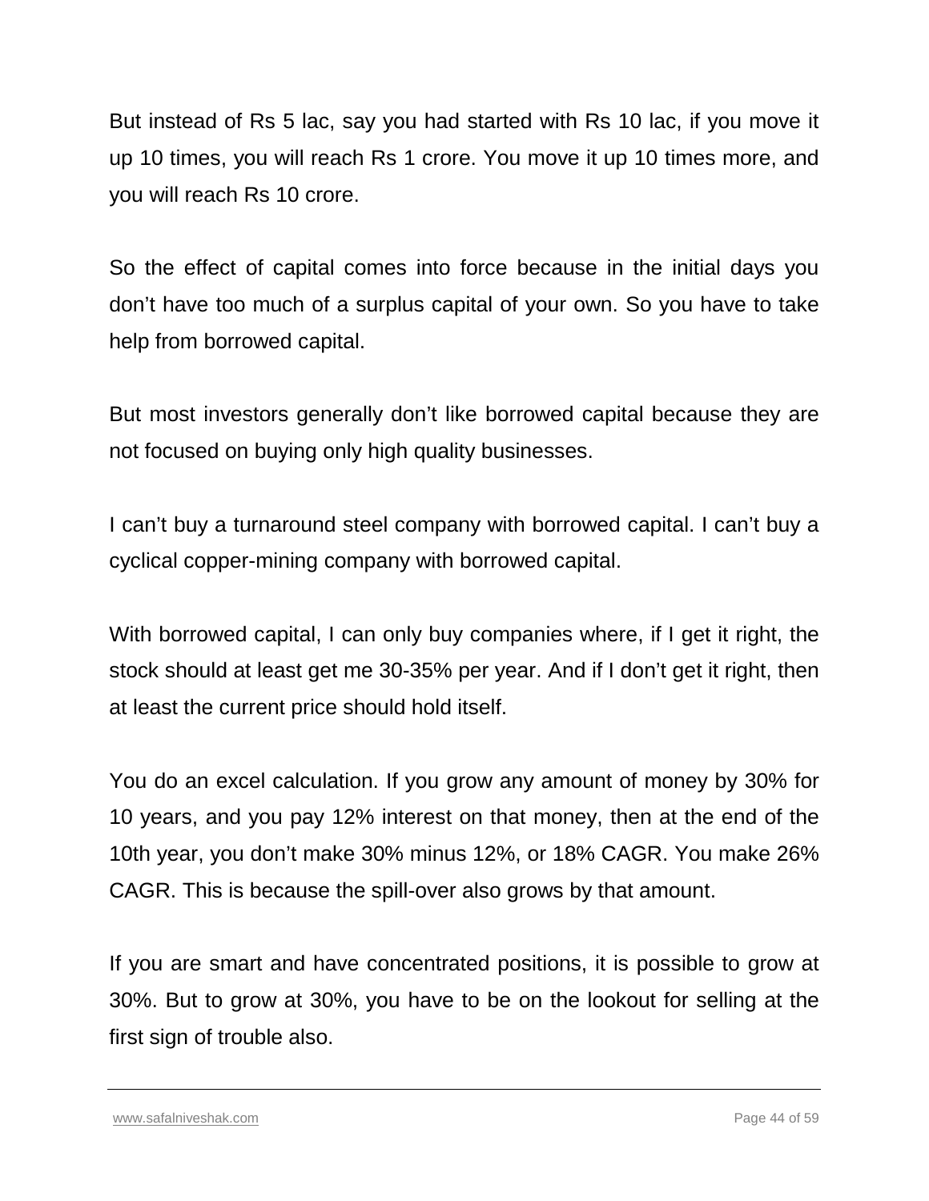But instead of Rs 5 lac, say you had started with Rs 10 lac, if you move it up 10 times, you will reach Rs 1 crore. You move it up 10 times more, and you will reach Rs 10 crore.

So the effect of capital comes into force because in the initial days you don't have too much of a surplus capital of your own. So you have to take help from borrowed capital.

But most investors generally don't like borrowed capital because they are not focused on buying only high quality businesses.

I can't buy a turnaround steel company with borrowed capital. I can't buy a cyclical copper-mining company with borrowed capital.

With borrowed capital, I can only buy companies where, if I get it right, the stock should at least get me 30-35% per year. And if I don't get it right, then at least the current price should hold itself.

You do an excel calculation. If you grow any amount of money by 30% for 10 years, and you pay 12% interest on that money, then at the end of the 10th year, you don't make 30% minus 12%, or 18% CAGR. You make 26% CAGR. This is because the spill-over also grows by that amount.

If you are smart and have concentrated positions, it is possible to grow at 30%. But to grow at 30%, you have to be on the lookout for selling at the first sign of trouble also.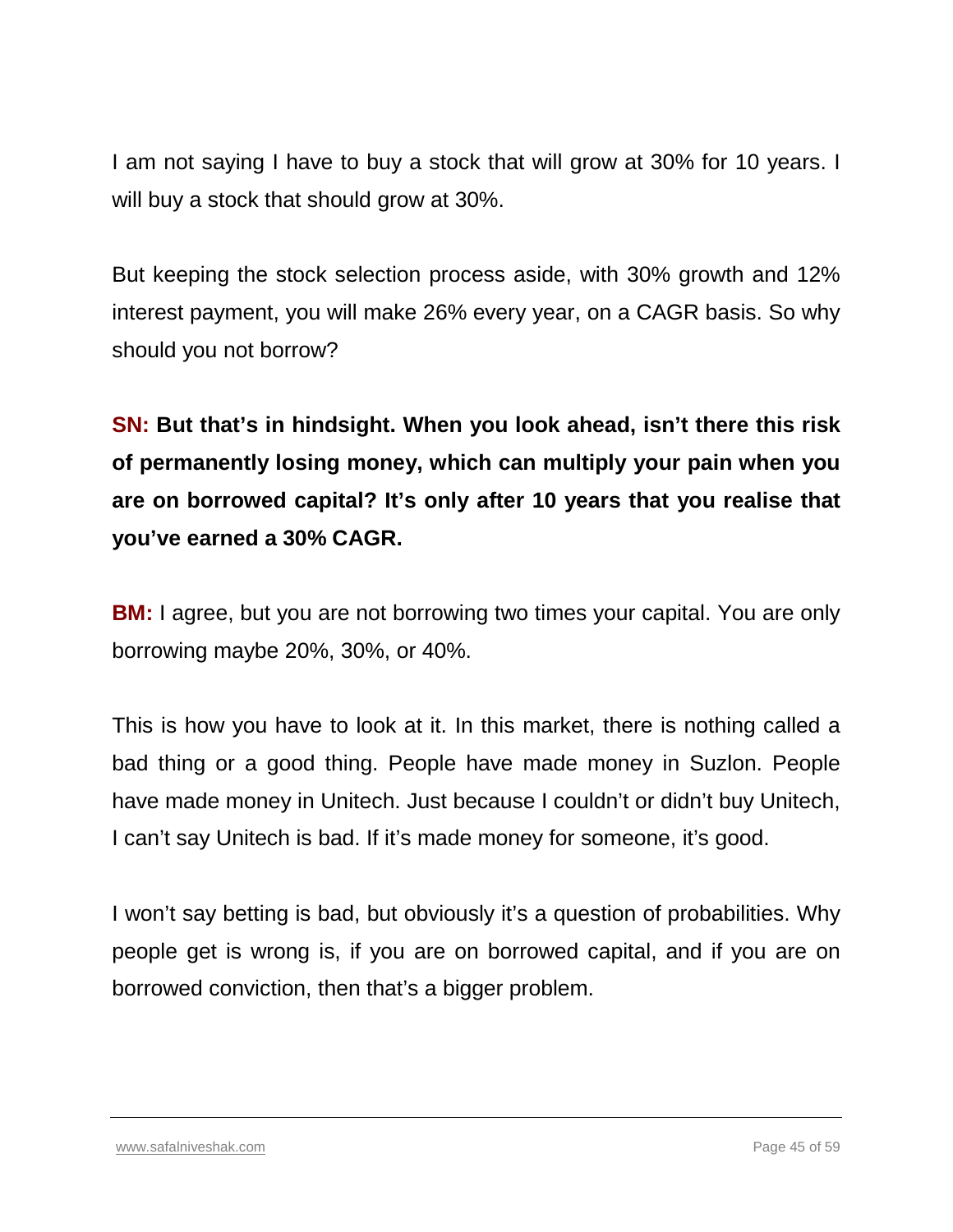I am not saying I have to buy a stock that will grow at 30% for 10 years. I will buy a stock that should grow at 30%.

But keeping the stock selection process aside, with 30% growth and 12% interest payment, you will make 26% every year, on a CAGR basis. So why should you not borrow?

**SN: But that's in hindsight. When you look ahead, isn't there this risk of permanently losing money, which can multiply your pain when you are on borrowed capital? It's only after 10 years that you realise that you've earned a 30% CAGR.**

**BM:** I agree, but you are not borrowing two times your capital. You are only borrowing maybe 20%, 30%, or 40%.

This is how you have to look at it. In this market, there is nothing called a bad thing or a good thing. People have made money in Suzlon. People have made money in Unitech. Just because I couldn't or didn't buy Unitech, I can't say Unitech is bad. If it's made money for someone, it's good.

I won't say betting is bad, but obviously it's a question of probabilities. Why people get is wrong is, if you are on borrowed capital, and if you are on borrowed conviction, then that's a bigger problem.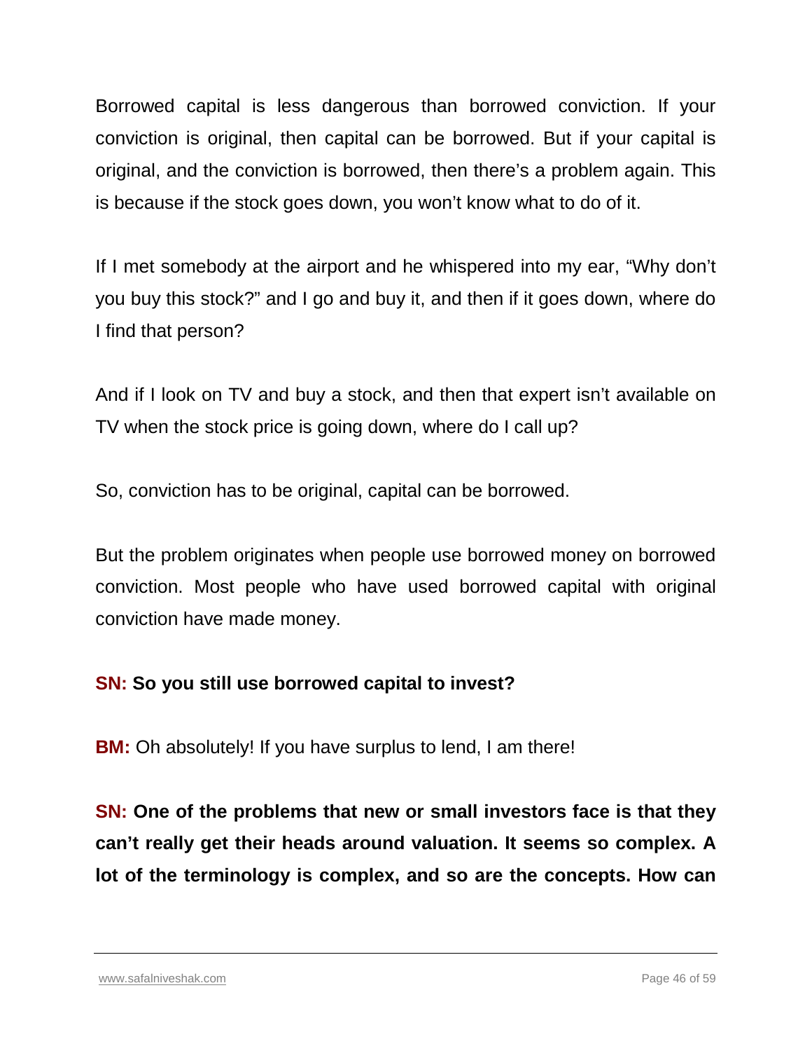Borrowed capital is less dangerous than borrowed conviction. If your conviction is original, then capital can be borrowed. But if your capital is original, and the conviction is borrowed, then there's a problem again. This is because if the stock goes down, you won't know what to do of it.

If I met somebody at the airport and he whispered into my ear, "Why don't you buy this stock?" and I go and buy it, and then if it goes down, where do I find that person?

And if I look on TV and buy a stock, and then that expert isn't available on TV when the stock price is going down, where do I call up?

So, conviction has to be original, capital can be borrowed.

But the problem originates when people use borrowed money on borrowed conviction. Most people who have used borrowed capital with original conviction have made money.

**SN: So you still use borrowed capital to invest?**

**BM:** Oh absolutely! If you have surplus to lend, I am there!

**SN: One of the problems that new or small investors face is that they can't really get their heads around valuation. It seems so complex. A lot of the terminology is complex, and so are the concepts. How can**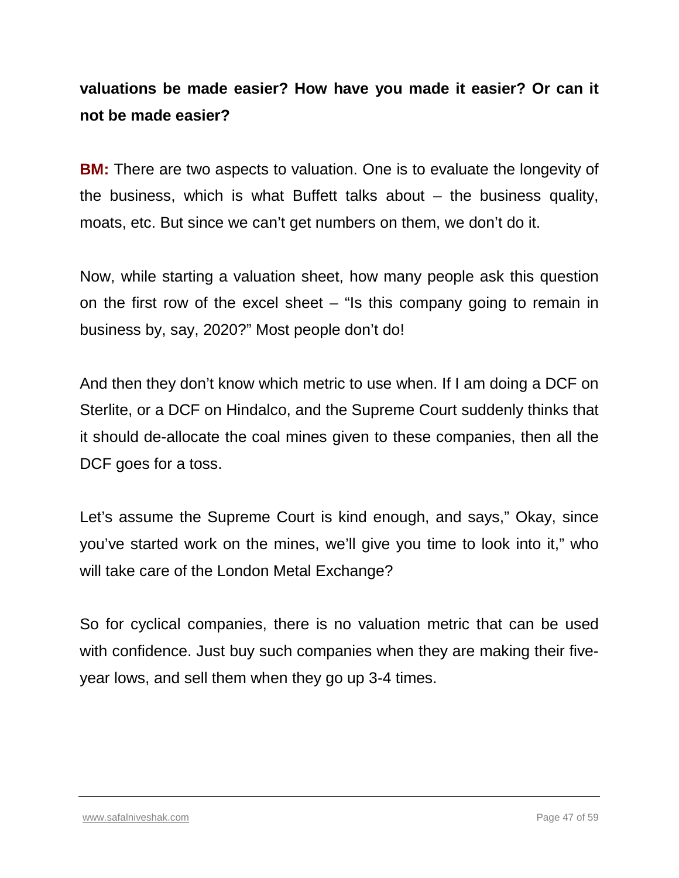**valuations be made easier? How have you made it easier? Or can it not be made easier?**

**BM:** There are two aspects to valuation. One is to evaluate the longevity of the business, which is what Buffett talks about – the business quality, moats, etc. But since we can't get numbers on them, we don't do it.

Now, while starting a valuation sheet, how many people ask this question on the first row of the excel sheet – "Is this company going to remain in business by, say, 2020?" Most people don't do!

And then they don't know which metric to use when. If I am doing a DCF on Sterlite, or a DCF on Hindalco, and the Supreme Court suddenly thinks that it should de-allocate the coal mines given to these companies, then all the DCF goes for a toss.

Let's assume the Supreme Court is kind enough, and says," Okay, since you've started work on the mines, we'll give you time to look into it," who will take care of the London Metal Exchange?

So for cyclical companies, there is no valuation metric that can be used with confidence. Just buy such companies when they are making their five-year lows, and sell them when they go up 3-4 times.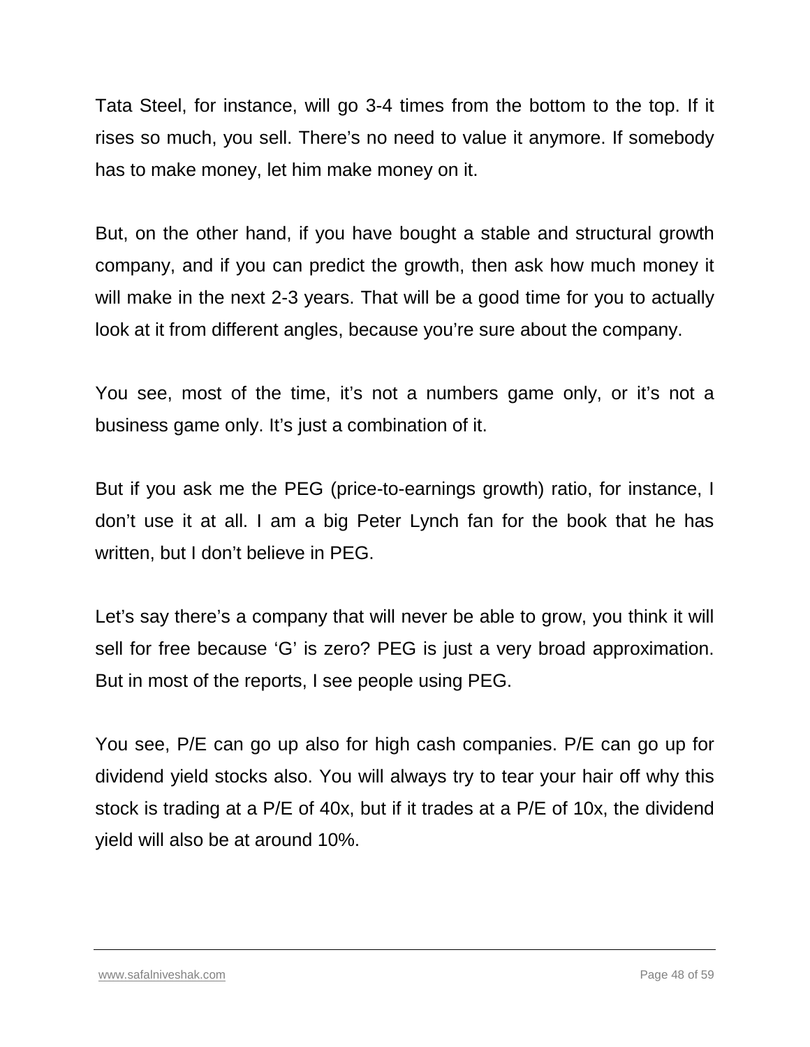Tata Steel, for instance, will go 3-4 times from the bottom to the top. If it rises so much, you sell. There's no need to value it anymore. If somebody has to make money, let him make money on it.

But, on the other hand, if you have bought a stable and structural growth company, and if you can predict the growth, then ask how much money it will make in the next 2-3 years. That will be a good time for you to actually look at it from different angles, because you're sure about the company.

You see, most of the time, it's not a numbers game only, or it's not a business game only. It's just a combination of it.

But if you ask me the PEG (price-to-earnings growth) ratio, for instance, I don't use it at all. I am a big Peter Lynch fan for the book that he has written, but I don't believe in PEG.

Let's say there's a company that will never be able to grow, you think it will sell for free because 'G' is zero? PEG is just a very broad approximation. But in most of the reports, I see people using PEG.

You see, P/E can go up also for high cash companies. P/E can go up for dividend yield stocks also. You will always try to tear your hair off why this stock is trading at a P/E of 40x, but if it trades at a P/E of 10x, the dividend yield will also be at around 10%.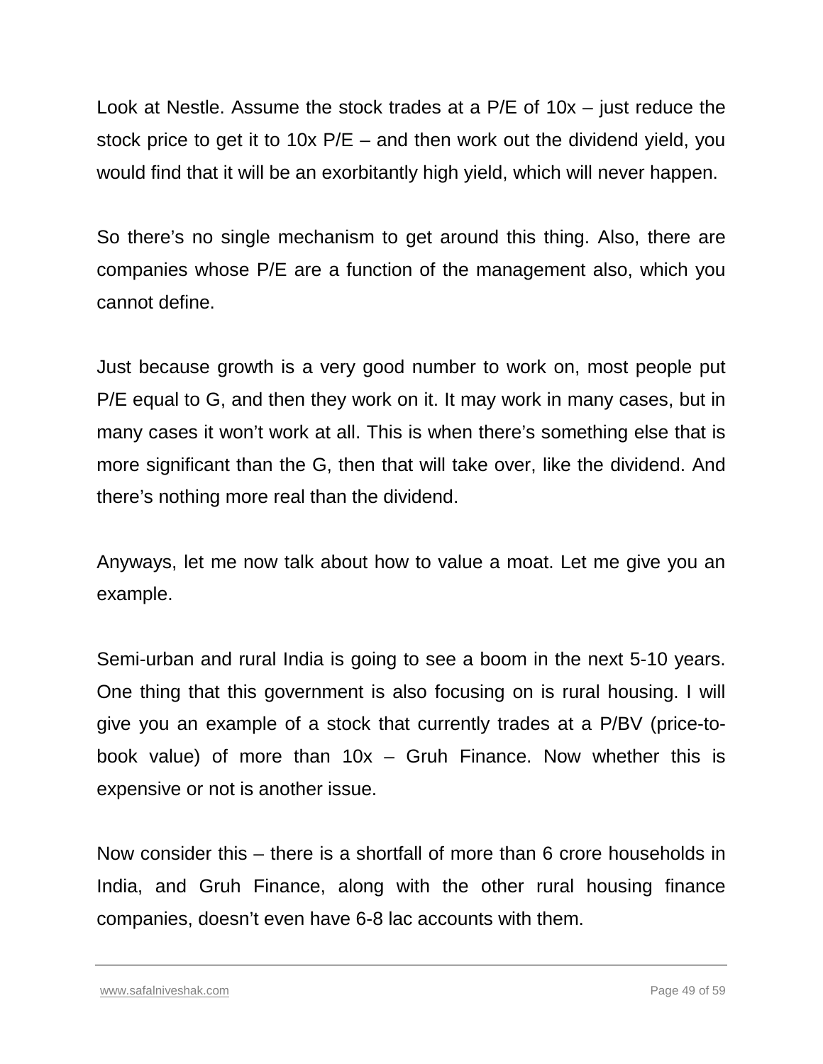Look at Nestle. Assume the stock trades at a P/E of 10x – just reduce the stock price to get it to 10x P/E – and then work out the dividend yield, you would find that it will be an exorbitantly high yield, which will never happen.

So there's no single mechanism to get around this thing. Also, there are companies whose P/E are a function of the management also, which you cannot define.

Just because growth is a very good number to work on, most people put P/E equal to G, and then they work on it. It may work in many cases, but in many cases it won't work at all. This is when there's something else that is more significant than the G, then that will take over, like the dividend. And there's nothing more real than the dividend.

Anyways, let me now talk about how to value a moat. Let me give you an example.

Semi-urban and rural India is going to see a boom in the next 5-10 years. One thing that this government is also focusing on is rural housing. I will give you an example of a stock that currently trades at a P/BV (price-to-book value) of more than 10x – Gruh Finance. Now whether this is expensive or not is another issue.

Now consider this – there is a shortfall of more than 6 crore households in India, and Gruh Finance, along with the other rural housing finance companies, doesn't even have 6-8 lac accounts with them.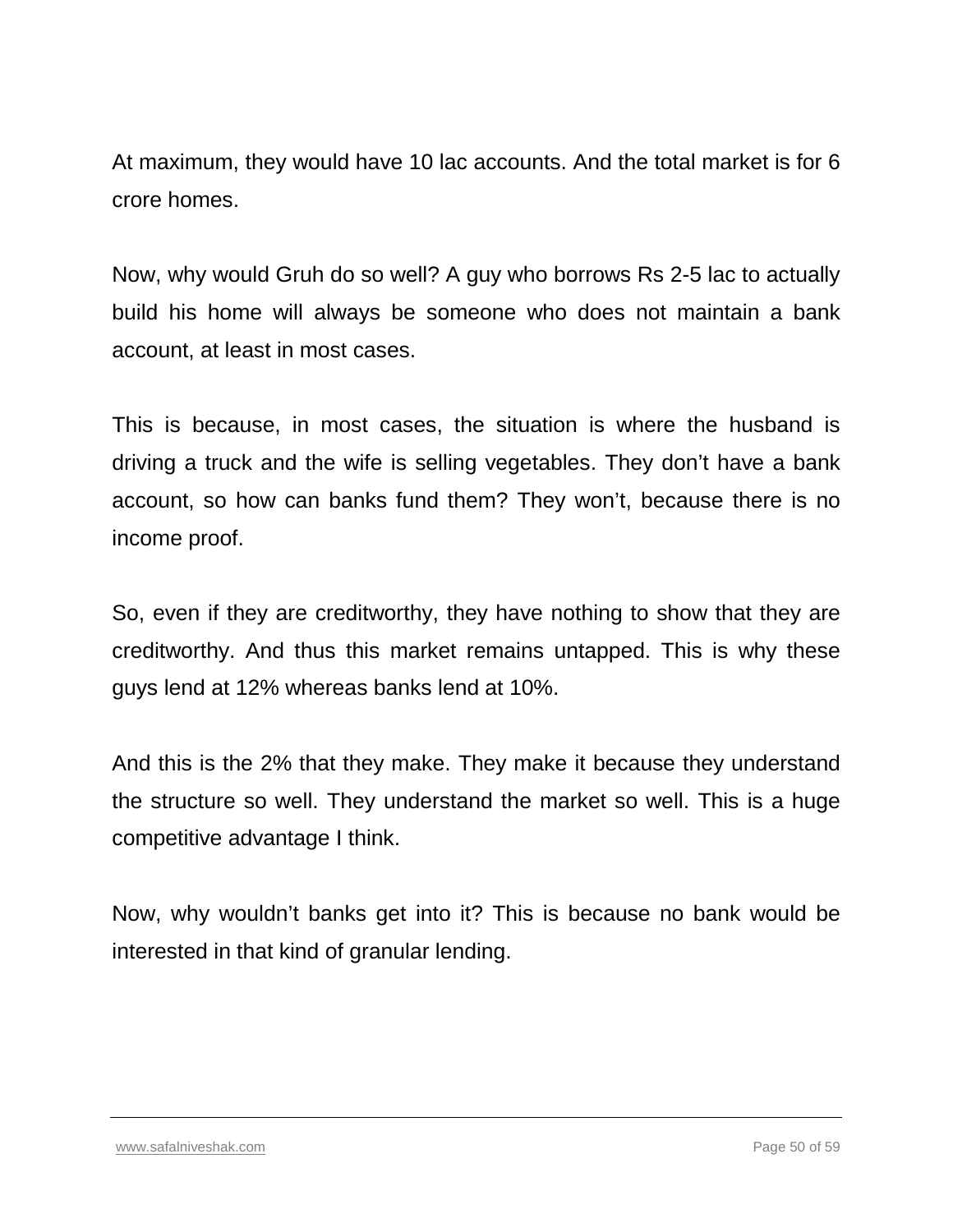At maximum, they would have 10 lac accounts. And the total market is for 6 crore homes.

Now, why would Gruh do so well? A guy who borrows Rs 2-5 lac to actually build his home will always be someone who does not maintain a bank account, at least in most cases.

This is because, in most cases, the situation is where the husband is driving a truck and the wife is selling vegetables. They don't have a bank account, so how can banks fund them? They won't, because there is no income proof.

So, even if they are creditworthy, they have nothing to show that they are creditworthy. And thus this market remains untapped. This is why these guys lend at 12% whereas banks lend at 10%.

And this is the 2% that they make. They make it because they understand the structure so well. They understand the market so well. This is a huge competitive advantage I think.

Now, why wouldn't banks get into it? This is because no bank would be interested in that kind of granular lending.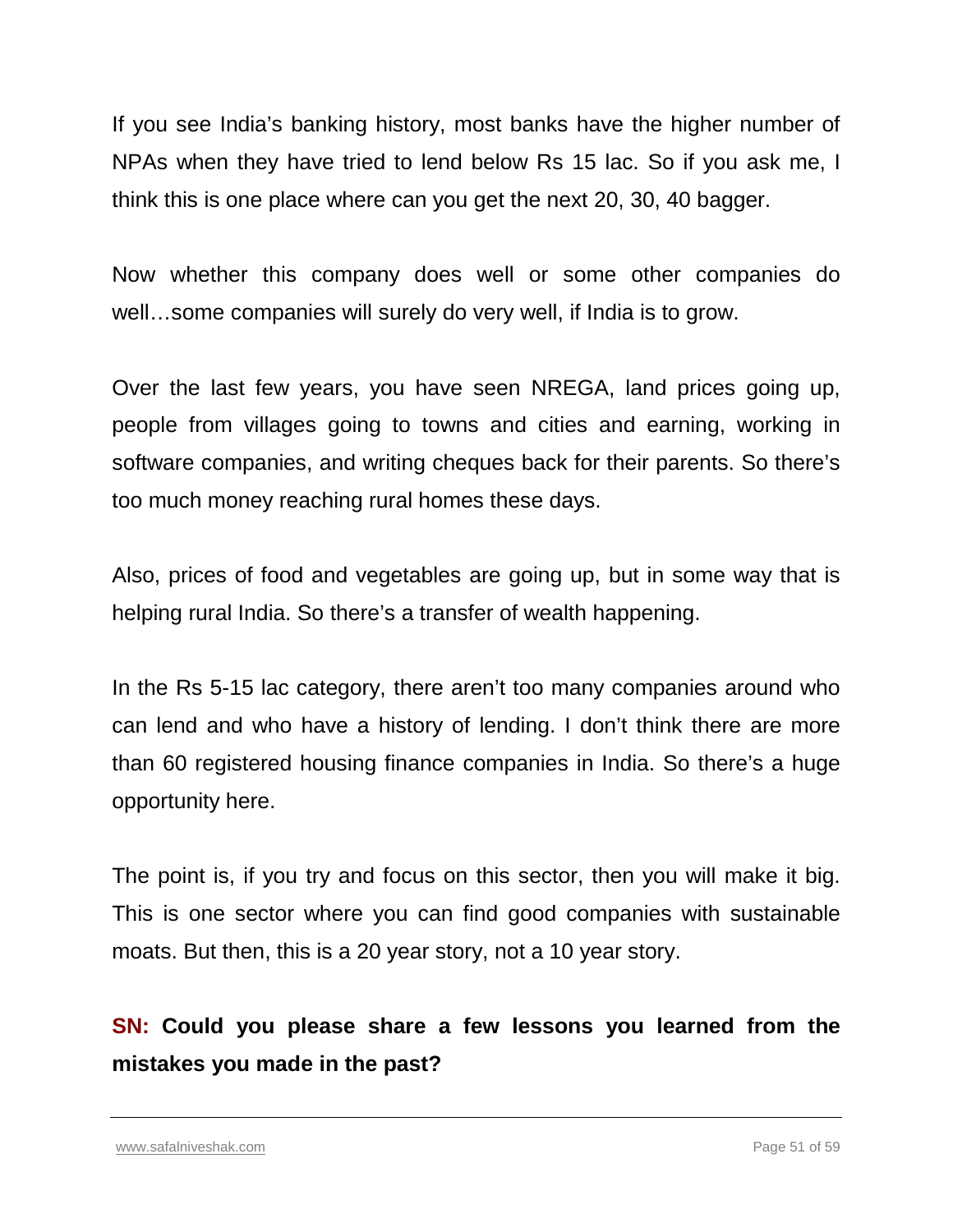If you see India's banking history, most banks have the higher number of NPAs when they have tried to lend below Rs 15 lac. So if you ask me, I think this is one place where can you get the next 20, 30, 40 bagger.

Now whether this company does well or some other companies do well…some companies will surely do very well, if India is to grow.

Over the last few years, you have seen NREGA, land prices going up, people from villages going to towns and cities and earning, working in software companies, and writing cheques back for their parents. So there's too much money reaching rural homes these days.

Also, prices of food and vegetables are going up, but in some way that is helping rural India. So there's a transfer of wealth happening.

In the Rs 5-15 lac category, there aren't too many companies around who can lend and who have a history of lending. I don't think there are more than 60 registered housing finance companies in India. So there's a huge opportunity here.

The point is, if you try and focus on this sector, then you will make it big. This is one sector where you can find good companies with sustainable moats. But then, this is a 20 year story, not a 10 year story.

**SN: Could you please share a few lessons you learned from the mistakes you made in the past?**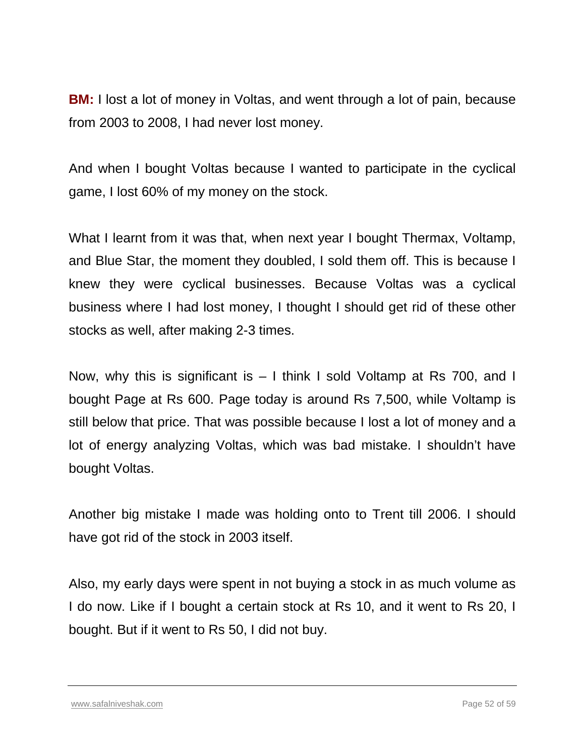**BM:** I lost a lot of money in Voltas, and went through a lot of pain, because from 2003 to 2008, I had never lost money.

And when I bought Voltas because I wanted to participate in the cyclical game, I lost 60% of my money on the stock.

What I learnt from it was that, when next year I bought Thermax, Voltamp, and Blue Star, the moment they doubled, I sold them off. This is because I knew they were cyclical businesses. Because Voltas was a cyclical business where I had lost money, I thought I should get rid of these other stocks as well, after making 2-3 times.

Now, why this is significant is – I think I sold Voltamp at Rs 700, and I bought Page at Rs 600. Page today is around Rs 7,500, while Voltamp is still below that price. That was possible because I lost a lot of money and a lot of energy analyzing Voltas, which was bad mistake. I shouldn't have bought Voltas.

Another big mistake I made was holding onto to Trent till 2006. I should have got rid of the stock in 2003 itself.

Also, my early days were spent in not buying a stock in as much volume as I do now. Like if I bought a certain stock at Rs 10, and it went to Rs 20, I bought. But if it went to Rs 50, I did not buy.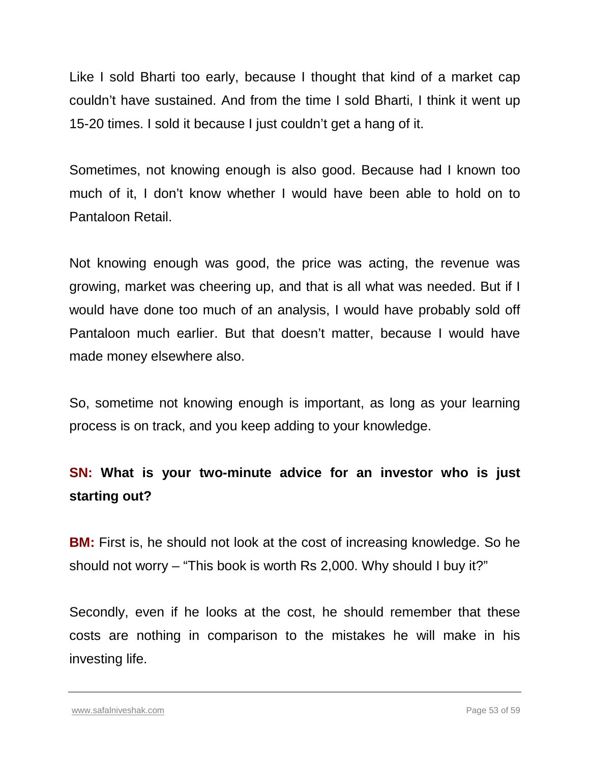Like I sold Bharti too early, because I thought that kind of a market cap couldn't have sustained. And from the time I sold Bharti, I think it went up 15-20 times. I sold it because I just couldn't get a hang of it.

Sometimes, not knowing enough is also good. Because had I known too much of it, I don't know whether I would have been able to hold on to Pantaloon Retail.

Not knowing enough was good, the price was acting, the revenue was growing, market was cheering up, and that is all what was needed. But if I would have done too much of an analysis, I would have probably sold off Pantaloon much earlier. But that doesn't matter, because I would have made money elsewhere also.

So, sometime not knowing enough is important, as long as your learning process is on track, and you keep adding to your knowledge.

**SN: What is your two-minute advice for an investor who is just starting out?**

**BM:** First is, he should not look at the cost of increasing knowledge. So he should not worry – "This book is worth Rs 2,000. Why should I buy it?"

Secondly, even if he looks at the cost, he should remember that these costs are nothing in comparison to the mistakes he will make in his investing life.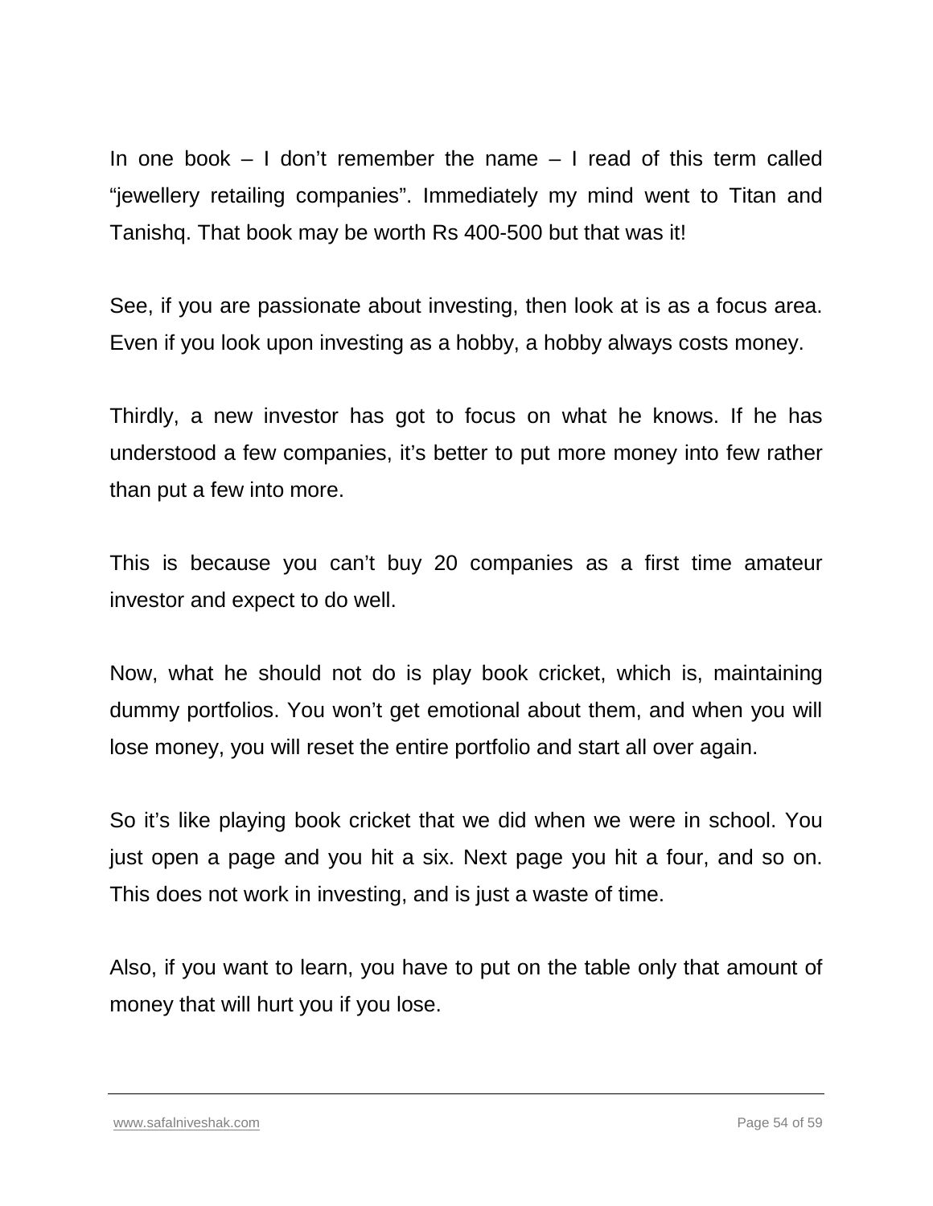In one book – I don't remember the name – I read of this term called "jewellery retailing companies". Immediately my mind went to Titan and Tanishq. That book may be worth Rs 400-500 but that was it!

See, if you are passionate about investing, then look at is as a focus area. Even if you look upon investing as a hobby, a hobby always costs money.

Thirdly, a new investor has got to focus on what he knows. If he has understood a few companies, it's better to put more money into few rather than put a few into more.

This is because you can't buy 20 companies as a first time amateur investor and expect to do well.

Now, what he should not do is play book cricket, which is, maintaining dummy portfolios. You won't get emotional about them, and when you will lose money, you will reset the entire portfolio and start all over again.

So it's like playing book cricket that we did when we were in school. You just open a page and you hit a six. Next page you hit a four, and so on. This does not work in investing, and is just a waste of time.

Also, if you want to learn, you have to put on the table only that amount of money that will hurt you if you lose.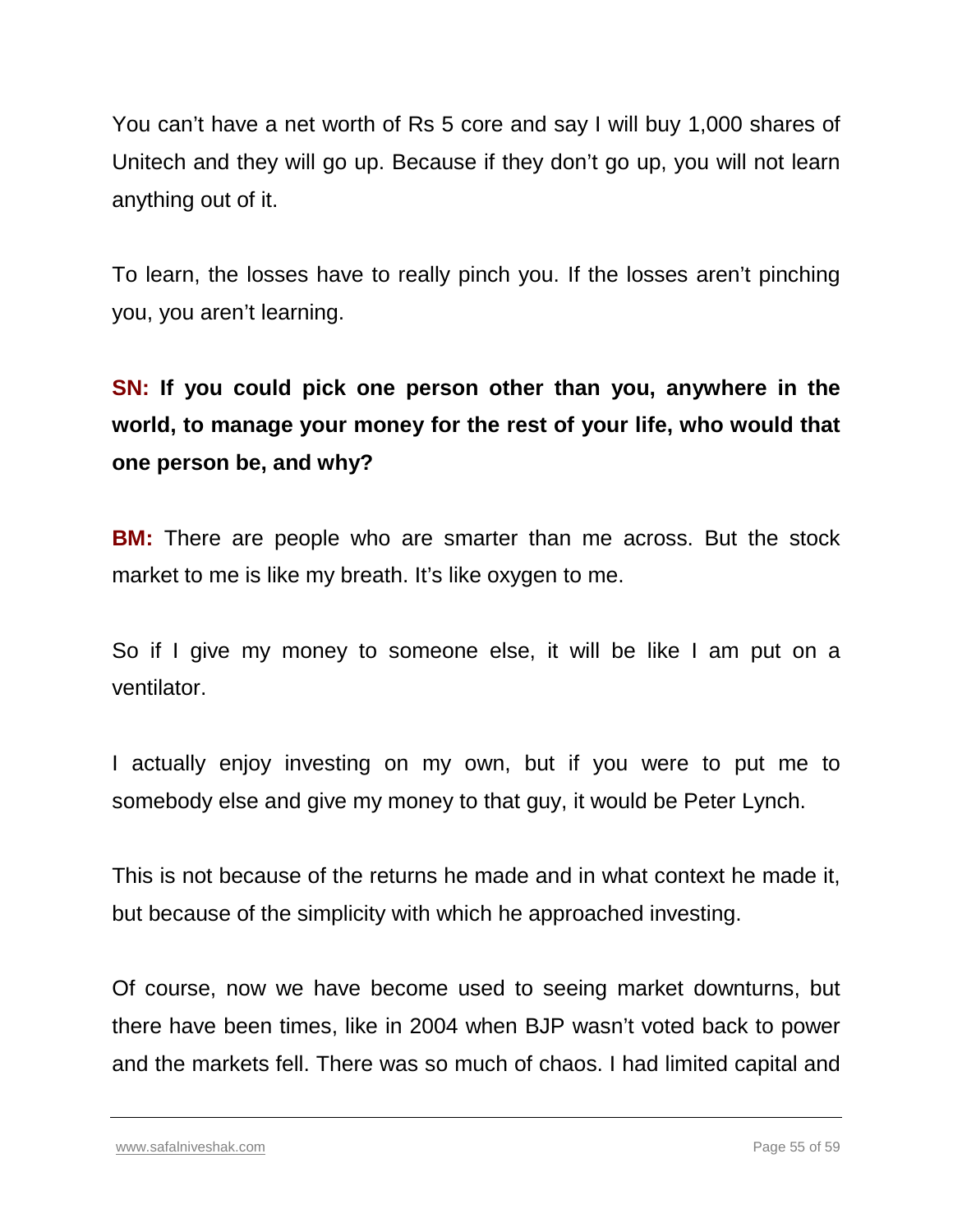You can't have a net worth of Rs 5 core and say I will buy 1,000 shares of Unitech and they will go up. Because if they don't go up, you will not learn anything out of it.

To learn, the losses have to really pinch you. If the losses aren't pinching you, you aren't learning.

**SN: If you could pick one person other than you, anywhere in the world, to manage your money for the rest of your life, who would that one person be, and why?**

**BM:** There are people who are smarter than me across. But the stock market to me is like my breath. It's like oxygen to me.

So if I give my money to someone else, it will be like I am put on a ventilator.

I actually enjoy investing on my own, but if you were to put me to somebody else and give my money to that guy, it would be Peter Lynch.

This is not because of the returns he made and in what context he made it, but because of the simplicity with which he approached investing.

Of course, now we have become used to seeing market downturns, but there have been times, like in 2004 when BJP wasn't voted back to power and the markets fell. There was so much of chaos. I had limited capital and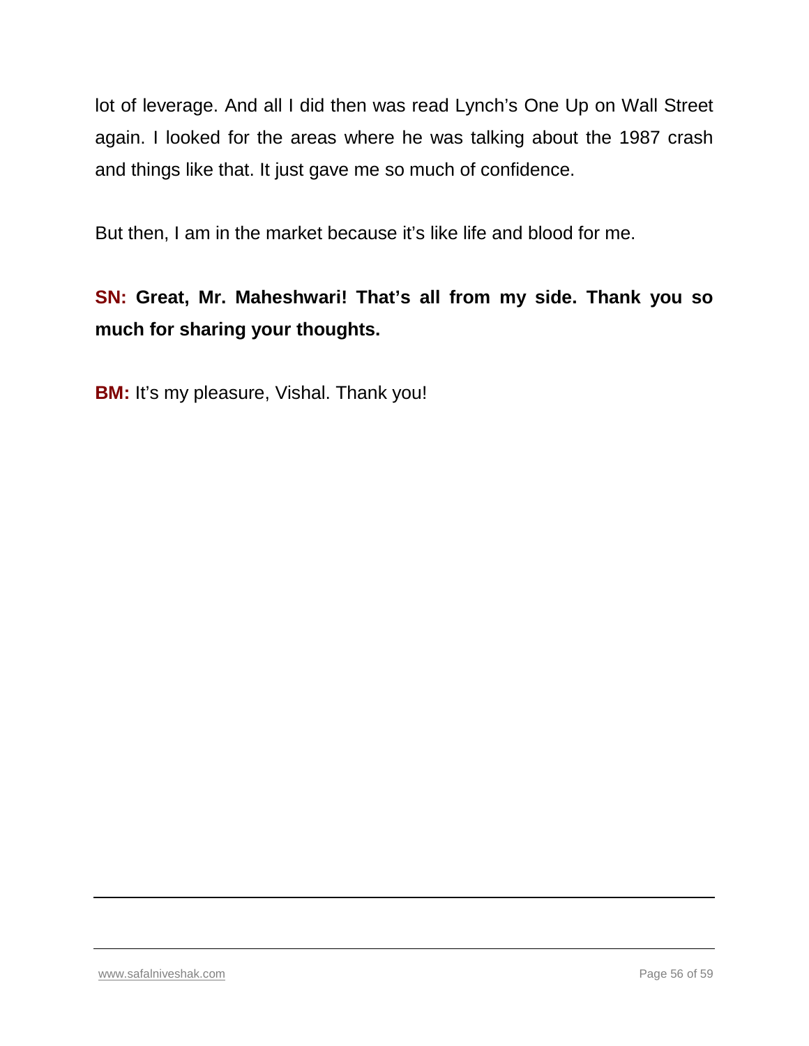lot of leverage. And all I did then was read Lynch's One Up on Wall Street again. I looked for the areas where he was talking about the 1987 crash and things like that. It just gave me so much of confidence.

But then, I am in the market because it's like life and blood for me.

**SN: Great, Mr. Maheshwari! That's all from my side. Thank you so much for sharing your thoughts.**

**BM:** It's my pleasure, Vishal. Thank you!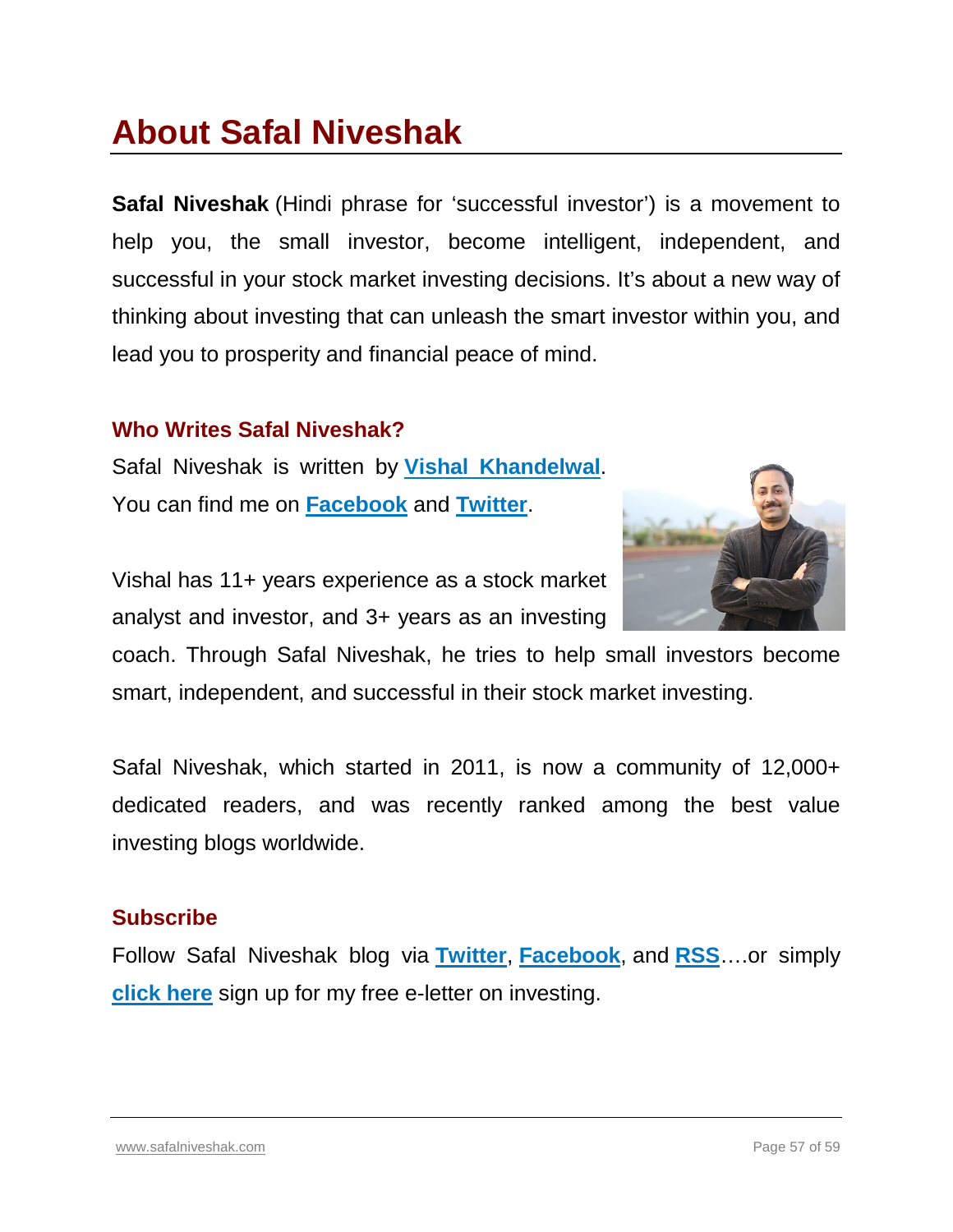# About Safal Niveshak

**Safal Niveshak** (Hindi phrase for 'successful investor') is a movement to help you, the small investor, become intelligent, independent, and successful in your stock market investing decisions. It's about a new way of thinking about investing that can unleash the smart investor within you, and lead you to prosperity and financial peace of mind.

## Who Writes Safal Niveshak?

Safal Niveshak is written by **Vishal Khandelwal**. You can find me on **Facebook** and **Twitter**.

Vishal has 11+ years experience as a stock market analyst and investor, and 3+ years as an investing coach. Through Safal Niveshak, he tries to help small investors become smart, independent, and successful in their stock market investing.

Safal Niveshak, which started in 2011, is now a community of 12,000+ dedicated readers, and was recently ranked among the best value investing blogs worldwide.

## Subscribe

Follow Safal Niveshak blog via **Twitter**, **Facebook**, and **RSS**….or simply **click here** sign up for my free e-letter on investing.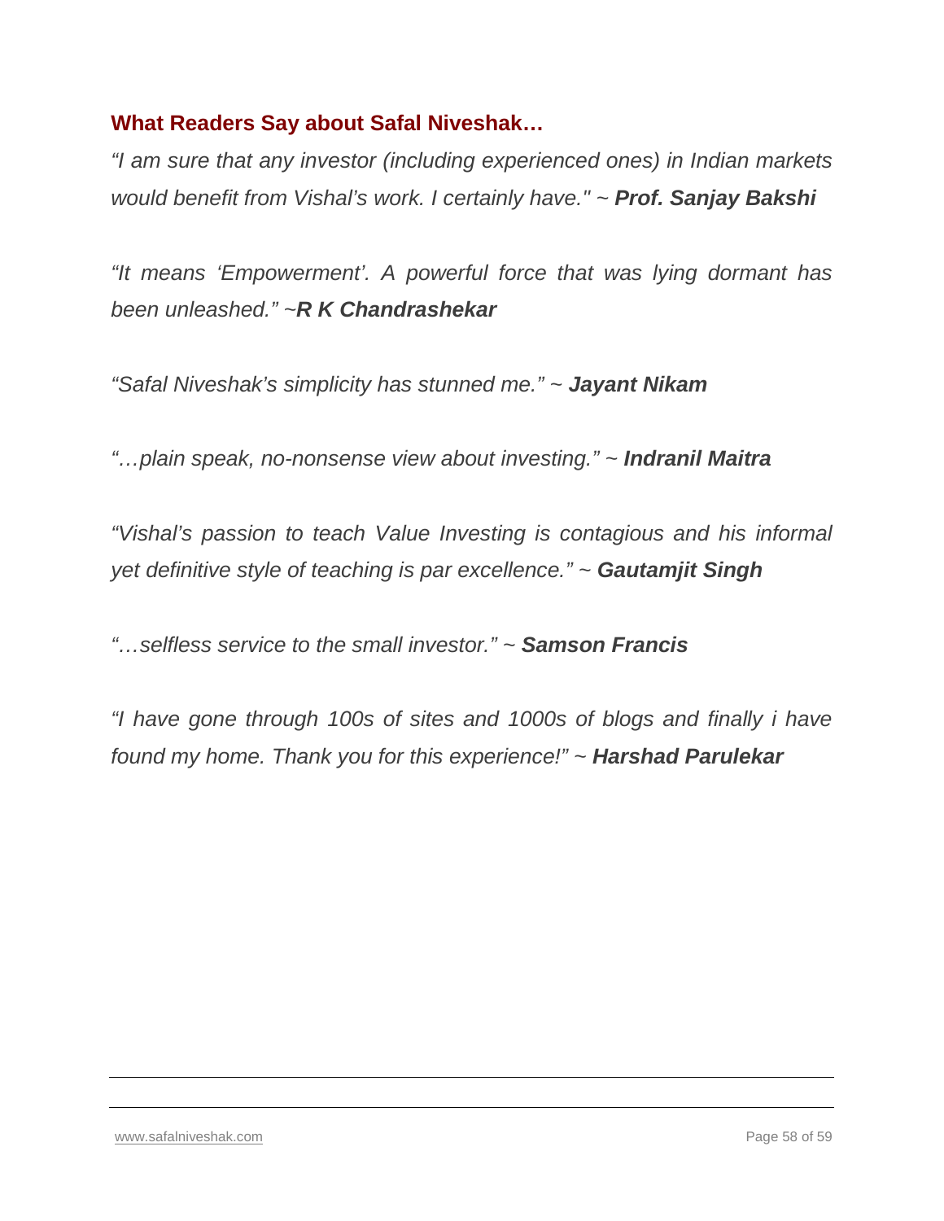## What Readers Say about Safal Niveshak…

*"I am sure that any investor (including experienced ones) in Indian markets would benefit from Vishal's work. I certainly have."* ~ ***Prof. Sanjay Bakshi***

*"It means 'Empowerment'. A powerful force that was lying dormant has been unleashed."* ~***R K Chandrashekar***

*"Safal Niveshak's simplicity has stunned me."* ~ ***Jayant Nikam***

*"…plain speak, no-nonsense view about investing."* ~ ***Indranil Maitra***

*"Vishal's passion to teach Value Investing is contagious and his informal yet definitive style of teaching is par excellence."* ~ ***Gautamjit Singh***

*"…selfless service to the small investor."* ~ ***Samson Francis***

*"I have gone through 100s of sites and 1000s of blogs and finally i have found my home. Thank you for this experience!"* ~ ***Harshad Parulekar***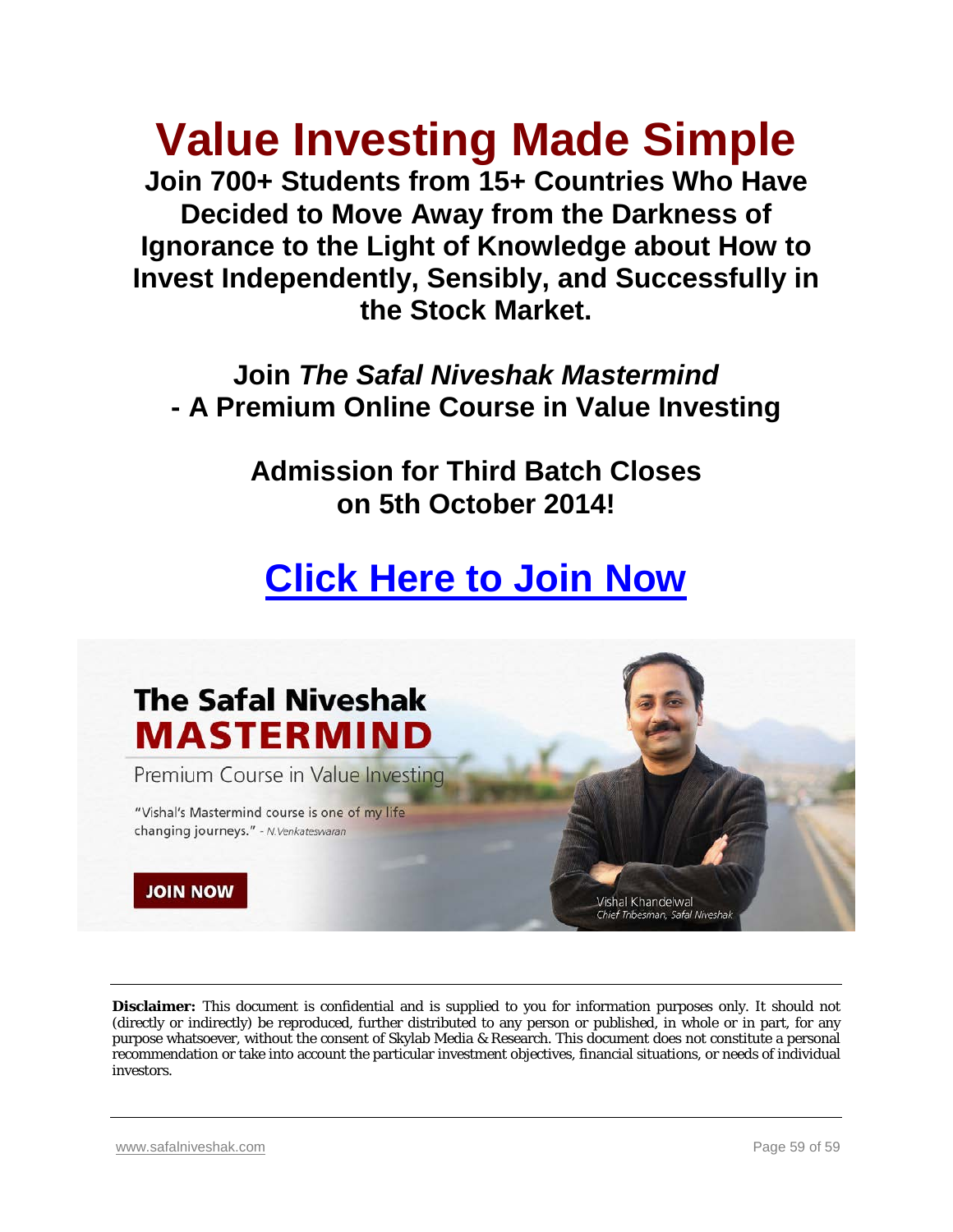# Value Investing Made Simple

**Join 700+ Students from 15+ Countries Who Have Decided to Move Away from the Darkness of Ignorance to the Light of Knowledge about How to Invest Independently, Sensibly, and Successfully in the Stock Market.**

**Join *The Safal Niveshak Mastermind* - A Premium Online Course in Value Investing**

**Admission for Third Batch Closes on 5th October 2014!**

## Click Here to Join Now

The Safal Niveshak MASTERMIND

Premium Course in Value Investing

"Vishal's Mastermind course is one of my life changing journeys." - N.Venkateswaran

JOIN NOW

Vishal Khandelwal
Chief Tribesman, Safal Niveshak

---

**Disclaimer:** This document is confidential and is supplied to you for information purposes only. It should not (directly or indirectly) be reproduced, further distributed to any person or published, in whole or in part, for any purpose whatsoever, without the consent of Skylab Media & Research. This document does not constitute a personal recommendation or take into account the particular investment objectives, financial situations, or needs of individual investors.